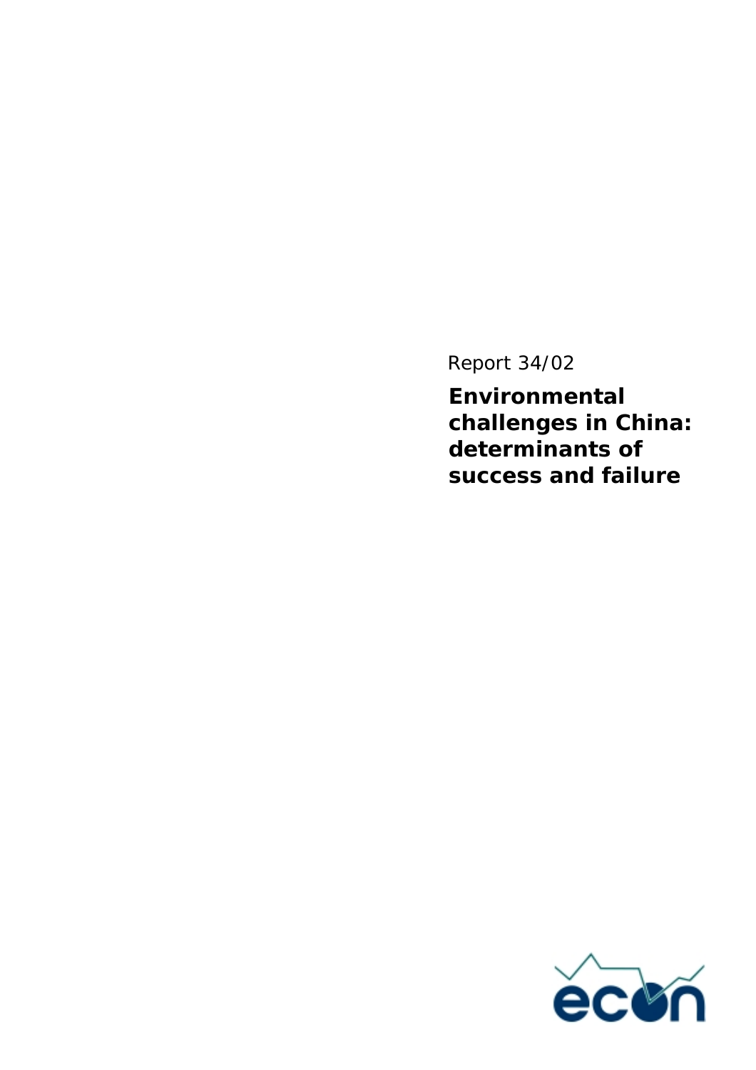Report 34/02

# Environmental challenges in China: determinants of success and failure

econ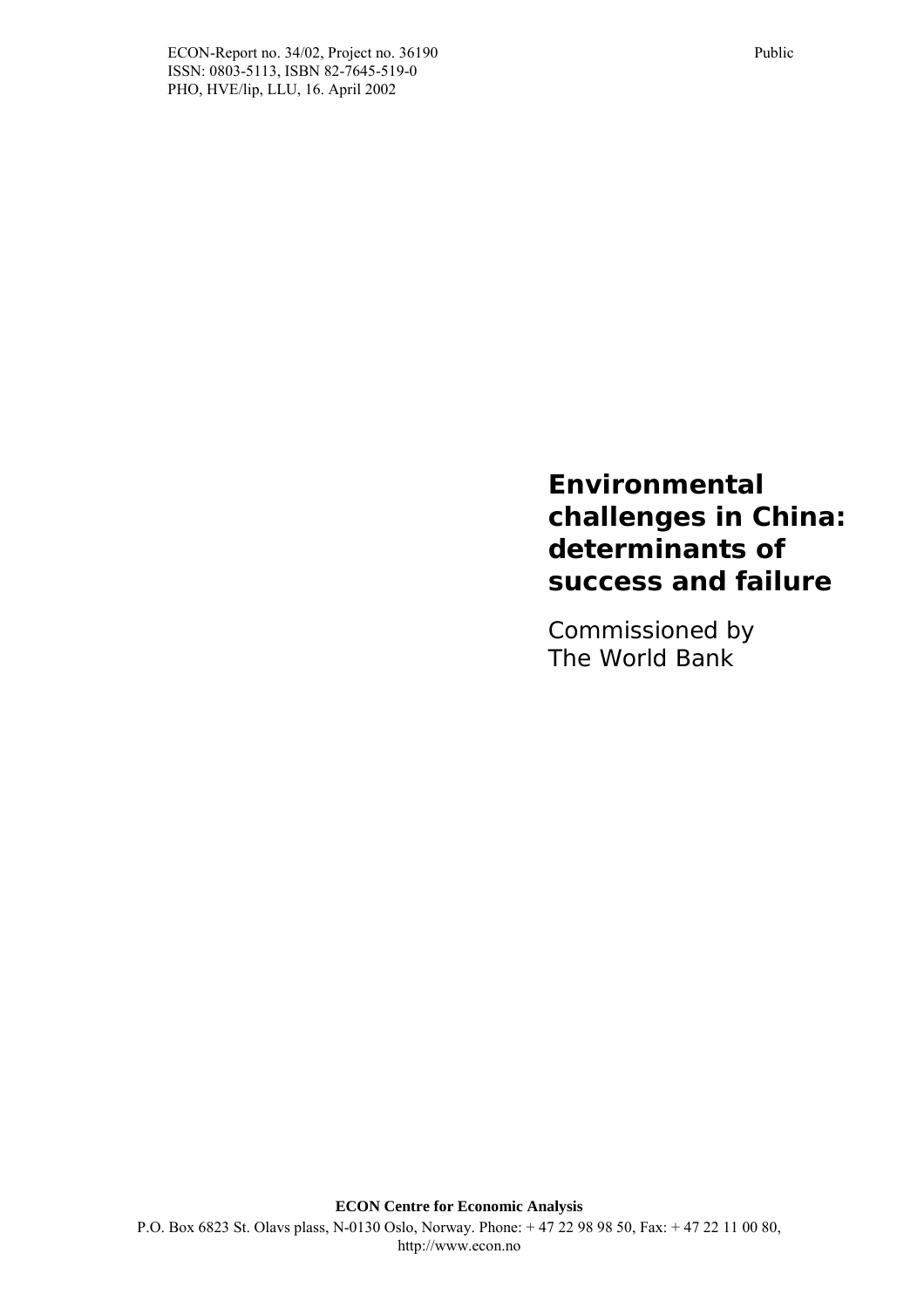ECON-Report no. 34/02, Project no. 36190
ISSN: 0803-5113, ISBN 82-7645-519-0
PHO, HVE/lip, LLU, 16. April 2002

Public

# Environmental challenges in China: determinants of success and failure

Commissioned by
The World Bank

**ECON Centre for Economic Analysis**
P.O. Box 6823 St. Olavs plass, N-0130 Oslo, Norway. Phone: + 47 22 98 98 50, Fax: + 47 22 11 00 80, http://www.econ.no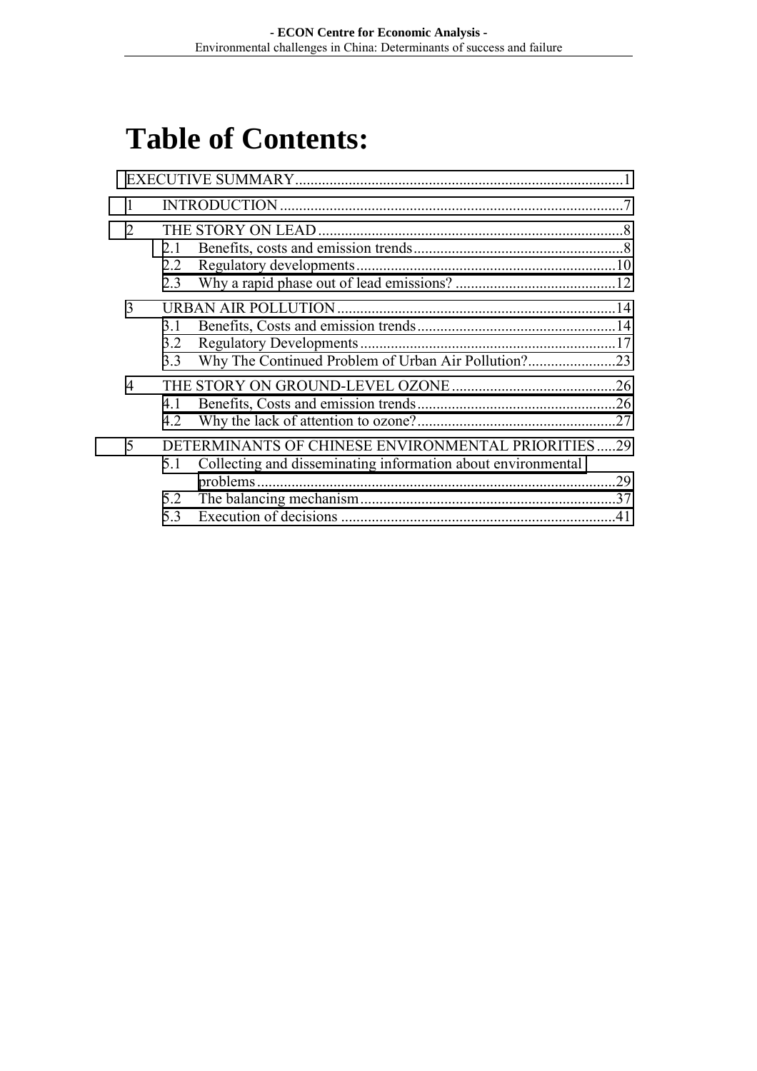# Table of Contents:

EXECUTIVE SUMMARY.....................................................................................1

1 INTRODUCTION.........................................................................................7

2 THE STORY ON LEAD...............................................................................8
- 2.1 Benefits, costs and emission trends.......................................................8
- 2.2 Regulatory developments....................................................................10
- 2.3 Why a rapid phase out of lead emissions? ..........................................12

3 URBAN AIR POLLUTION.........................................................................14
- 3.1 Benefits, Costs and emission trends....................................................14
- 3.2 Regulatory Developments...................................................................17
- 3.3 Why The Continued Problem of Urban Air Pollution?.......................23

4 THE STORY ON GROUND-LEVEL OZONE...........................................26
- 4.1 Benefits, Costs and emission trends....................................................26
- 4.2 Why the lack of attention to ozone?....................................................27

5 DETERMINANTS OF CHINESE ENVIRONMENTAL PRIORITIES.....29
- 5.1 Collecting and disseminating information about environmental problems..............................................................................................29
- 5.2 The balancing mechanism...................................................................37
- 5.3 Execution of decisions ........................................................................41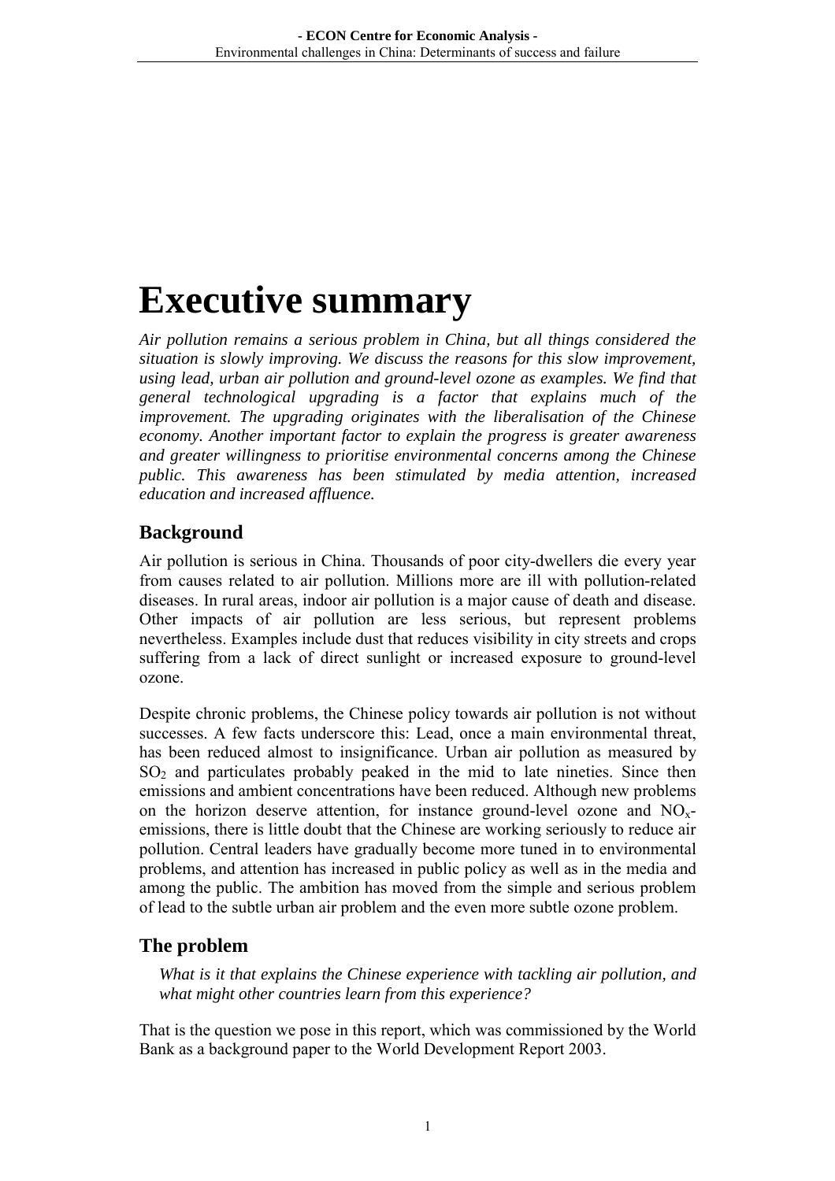# Executive summary

*Air pollution remains a serious problem in China, but all things considered the situation is slowly improving. We discuss the reasons for this slow improvement, using lead, urban air pollution and ground-level ozone as examples. We find that general technological upgrading is a factor that explains much of the improvement. The upgrading originates with the liberalisation of the Chinese economy. Another important factor to explain the progress is greater awareness and greater willingness to prioritise environmental concerns among the Chinese public. This awareness has been stimulated by media attention, increased education and increased affluence.*

## Background

Air pollution is serious in China. Thousands of poor city-dwellers die every year from causes related to air pollution. Millions more are ill with pollution-related diseases. In rural areas, indoor air pollution is a major cause of death and disease. Other impacts of air pollution are less serious, but represent problems nevertheless. Examples include dust that reduces visibility in city streets and crops suffering from a lack of direct sunlight or increased exposure to ground-level ozone.

Despite chronic problems, the Chinese policy towards air pollution is not without successes. A few facts underscore this: Lead, once a main environmental threat, has been reduced almost to insignificance. Urban air pollution as measured by $SO_2$ and particulates probably peaked in the mid to late nineties. Since then emissions and ambient concentrations have been reduced. Although new problems on the horizon deserve attention, for instance ground-level ozone and $NO_x$-emissions, there is little doubt that the Chinese are working seriously to reduce air pollution. Central leaders have gradually become more tuned in to environmental problems, and attention has increased in public policy as well as in the media and among the public. The ambition has moved from the simple and serious problem of lead to the subtle urban air problem and the even more subtle ozone problem.

## The problem

> *What is it that explains the Chinese experience with tackling air pollution, and what might other countries learn from this experience?*

That is the question we pose in this report, which was commissioned by the World Bank as a background paper to the World Development Report 2003.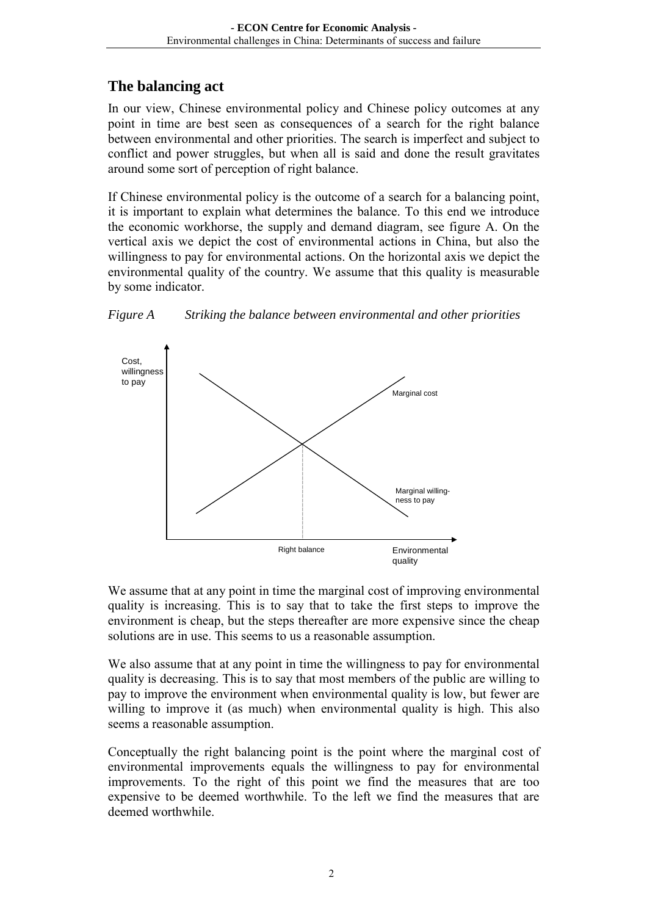## The balancing act

In our view, Chinese environmental policy and Chinese policy outcomes at any point in time are best seen as consequences of a search for the right balance between environmental and other priorities. The search is imperfect and subject to conflict and power struggles, but when all is said and done the result gravitates around some sort of perception of right balance.

If Chinese environmental policy is the outcome of a search for a balancing point, it is important to explain what determines the balance. To this end we introduce the economic workhorse, the supply and demand diagram, see figure A. On the vertical axis we depict the cost of environmental actions in China, but also the willingness to pay for environmental actions. On the horizontal axis we depict the environmental quality of the country. We assume that this quality is measurable by some indicator.

*Figure A Striking the balance between environmental and other priorities*

We assume that at any point in time the marginal cost of improving environmental quality is increasing. This is to say that to take the first steps to improve the environment is cheap, but the steps thereafter are more expensive since the cheap solutions are in use. This seems to us a reasonable assumption.

We also assume that at any point in time the willingness to pay for environmental quality is decreasing. This is to say that most members of the public are willing to pay to improve the environment when environmental quality is low, but fewer are willing to improve it (as much) when environmental quality is high. This also seems a reasonable assumption.

Conceptually the right balancing point is the point where the marginal cost of environmental improvements equals the willingness to pay for environmental improvements. To the right of this point we find the measures that are too expensive to be deemed worthwhile. To the left we find the measures that are deemed worthwhile.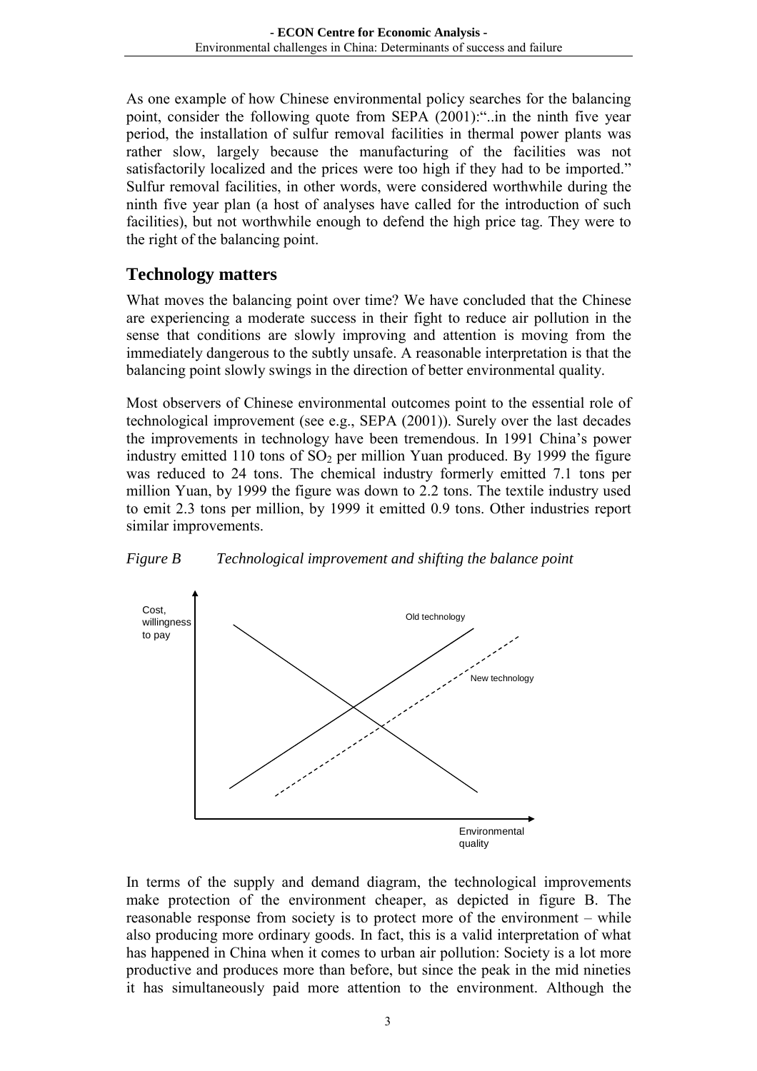As one example of how Chinese environmental policy searches for the balancing point, consider the following quote from SEPA (2001):"..in the ninth five year period, the installation of sulfur removal facilities in thermal power plants was rather slow, largely because the manufacturing of the facilities was not satisfactorily localized and the prices were too high if they had to be imported." Sulfur removal facilities, in other words, were considered worthwhile during the ninth five year plan (a host of analyses have called for the introduction of such facilities), but not worthwhile enough to defend the high price tag. They were to the right of the balancing point.

## Technology matters

What moves the balancing point over time? We have concluded that the Chinese are experiencing a moderate success in their fight to reduce air pollution in the sense that conditions are slowly improving and attention is moving from the immediately dangerous to the subtly unsafe. A reasonable interpretation is that the balancing point slowly swings in the direction of better environmental quality.

Most observers of Chinese environmental outcomes point to the essential role of technological improvement (see e.g., SEPA (2001)). Surely over the last decades the improvements in technology have been tremendous. In 1991 China's power industry emitted 110 tons of $SO_2$ per million Yuan produced. By 1999 the figure was reduced to 24 tons. The chemical industry formerly emitted 7.1 tons per million Yuan, by 1999 the figure was down to 2.2 tons. The textile industry used to emit 2.3 tons per million, by 1999 it emitted 0.9 tons. Other industries report similar improvements.

*Figure B Technological improvement and shifting the balance point*

Cost, willingness to pay

Old technology

New technology

Environmental quality

In terms of the supply and demand diagram, the technological improvements make protection of the environment cheaper, as depicted in figure B. The reasonable response from society is to protect more of the environment – while also producing more ordinary goods. In fact, this is a valid interpretation of what has happened in China when it comes to urban air pollution: Society is a lot more productive and produces more than before, but since the peak in the mid nineties it has simultaneously paid more attention to the environment. Although the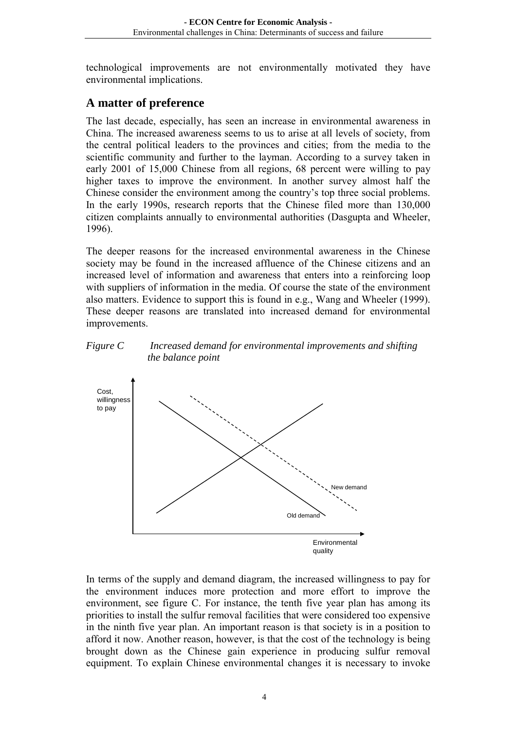technological improvements are not environmentally motivated they have environmental implications.

## A matter of preference

The last decade, especially, has seen an increase in environmental awareness in China. The increased awareness seems to us to arise at all levels of society, from the central political leaders to the provinces and cities; from the media to the scientific community and further to the layman. According to a survey taken in early 2001 of 15,000 Chinese from all regions, 68 percent were willing to pay higher taxes to improve the environment. In another survey almost half the Chinese consider the environment among the country's top three social problems. In the early 1990s, research reports that the Chinese filed more than 130,000 citizen complaints annually to environmental authorities (Dasgupta and Wheeler, 1996).

The deeper reasons for the increased environmental awareness in the Chinese society may be found in the increased affluence of the Chinese citizens and an increased level of information and awareness that enters into a reinforcing loop with suppliers of information in the media. Of course the state of the environment also matters. Evidence to support this is found in e.g., Wang and Wheeler (1999). These deeper reasons are translated into increased demand for environmental improvements.

*Figure C Increased demand for environmental improvements and shifting the balance point*

In terms of the supply and demand diagram, the increased willingness to pay for the environment induces more protection and more effort to improve the environment, see figure C. For instance, the tenth five year plan has among its priorities to install the sulfur removal facilities that were considered too expensive in the ninth five year plan. An important reason is that society is in a position to afford it now. Another reason, however, is that the cost of the technology is being brought down as the Chinese gain experience in producing sulfur removal equipment. To explain Chinese environmental changes it is necessary to invoke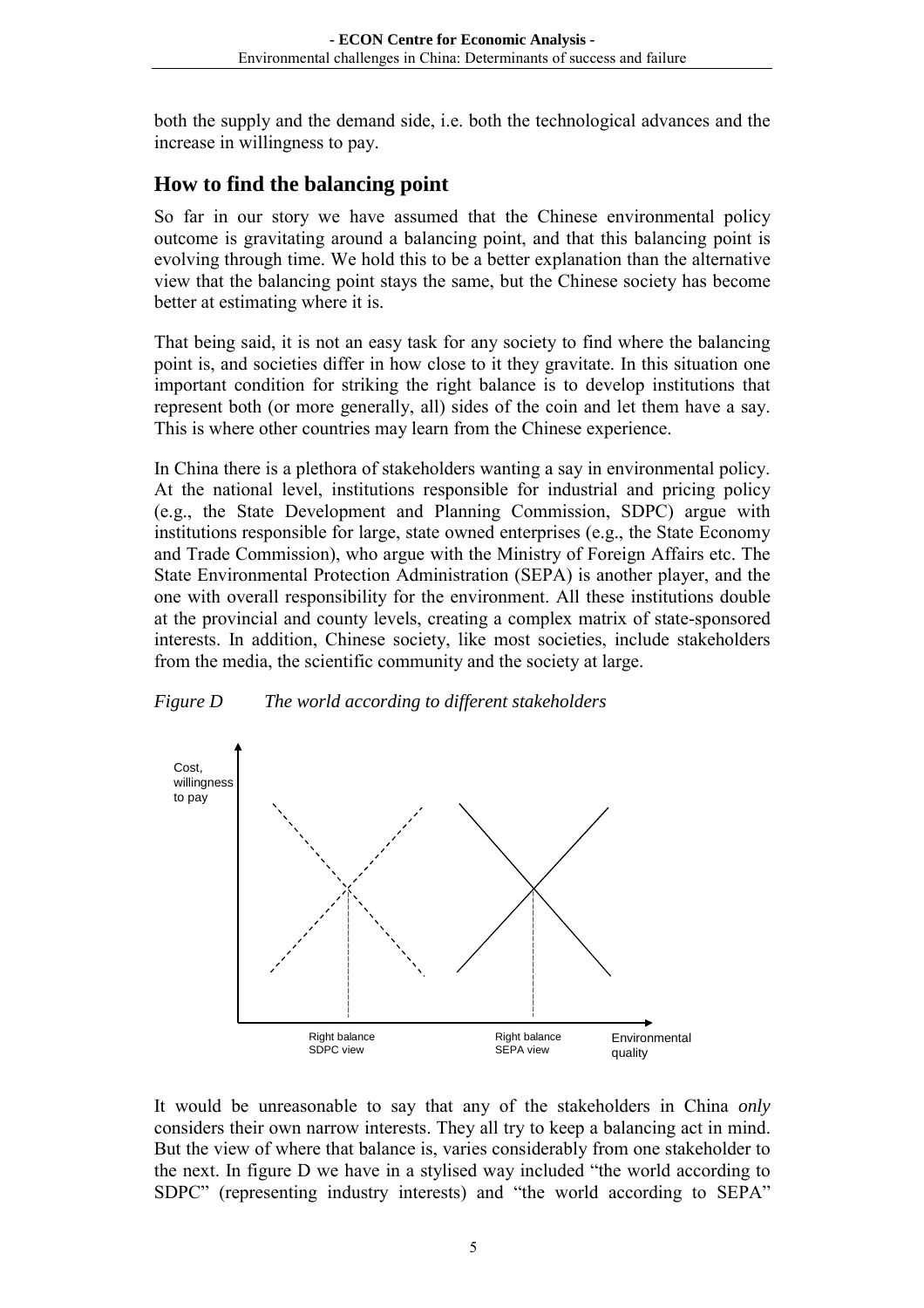both the supply and the demand side, i.e. both the technological advances and the increase in willingness to pay.

## How to find the balancing point

So far in our story we have assumed that the Chinese environmental policy outcome is gravitating around a balancing point, and that this balancing point is evolving through time. We hold this to be a better explanation than the alternative view that the balancing point stays the same, but the Chinese society has become better at estimating where it is.

That being said, it is not an easy task for any society to find where the balancing point is, and societies differ in how close to it they gravitate. In this situation one important condition for striking the right balance is to develop institutions that represent both (or more generally, all) sides of the coin and let them have a say. This is where other countries may learn from the Chinese experience.

In China there is a plethora of stakeholders wanting a say in environmental policy. At the national level, institutions responsible for industrial and pricing policy (e.g., the State Development and Planning Commission, SDPC) argue with institutions responsible for large, state owned enterprises (e.g., the State Economy and Trade Commission), who argue with the Ministry of Foreign Affairs etc. The State Environmental Protection Administration (SEPA) is another player, and the one with overall responsibility for the environment. All these institutions double at the provincial and county levels, creating a complex matrix of state-sponsored interests. In addition, Chinese society, like most societies, include stakeholders from the media, the scientific community and the society at large.

*Figure D The world according to different stakeholders*

Cost, willingness to pay

Right balance SDPC view

Right balance SEPA view

Environmental quality

It would be unreasonable to say that any of the stakeholders in China *only* considers their own narrow interests. They all try to keep a balancing act in mind. But the view of where that balance is, varies considerably from one stakeholder to the next. In figure D we have in a stylised way included "the world according to SDPC" (representing industry interests) and "the world according to SEPA"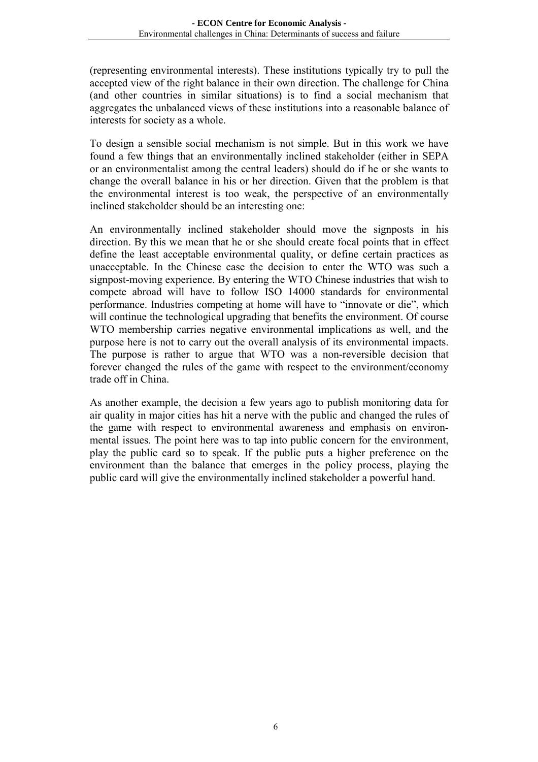(representing environmental interests). These institutions typically try to pull the accepted view of the right balance in their own direction. The challenge for China (and other countries in similar situations) is to find a social mechanism that aggregates the unbalanced views of these institutions into a reasonable balance of interests for society as a whole.

To design a sensible social mechanism is not simple. But in this work we have found a few things that an environmentally inclined stakeholder (either in SEPA or an environmentalist among the central leaders) should do if he or she wants to change the overall balance in his or her direction. Given that the problem is that the environmental interest is too weak, the perspective of an environmentally inclined stakeholder should be an interesting one:

An environmentally inclined stakeholder should move the signposts in his direction. By this we mean that he or she should create focal points that in effect define the least acceptable environmental quality, or define certain practices as unacceptable. In the Chinese case the decision to enter the WTO was such a signpost-moving experience. By entering the WTO Chinese industries that wish to compete abroad will have to follow ISO 14000 standards for environmental performance. Industries competing at home will have to "innovate or die", which will continue the technological upgrading that benefits the environment. Of course WTO membership carries negative environmental implications as well, and the purpose here is not to carry out the overall analysis of its environmental impacts. The purpose is rather to argue that WTO was a non-reversible decision that forever changed the rules of the game with respect to the environment/economy trade off in China.

As another example, the decision a few years ago to publish monitoring data for air quality in major cities has hit a nerve with the public and changed the rules of the game with respect to environmental awareness and emphasis on environmental issues. The point here was to tap into public concern for the environment, play the public card so to speak. If the public puts a higher preference on the environment than the balance that emerges in the policy process, playing the public card will give the environmentally inclined stakeholder a powerful hand.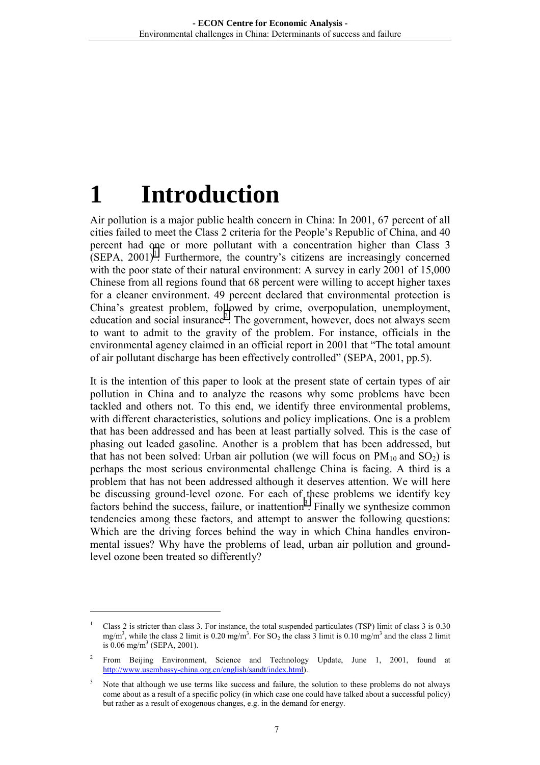# 1 Introduction

Air pollution is a major public health concern in China: In 2001, 67 percent of all cities failed to meet the Class 2 criteria for the People's Republic of China, and 40 percent had one or more pollutant with a concentration higher than Class 3 (SEPA, 2001)[1]. Furthermore, the country's citizens are increasingly concerned with the poor state of their natural environment: A survey in early 2001 of 15,000 Chinese from all regions found that 68 percent were willing to accept higher taxes for a cleaner environment. 49 percent declared that environmental protection is China's greatest problem, followed by crime, overpopulation, unemployment, education and social insurance[2]. The government, however, does not always seem to want to admit to the gravity of the problem. For instance, officials in the environmental agency claimed in an official report in 2001 that "The total amount of air pollutant discharge has been effectively controlled" (SEPA, 2001, pp.5).

It is the intention of this paper to look at the present state of certain types of air pollution in China and to analyze the reasons why some problems have been tackled and others not. To this end, we identify three environmental problems, with different characteristics, solutions and policy implications. One is a problem that has been addressed and has been at least partially solved. This is the case of phasing out leaded gasoline. Another is a problem that has been addressed, but that has not been solved: Urban air pollution (we will focus on $PM_{10}$ and $SO_2$) is perhaps the most serious environmental challenge China is facing. A third is a problem that has not been addressed although it deserves attention. We will here be discussing ground-level ozone. For each of these problems we identify key factors behind the success, failure, or inattention[3]. Finally we synthesize common tendencies among these factors, and attempt to answer the following questions: Which are the driving forces behind the way in which China handles environmental issues? Why have the problems of lead, urban air pollution and ground-level ozone been treated so differently?

---

[1] Class 2 is stricter than class 3. For instance, the total suspended particulates (TSP) limit of class 3 is 0.30 mg/m$^3$, while the class 2 limit is 0.20 mg/m$^3$. For $SO_2$ the class 3 limit is 0.10 mg/m$^3$ and the class 2 limit is 0.06 mg/m$^3$ (SEPA, 2001).

[2] From Beijing Environment, Science and Technology Update, June 1, 2001, found at http://www.usembassy-china.org.cn/english/sandt/index.html).

[3] Note that although we use terms like success and failure, the solution to these problems do not always come about as a result of a specific policy (in which case one could have talked about a successful policy) but rather as a result of exogenous changes, e.g. in the demand for energy.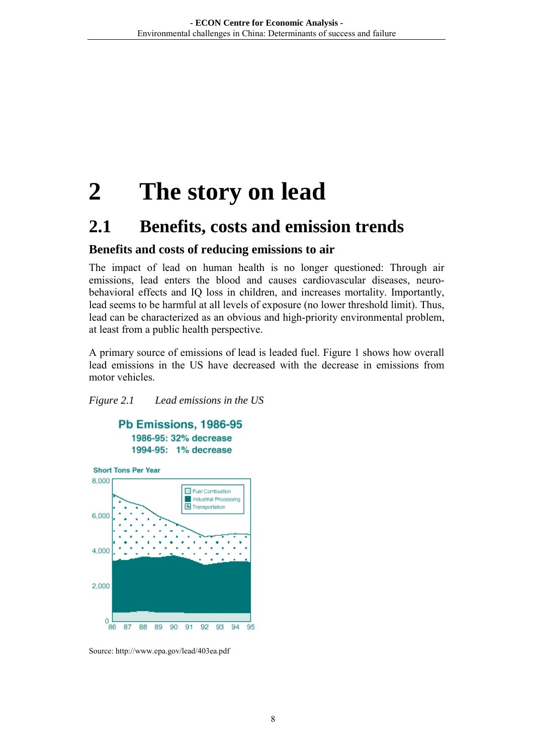# 2 The story on lead

## 2.1 Benefits, costs and emission trends

### Benefits and costs of reducing emissions to air

The impact of lead on human health is no longer questioned: Through air emissions, lead enters the blood and causes cardiovascular diseases, neuro-behavioral effects and IQ loss in children, and increases mortality. Importantly, lead seems to be harmful at all levels of exposure (no lower threshold limit). Thus, lead can be characterized as an obvious and high-priority environmental problem, at least from a public health perspective.

A primary source of emissions of lead is leaded fuel. Figure 1 shows how overall lead emissions in the US have decreased with the decrease in emissions from motor vehicles.

*Figure 2.1 Lead emissions in the US*

Pb Emissions, 1986-95
1986-95: 32% decrease
1994-95: 1% decrease

Short Tons Per Year

Legend: Fuel Combustion; Industrial Processing; Transportation

Source: http://www.epa.gov/lead/403ea.pdf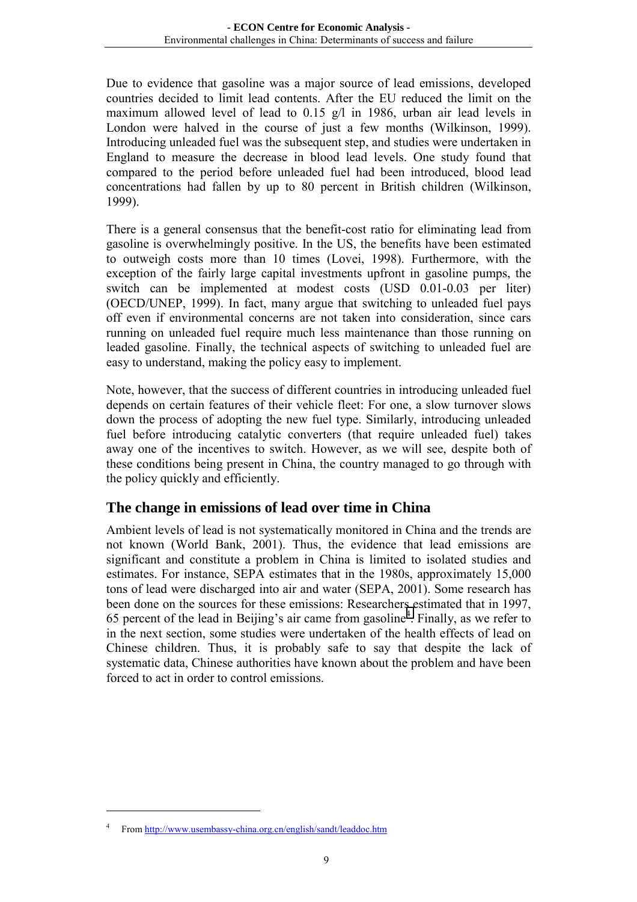Due to evidence that gasoline was a major source of lead emissions, developed countries decided to limit lead contents. After the EU reduced the limit on the maximum allowed level of lead to 0.15 g/l in 1986, urban air lead levels in London were halved in the course of just a few months (Wilkinson, 1999). Introducing unleaded fuel was the subsequent step, and studies were undertaken in England to measure the decrease in blood lead levels. One study found that compared to the period before unleaded fuel had been introduced, blood lead concentrations had fallen by up to 80 percent in British children (Wilkinson, 1999).

There is a general consensus that the benefit-cost ratio for eliminating lead from gasoline is overwhelmingly positive. In the US, the benefits have been estimated to outweigh costs more than 10 times (Lovei, 1998). Furthermore, with the exception of the fairly large capital investments upfront in gasoline pumps, the switch can be implemented at modest costs (USD 0.01-0.03 per liter) (OECD/UNEP, 1999). In fact, many argue that switching to unleaded fuel pays off even if environmental concerns are not taken into consideration, since cars running on unleaded fuel require much less maintenance than those running on leaded gasoline. Finally, the technical aspects of switching to unleaded fuel are easy to understand, making the policy easy to implement.

Note, however, that the success of different countries in introducing unleaded fuel depends on certain features of their vehicle fleet: For one, a slow turnover slows down the process of adopting the new fuel type. Similarly, introducing unleaded fuel before introducing catalytic converters (that require unleaded fuel) takes away one of the incentives to switch. However, as we will see, despite both of these conditions being present in China, the country managed to go through with the policy quickly and efficiently.

## The change in emissions of lead over time in China

Ambient levels of lead is not systematically monitored in China and the trends are not known (World Bank, 2001). Thus, the evidence that lead emissions are significant and constitute a problem in China is limited to isolated studies and estimates. For instance, SEPA estimates that in the 1980s, approximately 15,000 tons of lead were discharged into air and water (SEPA, 2001). Some research has been done on the sources for these emissions: Researchers estimated that in 1997, 65 percent of the lead in Beijing's air came from gasoline[4]. Finally, as we refer to in the next section, some studies were undertaken of the health effects of lead on Chinese children. Thus, it is probably safe to say that despite the lack of systematic data, Chinese authorities have known about the problem and have been forced to act in order to control emissions.

---

[4] From http://www.usembassy-china.org.cn/english/sandt/leaddoc.htm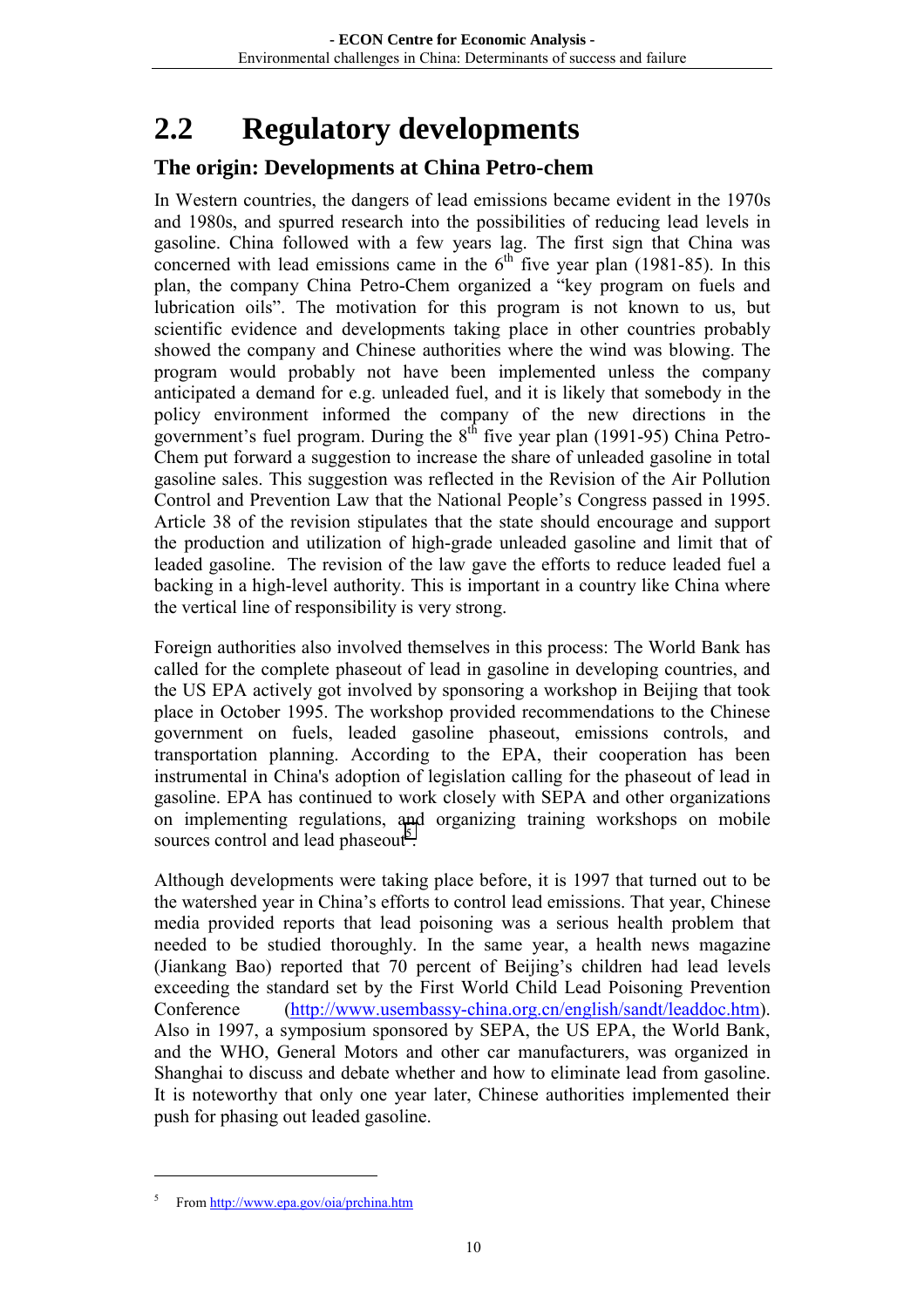## 2.2 Regulatory developments

### The origin: Developments at China Petro-chem

In Western countries, the dangers of lead emissions became evident in the 1970s and 1980s, and spurred research into the possibilities of reducing lead levels in gasoline. China followed with a few years lag. The first sign that China was concerned with lead emissions came in the 6th five year plan (1981-85). In this plan, the company China Petro-Chem organized a "key program on fuels and lubrication oils". The motivation for this program is not known to us, but scientific evidence and developments taking place in other countries probably showed the company and Chinese authorities where the wind was blowing. The program would probably not have been implemented unless the company anticipated a demand for e.g. unleaded fuel, and it is likely that somebody in the policy environment informed the company of the new directions in the government's fuel program. During the 8th five year plan (1991-95) China Petro-Chem put forward a suggestion to increase the share of unleaded gasoline in total gasoline sales. This suggestion was reflected in the Revision of the Air Pollution Control and Prevention Law that the National People's Congress passed in 1995. Article 38 of the revision stipulates that the state should encourage and support the production and utilization of high-grade unleaded gasoline and limit that of leaded gasoline. The revision of the law gave the efforts to reduce leaded fuel a backing in a high-level authority. This is important in a country like China where the vertical line of responsibility is very strong.

Foreign authorities also involved themselves in this process: The World Bank has called for the complete phaseout of lead in gasoline in developing countries, and the US EPA actively got involved by sponsoring a workshop in Beijing that took place in October 1995. The workshop provided recommendations to the Chinese government on fuels, leaded gasoline phaseout, emissions controls, and transportation planning. According to the EPA, their cooperation has been instrumental in China's adoption of legislation calling for the phaseout of lead in gasoline. EPA has continued to work closely with SEPA and other organizations on implementing regulations, and organizing training workshops on mobile sources control and lead phaseout[5].

Although developments were taking place before, it is 1997 that turned out to be the watershed year in China's efforts to control lead emissions. That year, Chinese media provided reports that lead poisoning was a serious health problem that needed to be studied thoroughly. In the same year, a health news magazine (Jiankang Bao) reported that 70 percent of Beijing's children had lead levels exceeding the standard set by the First World Child Lead Poisoning Prevention Conference (http://www.usembassy-china.org.cn/english/sandt/leaddoc.htm). Also in 1997, a symposium sponsored by SEPA, the US EPA, the World Bank, and the WHO, General Motors and other car manufacturers, was organized in Shanghai to discuss and debate whether and how to eliminate lead from gasoline. It is noteworthy that only one year later, Chinese authorities implemented their push for phasing out leaded gasoline.

---

[5] From http://www.epa.gov/oia/prchina.htm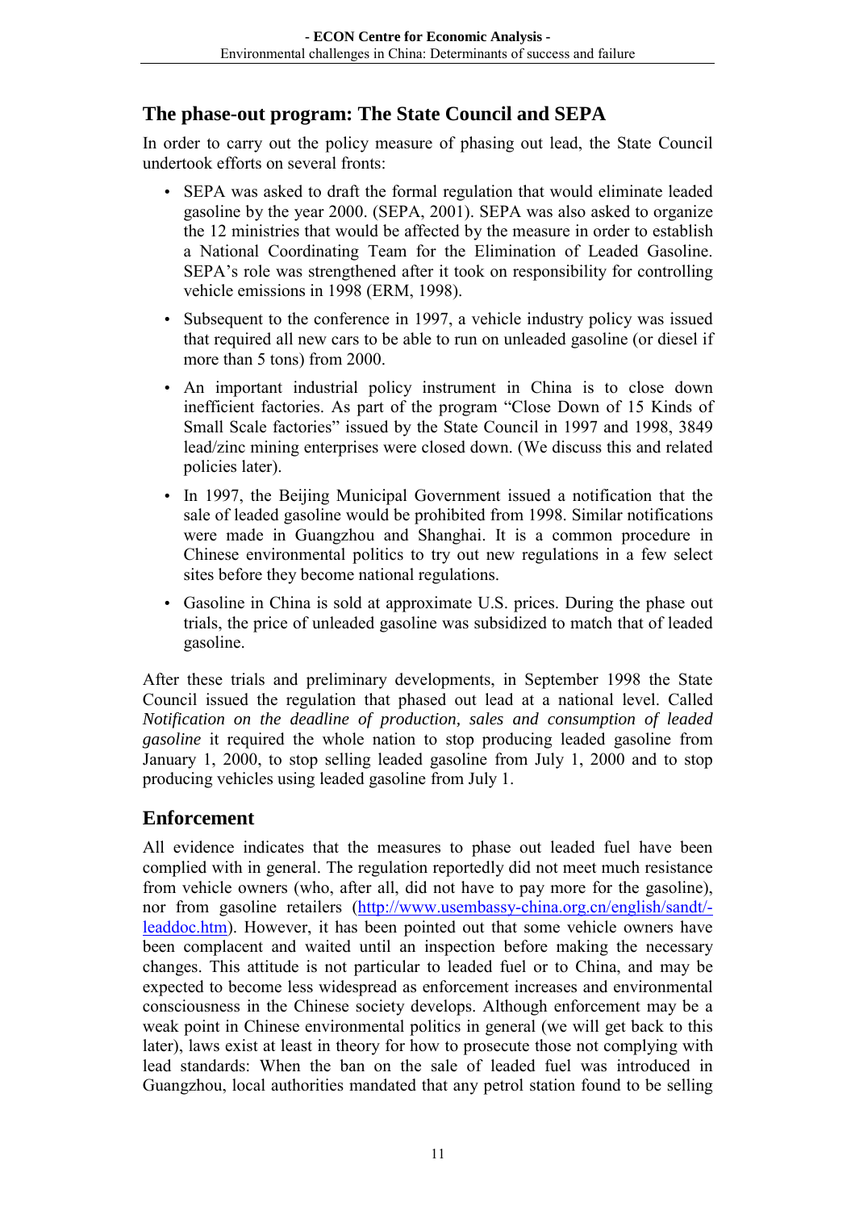## The phase-out program: The State Council and SEPA

In order to carry out the policy measure of phasing out lead, the State Council undertook efforts on several fronts:

- SEPA was asked to draft the formal regulation that would eliminate leaded gasoline by the year 2000. (SEPA, 2001). SEPA was also asked to organize the 12 ministries that would be affected by the measure in order to establish a National Coordinating Team for the Elimination of Leaded Gasoline. SEPA's role was strengthened after it took on responsibility for controlling vehicle emissions in 1998 (ERM, 1998).
- Subsequent to the conference in 1997, a vehicle industry policy was issued that required all new cars to be able to run on unleaded gasoline (or diesel if more than 5 tons) from 2000.
- An important industrial policy instrument in China is to close down inefficient factories. As part of the program "Close Down of 15 Kinds of Small Scale factories" issued by the State Council in 1997 and 1998, 3849 lead/zinc mining enterprises were closed down. (We discuss this and related policies later).
- In 1997, the Beijing Municipal Government issued a notification that the sale of leaded gasoline would be prohibited from 1998. Similar notifications were made in Guangzhou and Shanghai. It is a common procedure in Chinese environmental politics to try out new regulations in a few select sites before they become national regulations.
- Gasoline in China is sold at approximate U.S. prices. During the phase out trials, the price of unleaded gasoline was subsidized to match that of leaded gasoline.

After these trials and preliminary developments, in September 1998 the State Council issued the regulation that phased out lead at a national level. Called *Notification on the deadline of production, sales and consumption of leaded gasoline* it required the whole nation to stop producing leaded gasoline from January 1, 2000, to stop selling leaded gasoline from July 1, 2000 and to stop producing vehicles using leaded gasoline from July 1.

## Enforcement

All evidence indicates that the measures to phase out leaded fuel have been complied with in general. The regulation reportedly did not meet much resistance from vehicle owners (who, after all, did not have to pay more for the gasoline), nor from gasoline retailers (http://www.usembassy-china.org.cn/english/sandt/-leaddoc.htm). However, it has been pointed out that some vehicle owners have been complacent and waited until an inspection before making the necessary changes. This attitude is not particular to leaded fuel or to China, and may be expected to become less widespread as enforcement increases and environmental consciousness in the Chinese society develops. Although enforcement may be a weak point in Chinese environmental politics in general (we will get back to this later), laws exist at least in theory for how to prosecute those not complying with lead standards: When the ban on the sale of leaded fuel was introduced in Guangzhou, local authorities mandated that any petrol station found to be selling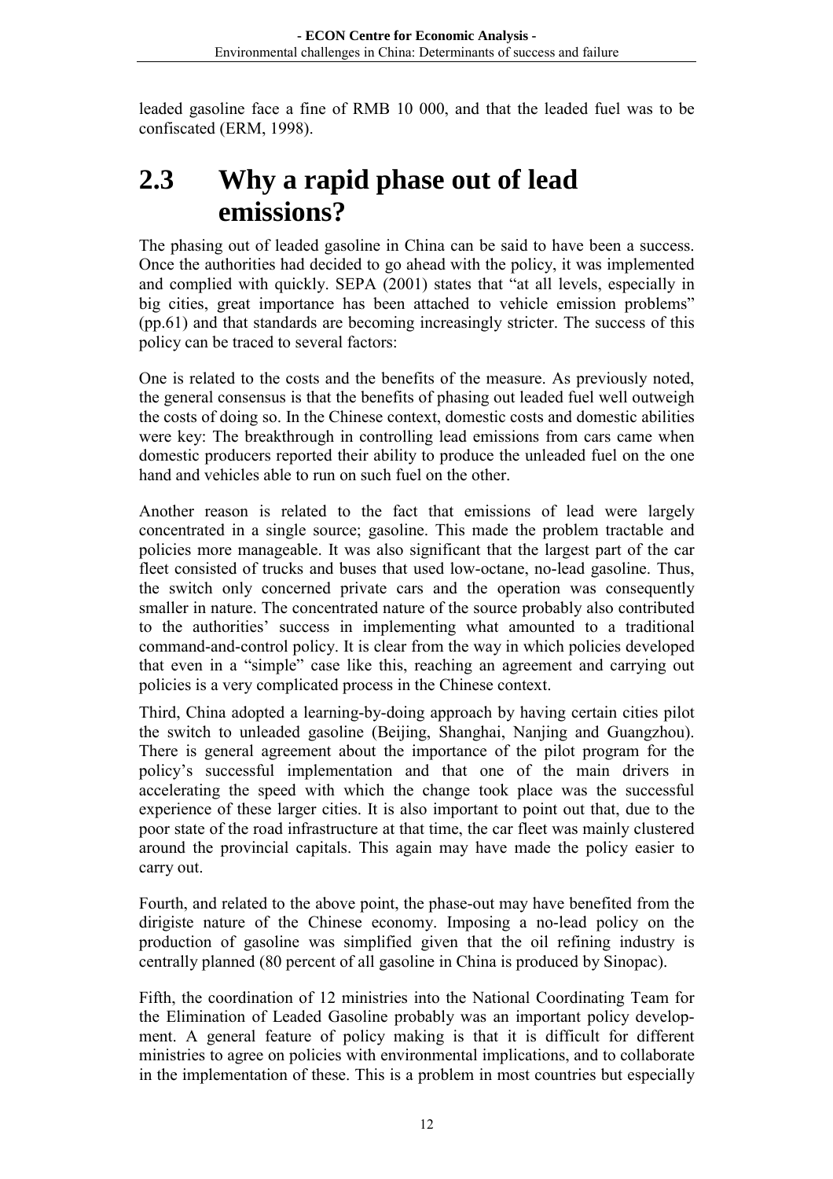leaded gasoline face a fine of RMB 10 000, and that the leaded fuel was to be confiscated (ERM, 1998).

## 2.3 Why a rapid phase out of lead emissions?

The phasing out of leaded gasoline in China can be said to have been a success. Once the authorities had decided to go ahead with the policy, it was implemented and complied with quickly. SEPA (2001) states that "at all levels, especially in big cities, great importance has been attached to vehicle emission problems" (pp.61) and that standards are becoming increasingly stricter. The success of this policy can be traced to several factors:

One is related to the costs and the benefits of the measure. As previously noted, the general consensus is that the benefits of phasing out leaded fuel well outweigh the costs of doing so. In the Chinese context, domestic costs and domestic abilities were key: The breakthrough in controlling lead emissions from cars came when domestic producers reported their ability to produce the unleaded fuel on the one hand and vehicles able to run on such fuel on the other.

Another reason is related to the fact that emissions of lead were largely concentrated in a single source; gasoline. This made the problem tractable and policies more manageable. It was also significant that the largest part of the car fleet consisted of trucks and buses that used low-octane, no-lead gasoline. Thus, the switch only concerned private cars and the operation was consequently smaller in nature. The concentrated nature of the source probably also contributed to the authorities' success in implementing what amounted to a traditional command-and-control policy. It is clear from the way in which policies developed that even in a "simple" case like this, reaching an agreement and carrying out policies is a very complicated process in the Chinese context.

Third, China adopted a learning-by-doing approach by having certain cities pilot the switch to unleaded gasoline (Beijing, Shanghai, Nanjing and Guangzhou). There is general agreement about the importance of the pilot program for the policy's successful implementation and that one of the main drivers in accelerating the speed with which the change took place was the successful experience of these larger cities. It is also important to point out that, due to the poor state of the road infrastructure at that time, the car fleet was mainly clustered around the provincial capitals. This again may have made the policy easier to carry out.

Fourth, and related to the above point, the phase-out may have benefited from the dirigiste nature of the Chinese economy. Imposing a no-lead policy on the production of gasoline was simplified given that the oil refining industry is centrally planned (80 percent of all gasoline in China is produced by Sinopac).

Fifth, the coordination of 12 ministries into the National Coordinating Team for the Elimination of Leaded Gasoline probably was an important policy development. A general feature of policy making is that it is difficult for different ministries to agree on policies with environmental implications, and to collaborate in the implementation of these. This is a problem in most countries but especially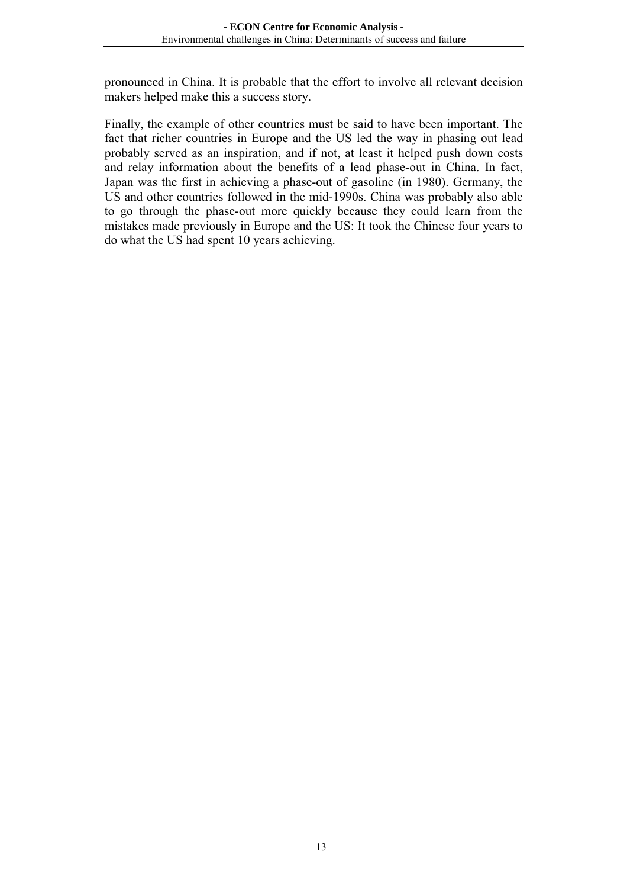pronounced in China. It is probable that the effort to involve all relevant decision makers helped make this a success story.

Finally, the example of other countries must be said to have been important. The fact that richer countries in Europe and the US led the way in phasing out lead probably served as an inspiration, and if not, at least it helped push down costs and relay information about the benefits of a lead phase-out in China. In fact, Japan was the first in achieving a phase-out of gasoline (in 1980). Germany, the US and other countries followed in the mid-1990s. China was probably also able to go through the phase-out more quickly because they could learn from the mistakes made previously in Europe and the US: It took the Chinese four years to do what the US had spent 10 years achieving.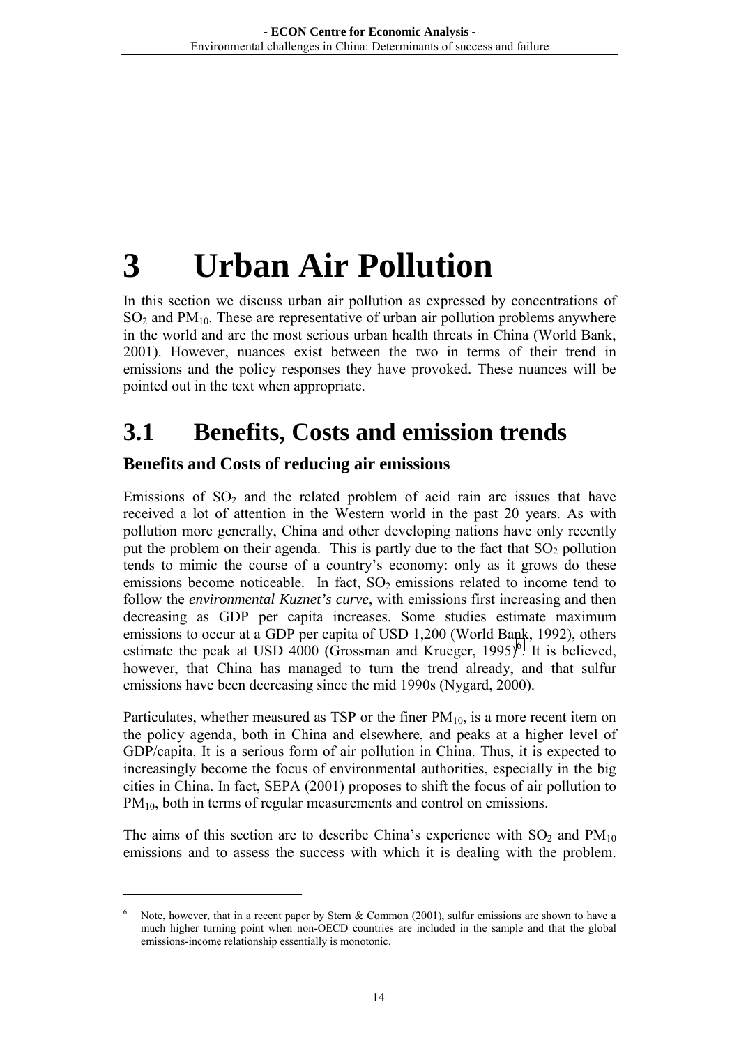# 3 Urban Air Pollution

In this section we discuss urban air pollution as expressed by concentrations of $SO_2$ and $PM_{10}$. These are representative of urban air pollution problems anywhere in the world and are the most serious urban health threats in China (World Bank, 2001). However, nuances exist between the two in terms of their trend in emissions and the policy responses they have provoked. These nuances will be pointed out in the text when appropriate.

## 3.1 Benefits, Costs and emission trends

### Benefits and Costs of reducing air emissions

Emissions of $SO_2$ and the related problem of acid rain are issues that have received a lot of attention in the Western world in the past 20 years. As with pollution more generally, China and other developing nations have only recently put the problem on their agenda. This is partly due to the fact that $SO_2$ pollution tends to mimic the course of a country's economy: only as it grows do these emissions become noticeable. In fact, $SO_2$ emissions related to income tend to follow the *environmental Kuznet's curve*, with emissions first increasing and then decreasing as GDP per capita increases. Some studies estimate maximum emissions to occur at a GDP per capita of USD 1,200 (World Bank, 1992), others estimate the peak at USD 4000 (Grossman and Krueger, 1995)[6]. It is believed, however, that China has managed to turn the trend already, and that sulfur emissions have been decreasing since the mid 1990s (Nygard, 2000).

Particulates, whether measured as TSP or the finer $PM_{10}$, is a more recent item on the policy agenda, both in China and elsewhere, and peaks at a higher level of GDP/capita. It is a serious form of air pollution in China. Thus, it is expected to increasingly become the focus of environmental authorities, especially in the big cities in China. In fact, SEPA (2001) proposes to shift the focus of air pollution to $PM_{10}$, both in terms of regular measurements and control on emissions.

The aims of this section are to describe China's experience with $SO_2$ and $PM_{10}$ emissions and to assess the success with which it is dealing with the problem.

---

[6] Note, however, that in a recent paper by Stern & Common (2001), sulfur emissions are shown to have a much higher turning point when non-OECD countries are included in the sample and that the global emissions-income relationship essentially is monotonic.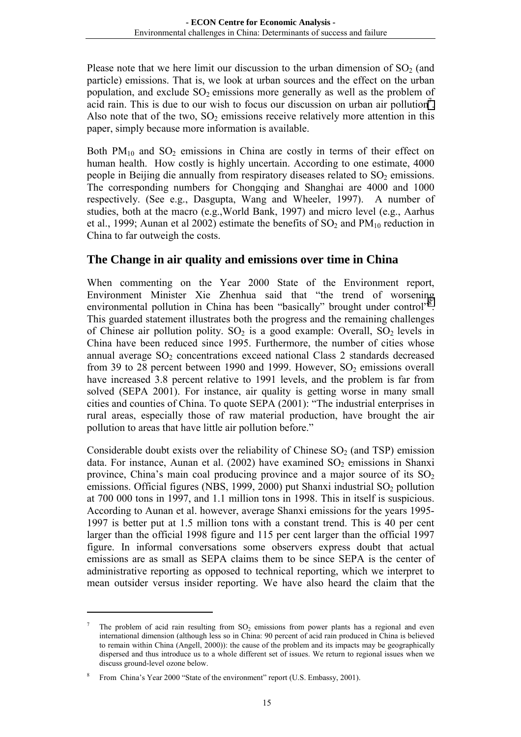Please note that we here limit our discussion to the urban dimension of $SO_2$ (and particle) emissions. That is, we look at urban sources and the effect on the urban population, and exclude $SO_2$ emissions more generally as well as the problem of acid rain. This is due to our wish to focus our discussion on urban air pollution[7]. Also note that of the two, $SO_2$ emissions receive relatively more attention in this paper, simply because more information is available.

Both $PM_{10}$ and $SO_2$ emissions in China are costly in terms of their effect on human health. How costly is highly uncertain. According to one estimate, 4000 people in Beijing die annually from respiratory diseases related to $SO_2$ emissions. The corresponding numbers for Chongqing and Shanghai are 4000 and 1000 respectively. (See e.g., Dasgupta, Wang and Wheeler, 1997). A number of studies, both at the macro (e.g.,World Bank, 1997) and micro level (e.g., Aarhus et al., 1999; Aunan et al 2002) estimate the benefits of $SO_2$ and $PM_{10}$ reduction in China to far outweigh the costs.

## The Change in air quality and emissions over time in China

When commenting on the Year 2000 State of the Environment report, Environment Minister Xie Zhenhua said that "the trend of worsening environmental pollution in China has been "basically" brought under control"[8]. This guarded statement illustrates both the progress and the remaining challenges of Chinese air pollution polity. $SO_2$ is a good example: Overall, $SO_2$ levels in China have been reduced since 1995. Furthermore, the number of cities whose annual average $SO_2$ concentrations exceed national Class 2 standards decreased from 39 to 28 percent between 1990 and 1999. However, $SO_2$ emissions overall have increased 3.8 percent relative to 1991 levels, and the problem is far from solved (SEPA 2001). For instance, air quality is getting worse in many small cities and counties of China. To quote SEPA (2001): "The industrial enterprises in rural areas, especially those of raw material production, have brought the air pollution to areas that have little air pollution before."

Considerable doubt exists over the reliability of Chinese $SO_2$ (and TSP) emission data. For instance, Aunan et al. (2002) have examined $SO_2$ emissions in Shanxi province, China's main coal producing province and a major source of its $SO_2$ emissions. Official figures (NBS, 1999, 2000) put Shanxi industrial $SO_2$ pollution at 700 000 tons in 1997, and 1.1 million tons in 1998. This in itself is suspicious. According to Aunan et al. however, average Shanxi emissions for the years 1995-1997 is better put at 1.5 million tons with a constant trend. This is 40 per cent larger than the official 1998 figure and 115 per cent larger than the official 1997 figure. In informal conversations some observers express doubt that actual emissions are as small as SEPA claims them to be since SEPA is the center of administrative reporting as opposed to technical reporting, which we interpret to mean outsider versus insider reporting. We have also heard the claim that the

---

[7] The problem of acid rain resulting from $SO_2$ emissions from power plants has a regional and even international dimension (although less so in China: 90 percent of acid rain produced in China is believed to remain within China (Angell, 2000)): the cause of the problem and its impacts may be geographically dispersed and thus introduce us to a whole different set of issues. We return to regional issues when we discuss ground-level ozone below.

[8] From China's Year 2000 "State of the environment" report (U.S. Embassy, 2001).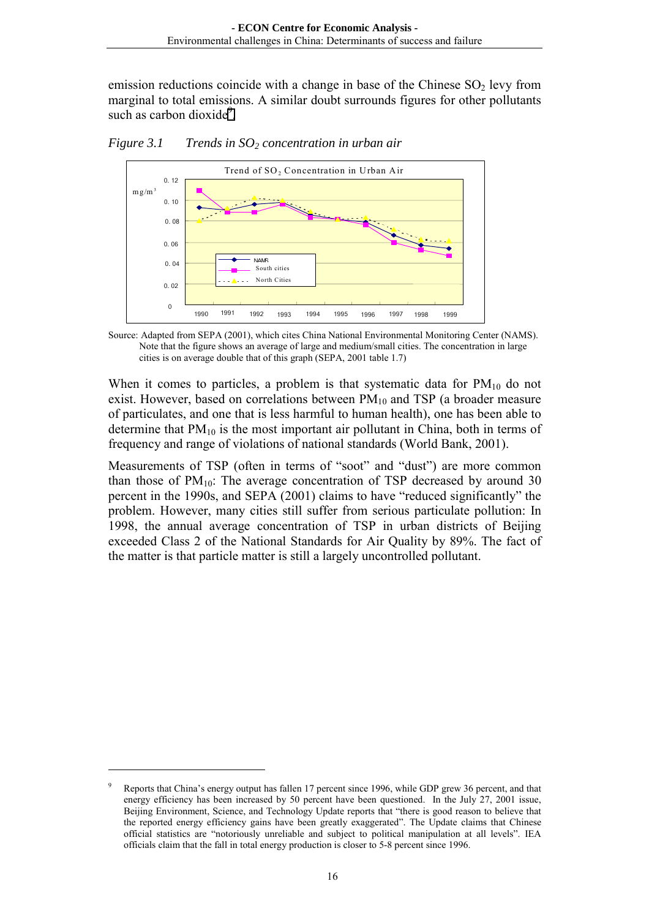emission reductions coincide with a change in base of the Chinese $SO_2$ levy from marginal to total emissions. A similar doubt surrounds figures for other pollutants such as carbon dioxide[9].

*Figure 3.1 Trends in $SO_2$ concentration in urban air*

Source: Adapted from SEPA (2001), which cites China National Environmental Monitoring Center (NAMS). Note that the figure shows an average of large and medium/small cities. The concentration in large cities is on average double that of this graph (SEPA, 2001 table 1.7)

When it comes to particles, a problem is that systematic data for $PM_{10}$ do not exist. However, based on correlations between $PM_{10}$ and TSP (a broader measure of particulates, and one that is less harmful to human health), one has been able to determine that $PM_{10}$ is the most important air pollutant in China, both in terms of frequency and range of violations of national standards (World Bank, 2001).

Measurements of TSP (often in terms of "soot" and "dust") are more common than those of $PM_{10}$: The average concentration of TSP decreased by around 30 percent in the 1990s, and SEPA (2001) claims to have "reduced significantly" the problem. However, many cities still suffer from serious particulate pollution: In 1998, the annual average concentration of TSP in urban districts of Beijing exceeded Class 2 of the National Standards for Air Quality by 89%. The fact of the matter is that particle matter is still a largely uncontrolled pollutant.

[9] Reports that China's energy output has fallen 17 percent since 1996, while GDP grew 36 percent, and that energy efficiency has been increased by 50 percent have been questioned. In the July 27, 2001 issue, Beijing Environment, Science, and Technology Update reports that "there is good reason to believe that the reported energy efficiency gains have been greatly exaggerated". The Update claims that Chinese official statistics are "notoriously unreliable and subject to political manipulation at all levels". IEA officials claim that the fall in total energy production is closer to 5-8 percent since 1996.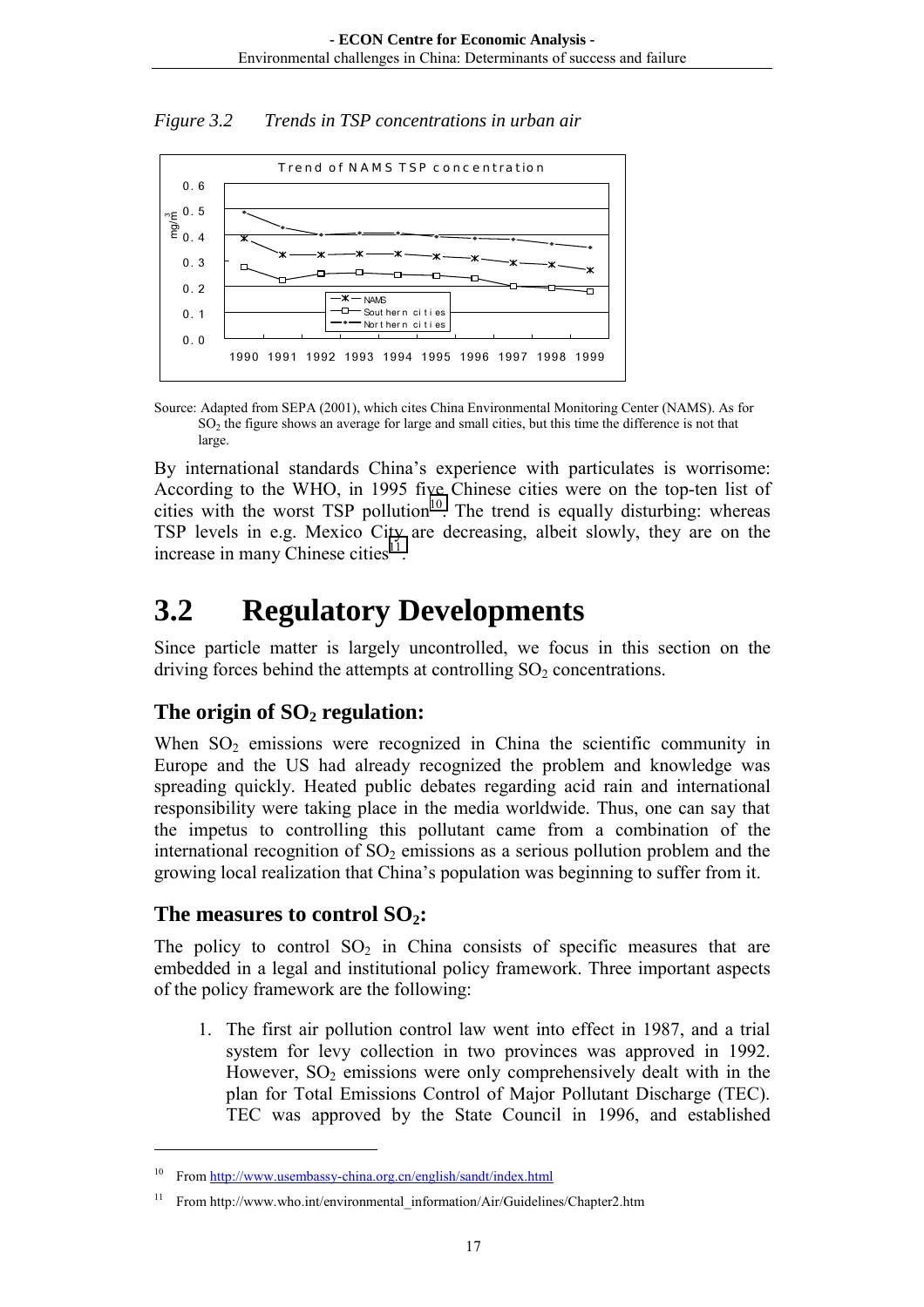*Figure 3.2 Trends in TSP concentrations in urban air*

Source: Adapted from SEPA (2001), which cites China Environmental Monitoring Center (NAMS). As for $SO_2$ the figure shows an average for large and small cities, but this time the difference is not that large.

By international standards China's experience with particulates is worrisome: According to the WHO, in 1995 five Chinese cities were on the top-ten list of cities with the worst TSP pollution[10]. The trend is equally disturbing: whereas TSP levels in e.g. Mexico City are decreasing, albeit slowly, they are on the increase in many Chinese cities[11].

# 3.2 Regulatory Developments

Since particle matter is largely uncontrolled, we focus in this section on the driving forces behind the attempts at controlling $SO_2$ concentrations.

### The origin of $SO_2$ regulation:

When $SO_2$ emissions were recognized in China the scientific community in Europe and the US had already recognized the problem and knowledge was spreading quickly. Heated public debates regarding acid rain and international responsibility were taking place in the media worldwide. Thus, one can say that the impetus to controlling this pollutant came from a combination of the international recognition of $SO_2$ emissions as a serious pollution problem and the growing local realization that China's population was beginning to suffer from it.

### The measures to control $SO_2$:

The policy to control $SO_2$ in China consists of specific measures that are embedded in a legal and institutional policy framework. Three important aspects of the policy framework are the following:

1. The first air pollution control law went into effect in 1987, and a trial system for levy collection in two provinces was approved in 1992. However, $SO_2$ emissions were only comprehensively dealt with in the plan for Total Emissions Control of Major Pollutant Discharge (TEC). TEC was approved by the State Council in 1996, and established

[10] From http://www.usembassy-china.org.cn/english/sandt/index.html

[11] From http://www.who.int/environmental_information/Air/Guidelines/Chapter2.htm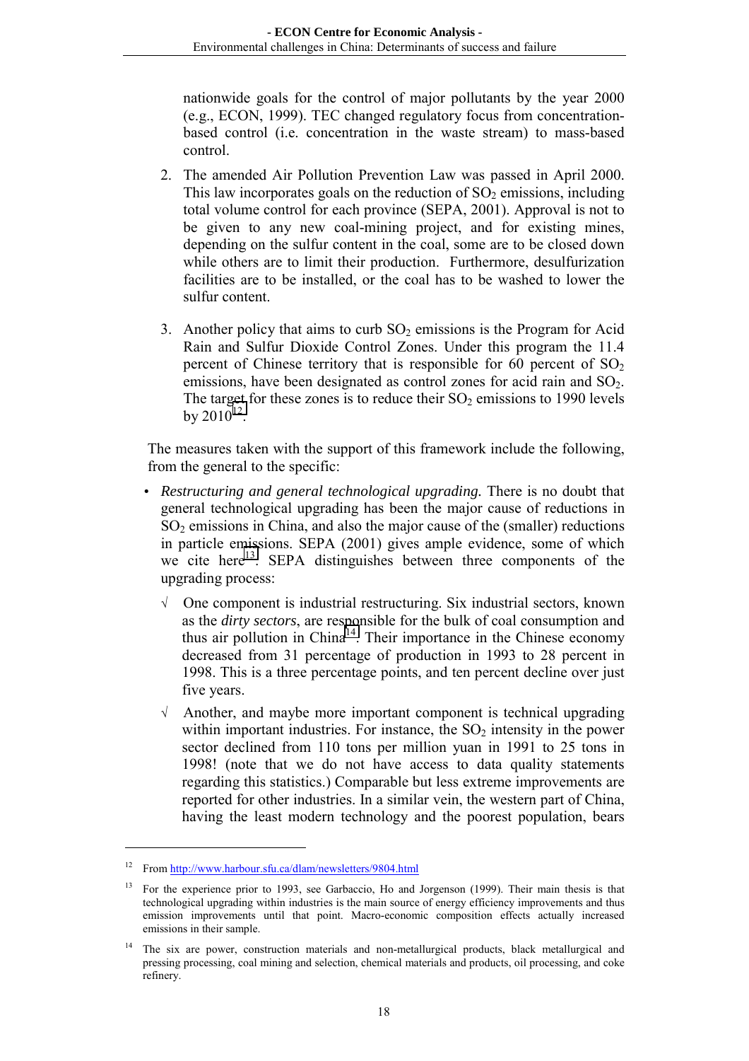nationwide goals for the control of major pollutants by the year 2000 (e.g., ECON, 1999). TEC changed regulatory focus from concentration-based control (i.e. concentration in the waste stream) to mass-based control.

2. The amended Air Pollution Prevention Law was passed in April 2000. This law incorporates goals on the reduction of $SO_2$ emissions, including total volume control for each province (SEPA, 2001). Approval is not to be given to any new coal-mining project, and for existing mines, depending on the sulfur content in the coal, some are to be closed down while others are to limit their production. Furthermore, desulfurization facilities are to be installed, or the coal has to be washed to lower the sulfur content.

3. Another policy that aims to curb $SO_2$ emissions is the Program for Acid Rain and Sulfur Dioxide Control Zones. Under this program the 11.4 percent of Chinese territory that is responsible for 60 percent of $SO_2$ emissions, have been designated as control zones for acid rain and $SO_2$. The target for these zones is to reduce their $SO_2$ emissions to 1990 levels by 2010[12].

The measures taken with the support of this framework include the following, from the general to the specific:

- *Restructuring and general technological upgrading.* There is no doubt that general technological upgrading has been the major cause of reductions in $SO_2$ emissions in China, and also the major cause of the (smaller) reductions in particle emissions. SEPA (2001) gives ample evidence, some of which we cite here[13]. SEPA distinguishes between three components of the upgrading process:
  - √ One component is industrial restructuring. Six industrial sectors, known as the *dirty sectors*, are responsible for the bulk of coal consumption and thus air pollution in China[14]. Their importance in the Chinese economy decreased from 31 percentage of production in 1993 to 28 percent in 1998. This is a three percentage points, and ten percent decline over just five years.
  - √ Another, and maybe more important component is technical upgrading within important industries. For instance, the $SO_2$ intensity in the power sector declined from 110 tons per million yuan in 1991 to 25 tons in 1998! (note that we do not have access to data quality statements regarding this statistics.) Comparable but less extreme improvements are reported for other industries. In a similar vein, the western part of China, having the least modern technology and the poorest population, bears

---

[12] From http://www.harbour.sfu.ca/dlam/newsletters/9804.html

[13] For the experience prior to 1993, see Garbaccio, Ho and Jorgenson (1999). Their main thesis is that technological upgrading within industries is the main source of energy efficiency improvements and thus emission improvements until that point. Macro-economic composition effects actually increased emissions in their sample.

[14] The six are power, construction materials and non-metallurgical products, black metallurgical and pressing processing, coal mining and selection, chemical materials and products, oil processing, and coke refinery.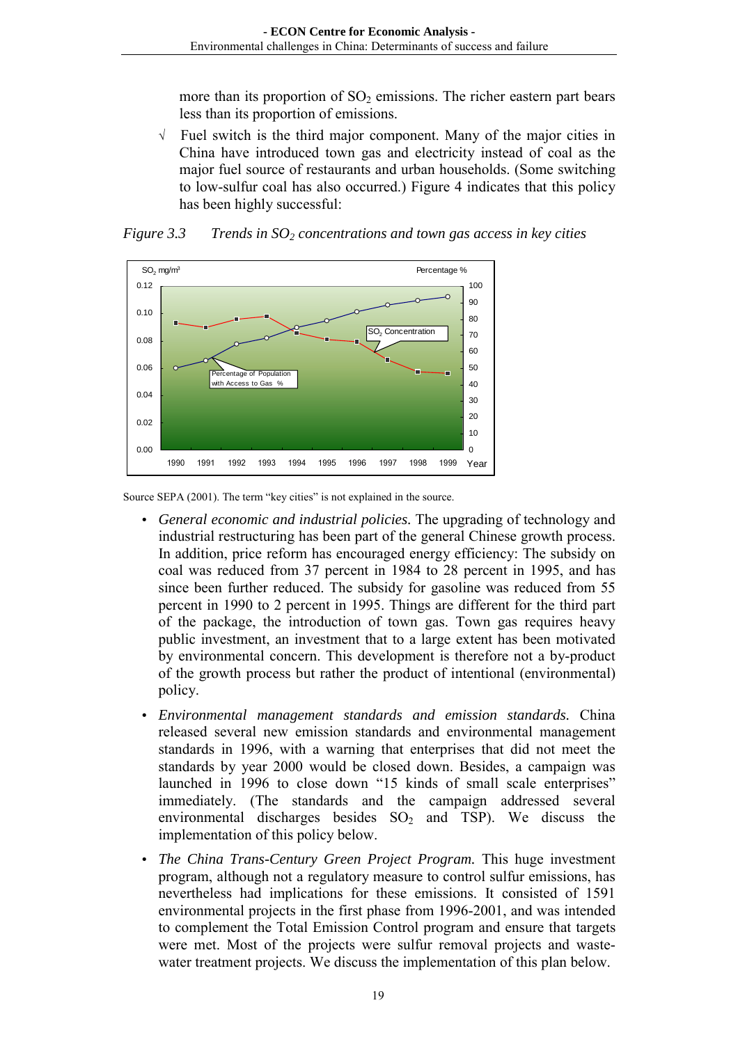more than its proportion of $SO_2$ emissions. The richer eastern part bears less than its proportion of emissions.

√ Fuel switch is the third major component. Many of the major cities in China have introduced town gas and electricity instead of coal as the major fuel source of restaurants and urban households. (Some switching to low-sulfur coal has also occurred.) Figure 4 indicates that this policy has been highly successful:

*Figure 3.3 Trends in $SO_2$ concentrations and town gas access in key cities*

Source SEPA (2001). The term "key cities" is not explained in the source.

- *General economic and industrial policies.* The upgrading of technology and industrial restructuring has been part of the general Chinese growth process. In addition, price reform has encouraged energy efficiency: The subsidy on coal was reduced from 37 percent in 1984 to 28 percent in 1995, and has since been further reduced. The subsidy for gasoline was reduced from 55 percent in 1990 to 2 percent in 1995. Things are different for the third part of the package, the introduction of town gas. Town gas requires heavy public investment, an investment that to a large extent has been motivated by environmental concern. This development is therefore not a by-product of the growth process but rather the product of intentional (environmental) policy.
- *Environmental management standards and emission standards.* China released several new emission standards and environmental management standards in 1996, with a warning that enterprises that did not meet the standards by year 2000 would be closed down. Besides, a campaign was launched in 1996 to close down "15 kinds of small scale enterprises" immediately. (The standards and the campaign addressed several environmental discharges besides $SO_2$ and TSP). We discuss the implementation of this policy below.
- *The China Trans-Century Green Project Program.* This huge investment program, although not a regulatory measure to control sulfur emissions, has nevertheless had implications for these emissions. It consisted of 1591 environmental projects in the first phase from 1996-2001, and was intended to complement the Total Emission Control program and ensure that targets were met. Most of the projects were sulfur removal projects and waste-water treatment projects. We discuss the implementation of this plan below.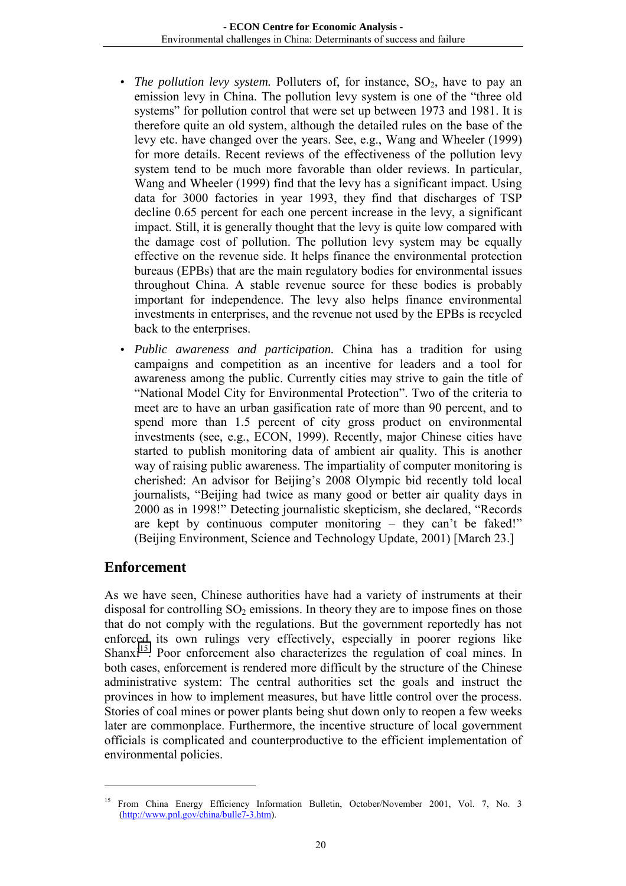- *The pollution levy system.* Polluters of, for instance, $SO_2$, have to pay an emission levy in China. The pollution levy system is one of the "three old systems" for pollution control that were set up between 1973 and 1981. It is therefore quite an old system, although the detailed rules on the base of the levy etc. have changed over the years. See, e.g., Wang and Wheeler (1999) for more details. Recent reviews of the effectiveness of the pollution levy system tend to be much more favorable than older reviews. In particular, Wang and Wheeler (1999) find that the levy has a significant impact. Using data for 3000 factories in year 1993, they find that discharges of TSP decline 0.65 percent for each one percent increase in the levy, a significant impact. Still, it is generally thought that the levy is quite low compared with the damage cost of pollution. The pollution levy system may be equally effective on the revenue side. It helps finance the environmental protection bureaus (EPBs) that are the main regulatory bodies for environmental issues throughout China. A stable revenue source for these bodies is probably important for independence. The levy also helps finance environmental investments in enterprises, and the revenue not used by the EPBs is recycled back to the enterprises.
- *Public awareness and participation.* China has a tradition for using campaigns and competition as an incentive for leaders and a tool for awareness among the public. Currently cities may strive to gain the title of "National Model City for Environmental Protection". Two of the criteria to meet are to have an urban gasification rate of more than 90 percent, and to spend more than 1.5 percent of city gross product on environmental investments (see, e.g., ECON, 1999). Recently, major Chinese cities have started to publish monitoring data of ambient air quality. This is another way of raising public awareness. The impartiality of computer monitoring is cherished: An advisor for Beijing's 2008 Olympic bid recently told local journalists, "Beijing had twice as many good or better air quality days in 2000 as in 1998!" Detecting journalistic skepticism, she declared, "Records are kept by continuous computer monitoring – they can't be faked!" (Beijing Environment, Science and Technology Update, 2001) [March 23.]

## Enforcement

As we have seen, Chinese authorities have had a variety of instruments at their disposal for controlling $SO_2$ emissions. In theory they are to impose fines on those that do not comply with the regulations. But the government reportedly has not enforced its own rulings very effectively, especially in poorer regions like Shanxi[15]. Poor enforcement also characterizes the regulation of coal mines. In both cases, enforcement is rendered more difficult by the structure of the Chinese administrative system: The central authorities set the goals and instruct the provinces in how to implement measures, but have little control over the process. Stories of coal mines or power plants being shut down only to reopen a few weeks later are commonplace. Furthermore, the incentive structure of local government officials is complicated and counterproductive to the efficient implementation of environmental policies.

---

[15] From China Energy Efficiency Information Bulletin, October/November 2001, Vol. 7, No. 3 (http://www.pnl.gov/china/bulle7-3.htm).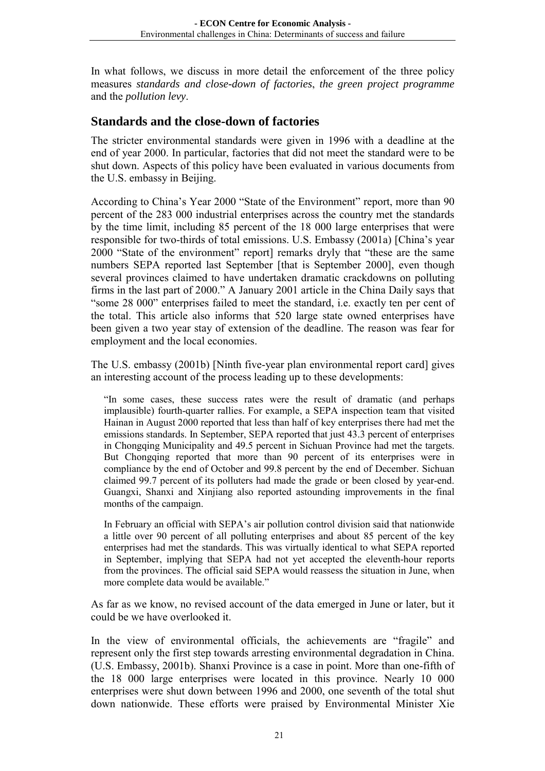In what follows, we discuss in more detail the enforcement of the three policy measures *standards and close-down of factories*, *the green project programme* and the *pollution levy*.

## Standards and the close-down of factories

The stricter environmental standards were given in 1996 with a deadline at the end of year 2000. In particular, factories that did not meet the standard were to be shut down. Aspects of this policy have been evaluated in various documents from the U.S. embassy in Beijing.

According to China's Year 2000 "State of the Environment" report, more than 90 percent of the 283 000 industrial enterprises across the country met the standards by the time limit, including 85 percent of the 18 000 large enterprises that were responsible for two-thirds of total emissions. U.S. Embassy (2001a) [China's year 2000 "State of the environment" report] remarks dryly that "these are the same numbers SEPA reported last September [that is September 2000], even though several provinces claimed to have undertaken dramatic crackdowns on polluting firms in the last part of 2000." A January 2001 article in the China Daily says that "some 28 000" enterprises failed to meet the standard, i.e. exactly ten per cent of the total. This article also informs that 520 large state owned enterprises have been given a two year stay of extension of the deadline. The reason was fear for employment and the local economies.

The U.S. embassy (2001b) [Ninth five-year plan environmental report card] gives an interesting account of the process leading up to these developments:

> "In some cases, these success rates were the result of dramatic (and perhaps implausible) fourth-quarter rallies. For example, a SEPA inspection team that visited Hainan in August 2000 reported that less than half of key enterprises there had met the emissions standards. In September, SEPA reported that just 43.3 percent of enterprises in Chongqing Municipality and 49.5 percent in Sichuan Province had met the targets. But Chongqing reported that more than 90 percent of its enterprises were in compliance by the end of October and 99.8 percent by the end of December. Sichuan claimed 99.7 percent of its polluters had made the grade or been closed by year-end. Guangxi, Shanxi and Xinjiang also reported astounding improvements in the final months of the campaign.
>
> In February an official with SEPA's air pollution control division said that nationwide a little over 90 percent of all polluting enterprises and about 85 percent of the key enterprises had met the standards. This was virtually identical to what SEPA reported in September, implying that SEPA had not yet accepted the eleventh-hour reports from the provinces. The official said SEPA would reassess the situation in June, when more complete data would be available."

As far as we know, no revised account of the data emerged in June or later, but it could be we have overlooked it.

In the view of environmental officials, the achievements are "fragile" and represent only the first step towards arresting environmental degradation in China. (U.S. Embassy, 2001b). Shanxi Province is a case in point. More than one-fifth of the 18 000 large enterprises were located in this province. Nearly 10 000 enterprises were shut down between 1996 and 2000, one seventh of the total shut down nationwide. These efforts were praised by Environmental Minister Xie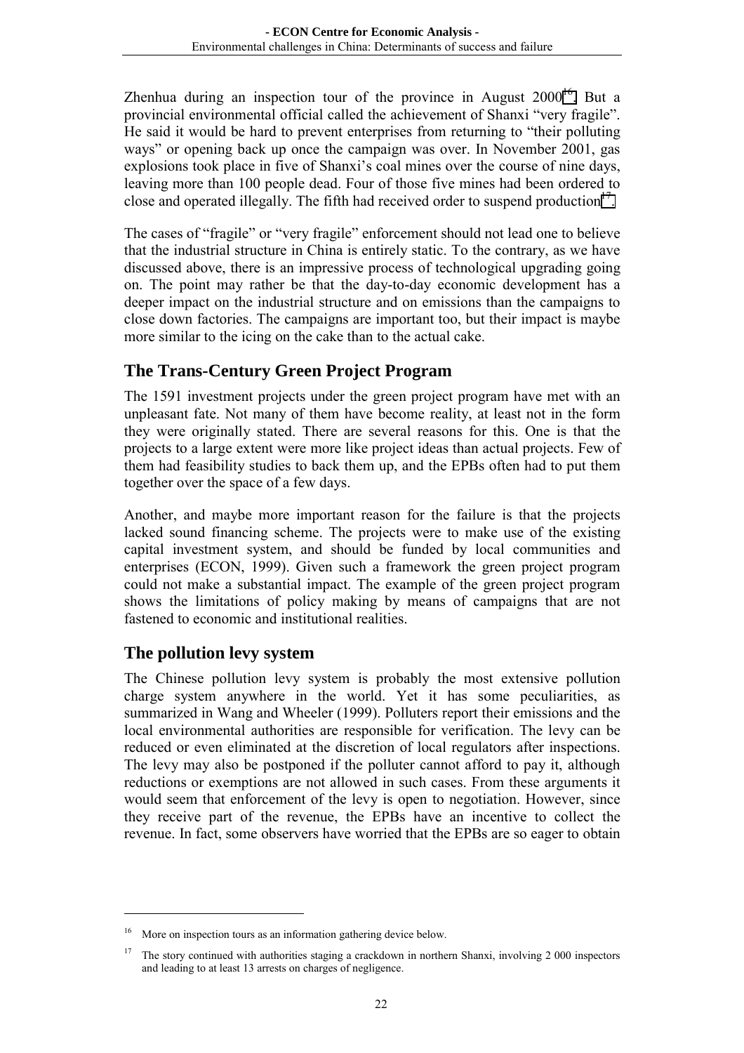Zhenhua during an inspection tour of the province in August 2000[16]. But a provincial environmental official called the achievement of Shanxi "very fragile". He said it would be hard to prevent enterprises from returning to "their polluting ways" or opening back up once the campaign was over. In November 2001, gas explosions took place in five of Shanxi's coal mines over the course of nine days, leaving more than 100 people dead. Four of those five mines had been ordered to close and operated illegally. The fifth had received order to suspend production[17].

The cases of "fragile" or "very fragile" enforcement should not lead one to believe that the industrial structure in China is entirely static. To the contrary, as we have discussed above, there is an impressive process of technological upgrading going on. The point may rather be that the day-to-day economic development has a deeper impact on the industrial structure and on emissions than the campaigns to close down factories. The campaigns are important too, but their impact is maybe more similar to the icing on the cake than to the actual cake.

## The Trans-Century Green Project Program

The 1591 investment projects under the green project program have met with an unpleasant fate. Not many of them have become reality, at least not in the form they were originally stated. There are several reasons for this. One is that the projects to a large extent were more like project ideas than actual projects. Few of them had feasibility studies to back them up, and the EPBs often had to put them together over the space of a few days.

Another, and maybe more important reason for the failure is that the projects lacked sound financing scheme. The projects were to make use of the existing capital investment system, and should be funded by local communities and enterprises (ECON, 1999). Given such a framework the green project program could not make a substantial impact. The example of the green project program shows the limitations of policy making by means of campaigns that are not fastened to economic and institutional realities.

## The pollution levy system

The Chinese pollution levy system is probably the most extensive pollution charge system anywhere in the world. Yet it has some peculiarities, as summarized in Wang and Wheeler (1999). Polluters report their emissions and the local environmental authorities are responsible for verification. The levy can be reduced or even eliminated at the discretion of local regulators after inspections. The levy may also be postponed if the polluter cannot afford to pay it, although reductions or exemptions are not allowed in such cases. From these arguments it would seem that enforcement of the levy is open to negotiation. However, since they receive part of the revenue, the EPBs have an incentive to collect the revenue. In fact, some observers have worried that the EPBs are so eager to obtain

---

[16] More on inspection tours as an information gathering device below.

[17] The story continued with authorities staging a crackdown in northern Shanxi, involving 2 000 inspectors and leading to at least 13 arrests on charges of negligence.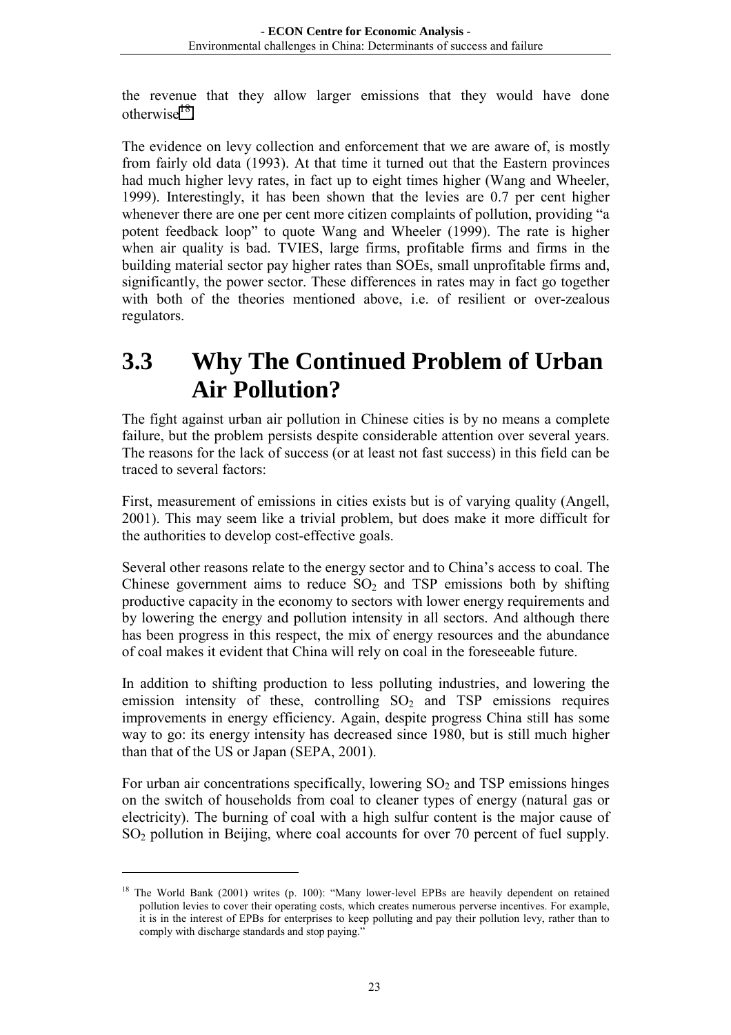the revenue that they allow larger emissions that they would have done otherwise[18].

The evidence on levy collection and enforcement that we are aware of, is mostly from fairly old data (1993). At that time it turned out that the Eastern provinces had much higher levy rates, in fact up to eight times higher (Wang and Wheeler, 1999). Interestingly, it has been shown that the levies are 0.7 per cent higher whenever there are one per cent more citizen complaints of pollution, providing "a potent feedback loop" to quote Wang and Wheeler (1999). The rate is higher when air quality is bad. TVIES, large firms, profitable firms and firms in the building material sector pay higher rates than SOEs, small unprofitable firms and, significantly, the power sector. These differences in rates may in fact go together with both of the theories mentioned above, i.e. of resilient or over-zealous regulators.

# 3.3 Why The Continued Problem of Urban Air Pollution?

The fight against urban air pollution in Chinese cities is by no means a complete failure, but the problem persists despite considerable attention over several years. The reasons for the lack of success (or at least not fast success) in this field can be traced to several factors:

First, measurement of emissions in cities exists but is of varying quality (Angell, 2001). This may seem like a trivial problem, but does make it more difficult for the authorities to develop cost-effective goals.

Several other reasons relate to the energy sector and to China's access to coal. The Chinese government aims to reduce $SO_2$ and TSP emissions both by shifting productive capacity in the economy to sectors with lower energy requirements and by lowering the energy and pollution intensity in all sectors. And although there has been progress in this respect, the mix of energy resources and the abundance of coal makes it evident that China will rely on coal in the foreseeable future.

In addition to shifting production to less polluting industries, and lowering the emission intensity of these, controlling $SO_2$ and TSP emissions requires improvements in energy efficiency. Again, despite progress China still has some way to go: its energy intensity has decreased since 1980, but is still much higher than that of the US or Japan (SEPA, 2001).

For urban air concentrations specifically, lowering $SO_2$ and TSP emissions hinges on the switch of households from coal to cleaner types of energy (natural gas or electricity). The burning of coal with a high sulfur content is the major cause of $SO_2$ pollution in Beijing, where coal accounts for over 70 percent of fuel supply.

[18] The World Bank (2001) writes (p. 100): "Many lower-level EPBs are heavily dependent on retained pollution levies to cover their operating costs, which creates numerous perverse incentives. For example, it is in the interest of EPBs for enterprises to keep polluting and pay their pollution levy, rather than to comply with discharge standards and stop paying."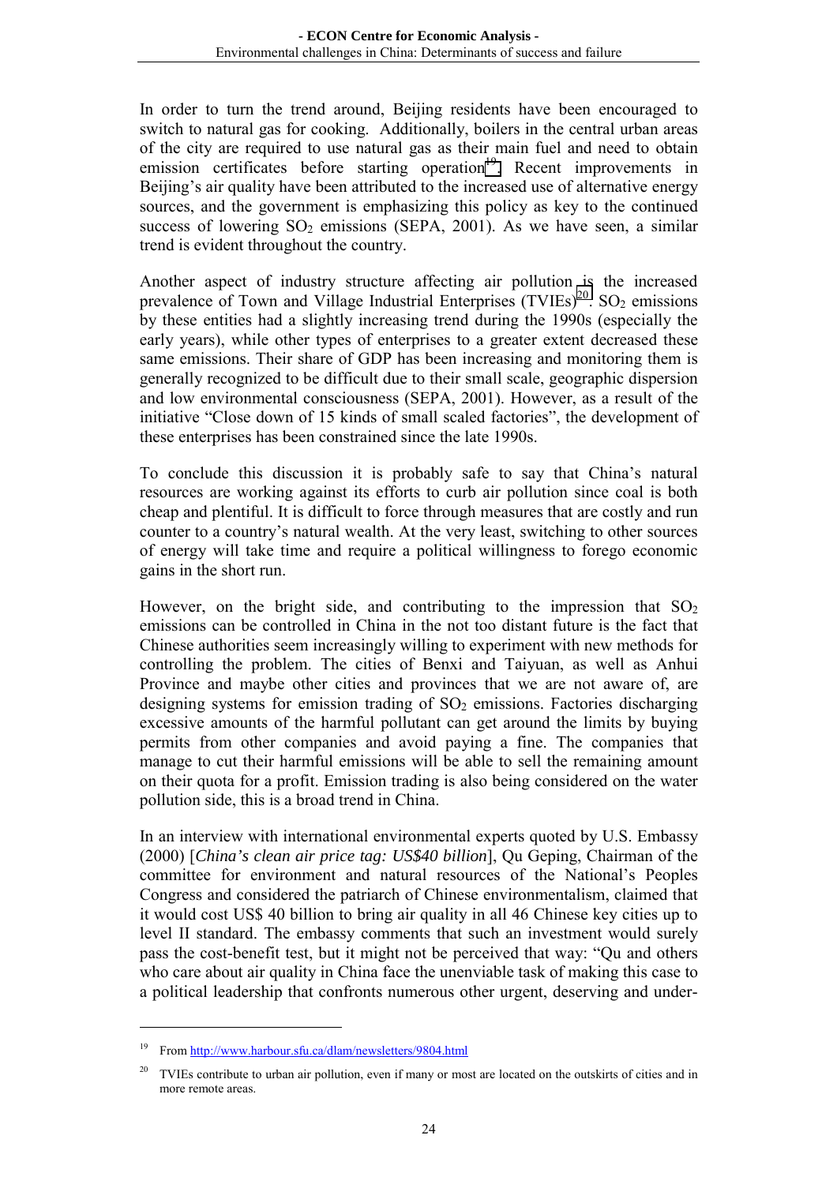In order to turn the trend around, Beijing residents have been encouraged to switch to natural gas for cooking. Additionally, boilers in the central urban areas of the city are required to use natural gas as their main fuel and need to obtain emission certificates before starting operation[19]. Recent improvements in Beijing's air quality have been attributed to the increased use of alternative energy sources, and the government is emphasizing this policy as key to the continued success of lowering $SO_2$ emissions (SEPA, 2001). As we have seen, a similar trend is evident throughout the country.

Another aspect of industry structure affecting air pollution is the increased prevalence of Town and Village Industrial Enterprises (TVIEs)[20]. $SO_2$ emissions by these entities had a slightly increasing trend during the 1990s (especially the early years), while other types of enterprises to a greater extent decreased these same emissions. Their share of GDP has been increasing and monitoring them is generally recognized to be difficult due to their small scale, geographic dispersion and low environmental consciousness (SEPA, 2001). However, as a result of the initiative "Close down of 15 kinds of small scaled factories", the development of these enterprises has been constrained since the late 1990s.

To conclude this discussion it is probably safe to say that China's natural resources are working against its efforts to curb air pollution since coal is both cheap and plentiful. It is difficult to force through measures that are costly and run counter to a country's natural wealth. At the very least, switching to other sources of energy will take time and require a political willingness to forego economic gains in the short run.

However, on the bright side, and contributing to the impression that $SO_2$ emissions can be controlled in China in the not too distant future is the fact that Chinese authorities seem increasingly willing to experiment with new methods for controlling the problem. The cities of Benxi and Taiyuan, as well as Anhui Province and maybe other cities and provinces that we are not aware of, are designing systems for emission trading of $SO_2$ emissions. Factories discharging excessive amounts of the harmful pollutant can get around the limits by buying permits from other companies and avoid paying a fine. The companies that manage to cut their harmful emissions will be able to sell the remaining amount on their quota for a profit. Emission trading is also being considered on the water pollution side, this is a broad trend in China.

In an interview with international environmental experts quoted by U.S. Embassy (2000) [*China's clean air price tag: US$40 billion*], Qu Geping, Chairman of the committee for environment and natural resources of the National's Peoples Congress and considered the patriarch of Chinese environmentalism, claimed that it would cost US$ 40 billion to bring air quality in all 46 Chinese key cities up to level II standard. The embassy comments that such an investment would surely pass the cost-benefit test, but it might not be perceived that way: "Qu and others who care about air quality in China face the unenviable task of making this case to a political leadership that confronts numerous other urgent, deserving and under-

---

[19] From http://www.harbour.sfu.ca/dlam/newsletters/9804.html

[20] TVIEs contribute to urban air pollution, even if many or most are located on the outskirts of cities and in more remote areas.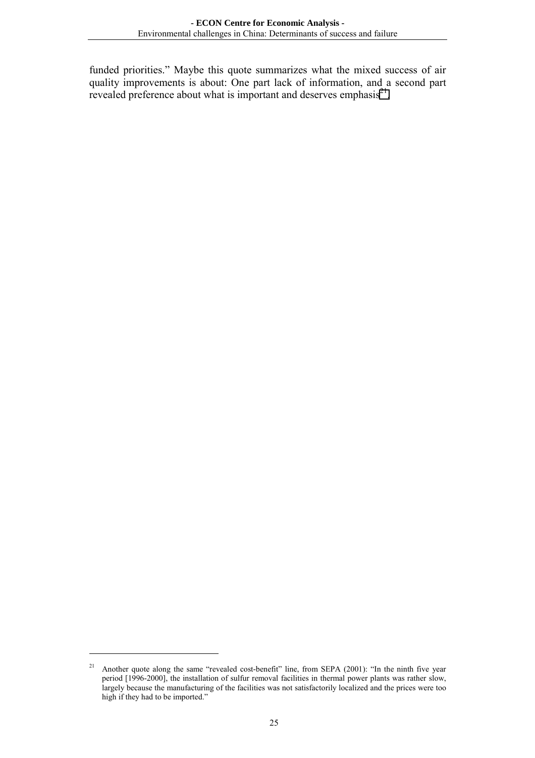funded priorities." Maybe this quote summarizes what the mixed success of air quality improvements is about: One part lack of information, and a second part revealed preference about what is important and deserves emphasis[21].

[21] Another quote along the same "revealed cost-benefit" line, from SEPA (2001): "In the ninth five year period [1996-2000], the installation of sulfur removal facilities in thermal power plants was rather slow, largely because the manufacturing of the facilities was not satisfactorily localized and the prices were too high if they had to be imported."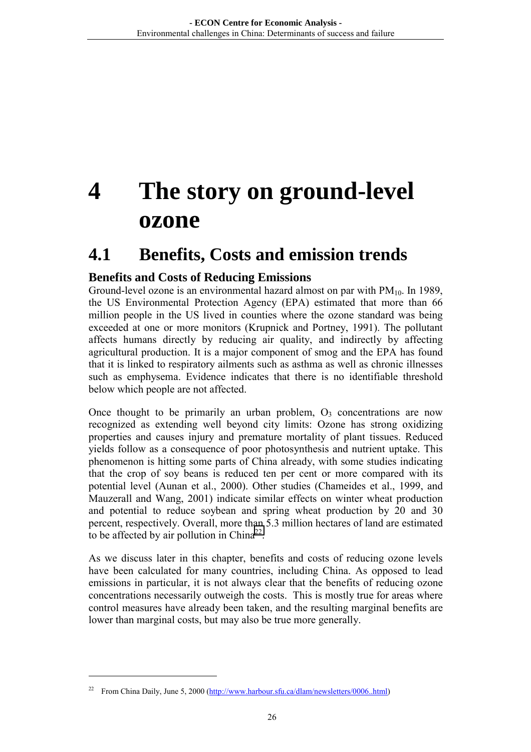# 4 The story on ground-level ozone

## 4.1 Benefits, Costs and emission trends

### Benefits and Costs of Reducing Emissions

Ground-level ozone is an environmental hazard almost on par with $PM_{10}$. In 1989, the US Environmental Protection Agency (EPA) estimated that more than 66 million people in the US lived in counties where the ozone standard was being exceeded at one or more monitors (Krupnick and Portney, 1991). The pollutant affects humans directly by reducing air quality, and indirectly by affecting agricultural production. It is a major component of smog and the EPA has found that it is linked to respiratory ailments such as asthma as well as chronic illnesses such as emphysema. Evidence indicates that there is no identifiable threshold below which people are not affected.

Once thought to be primarily an urban problem, $O_3$ concentrations are now recognized as extending well beyond city limits: Ozone has strong oxidizing properties and causes injury and premature mortality of plant tissues. Reduced yields follow as a consequence of poor photosynthesis and nutrient uptake. This phenomenon is hitting some parts of China already, with some studies indicating that the crop of soy beans is reduced ten per cent or more compared with its potential level (Aunan et al., 2000). Other studies (Chameides et al., 1999, and Mauzerall and Wang, 2001) indicate similar effects on winter wheat production and potential to reduce soybean and spring wheat production by 20 and 30 percent, respectively. Overall, more than 5.3 million hectares of land are estimated to be affected by air pollution in China[22].

As we discuss later in this chapter, benefits and costs of reducing ozone levels have been calculated for many countries, including China. As opposed to lead emissions in particular, it is not always clear that the benefits of reducing ozone concentrations necessarily outweigh the costs. This is mostly true for areas where control measures have already been taken, and the resulting marginal benefits are lower than marginal costs, but may also be true more generally.

---

[22] From China Daily, June 5, 2000 (http://www.harbour.sfu.ca/dlam/newsletters/0006..html)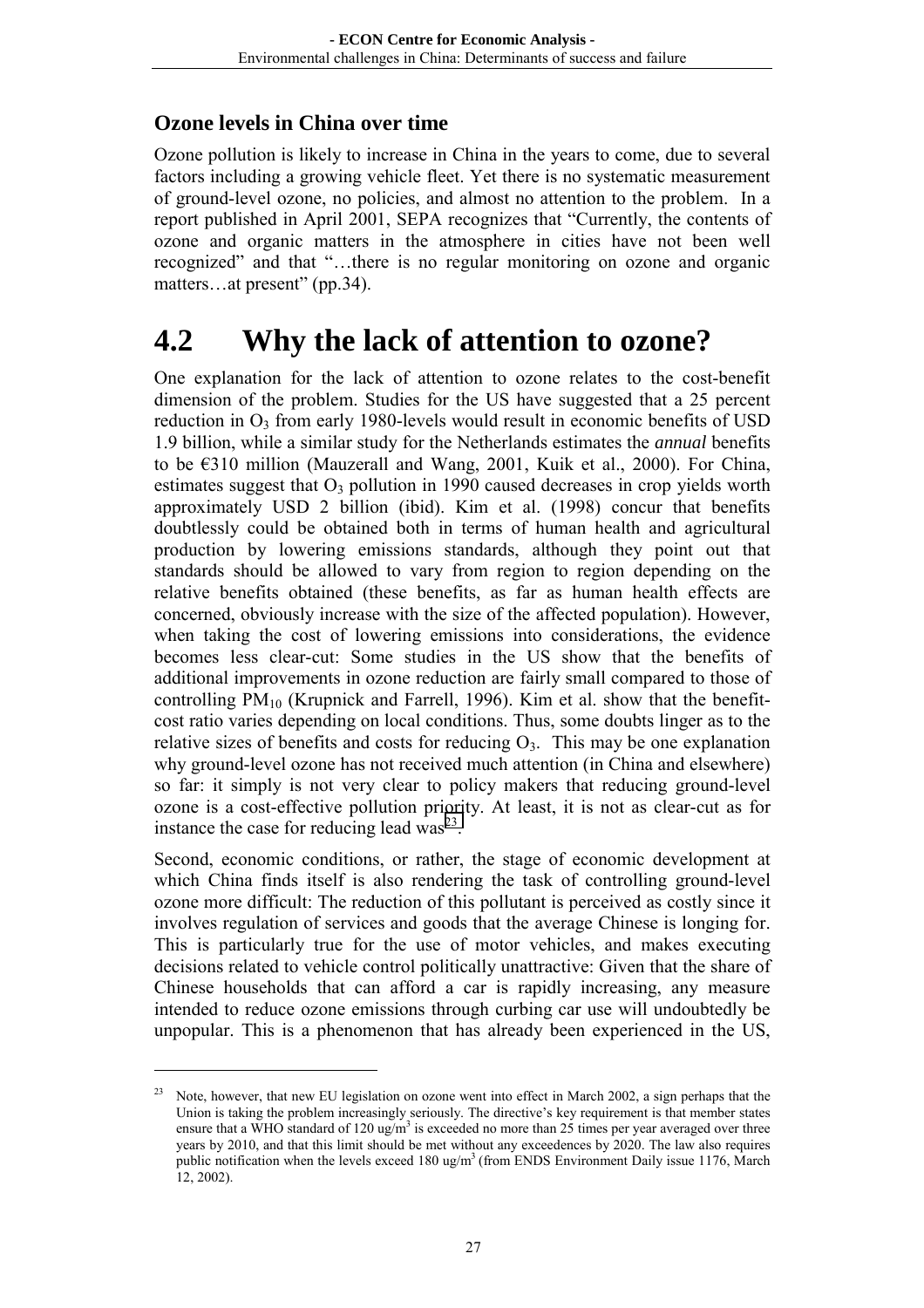### Ozone levels in China over time

Ozone pollution is likely to increase in China in the years to come, due to several factors including a growing vehicle fleet. Yet there is no systematic measurement of ground-level ozone, no policies, and almost no attention to the problem. In a report published in April 2001, SEPA recognizes that "Currently, the contents of ozone and organic matters in the atmosphere in cities have not been well recognized" and that "…there is no regular monitoring on ozone and organic matters…at present" (pp.34).

# 4.2 Why the lack of attention to ozone?

One explanation for the lack of attention to ozone relates to the cost-benefit dimension of the problem. Studies for the US have suggested that a 25 percent reduction in $O_3$ from early 1980-levels would result in economic benefits of USD 1.9 billion, while a similar study for the Netherlands estimates the *annual* benefits to be €310 million (Mauzerall and Wang, 2001, Kuik et al., 2000). For China, estimates suggest that $O_3$ pollution in 1990 caused decreases in crop yields worth approximately USD 2 billion (ibid). Kim et al. (1998) concur that benefits doubtlessly could be obtained both in terms of human health and agricultural production by lowering emissions standards, although they point out that standards should be allowed to vary from region to region depending on the relative benefits obtained (these benefits, as far as human health effects are concerned, obviously increase with the size of the affected population). However, when taking the cost of lowering emissions into considerations, the evidence becomes less clear-cut: Some studies in the US show that the benefits of additional improvements in ozone reduction are fairly small compared to those of controlling $PM_{10}$ (Krupnick and Farrell, 1996). Kim et al. show that the benefit-cost ratio varies depending on local conditions. Thus, some doubts linger as to the relative sizes of benefits and costs for reducing $O_3$. This may be one explanation why ground-level ozone has not received much attention (in China and elsewhere) so far: it simply is not very clear to policy makers that reducing ground-level ozone is a cost-effective pollution priority. At least, it is not as clear-cut as for instance the case for reducing lead was[23].

Second, economic conditions, or rather, the stage of economic development at which China finds itself is also rendering the task of controlling ground-level ozone more difficult: The reduction of this pollutant is perceived as costly since it involves regulation of services and goods that the average Chinese is longing for. This is particularly true for the use of motor vehicles, and makes executing decisions related to vehicle control politically unattractive: Given that the share of Chinese households that can afford a car is rapidly increasing, any measure intended to reduce ozone emissions through curbing car use will undoubtedly be unpopular. This is a phenomenon that has already been experienced in the US,

---

[23] Note, however, that new EU legislation on ozone went into effect in March 2002, a sign perhaps that the Union is taking the problem increasingly seriously. The directive's key requirement is that member states ensure that a WHO standard of 120 ug/$m^3$ is exceeded no more than 25 times per year averaged over three years by 2010, and that this limit should be met without any exceedences by 2020. The law also requires public notification when the levels exceed 180 ug/$m^3$ (from ENDS Environment Daily issue 1176, March 12, 2002).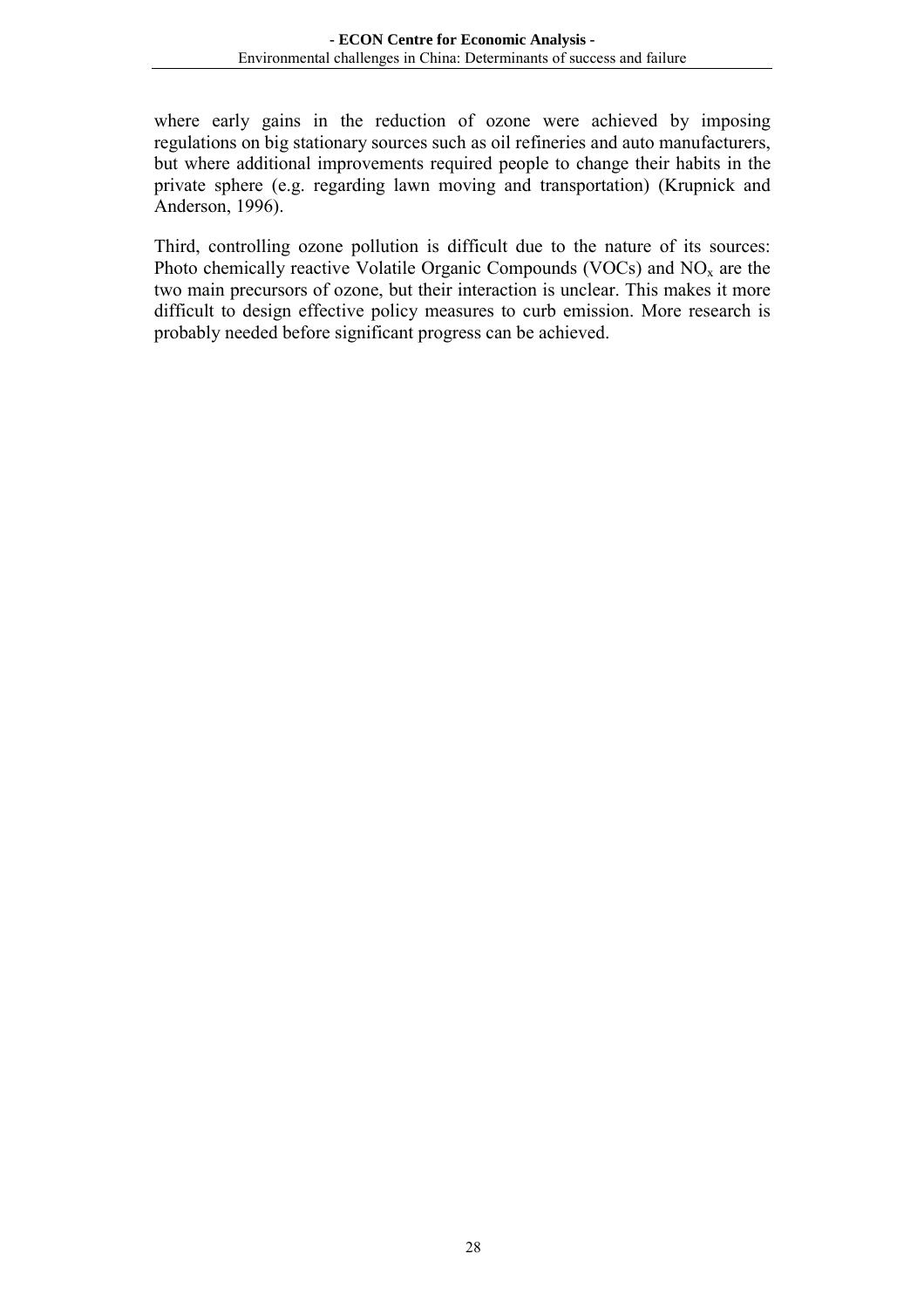where early gains in the reduction of ozone were achieved by imposing regulations on big stationary sources such as oil refineries and auto manufacturers, but where additional improvements required people to change their habits in the private sphere (e.g. regarding lawn moving and transportation) (Krupnick and Anderson, 1996).

Third, controlling ozone pollution is difficult due to the nature of its sources: Photo chemically reactive Volatile Organic Compounds (VOCs) and $NO_x$ are the two main precursors of ozone, but their interaction is unclear. This makes it more difficult to design effective policy measures to curb emission. More research is probably needed before significant progress can be achieved.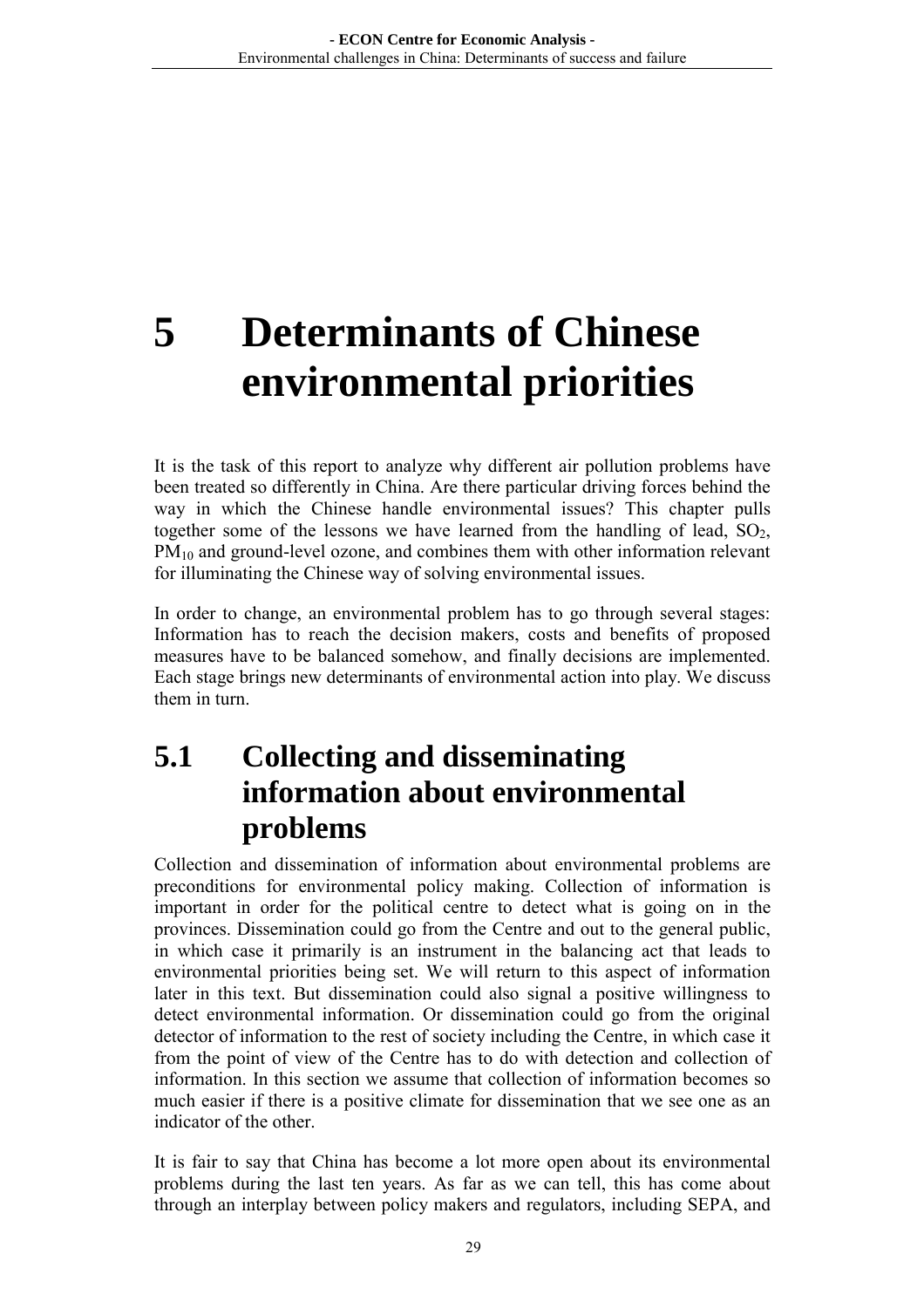# 5 Determinants of Chinese environmental priorities

It is the task of this report to analyze why different air pollution problems have been treated so differently in China. Are there particular driving forces behind the way in which the Chinese handle environmental issues? This chapter pulls together some of the lessons we have learned from the handling of lead, $SO_2$, $PM_{10}$ and ground-level ozone, and combines them with other information relevant for illuminating the Chinese way of solving environmental issues.

In order to change, an environmental problem has to go through several stages: Information has to reach the decision makers, costs and benefits of proposed measures have to be balanced somehow, and finally decisions are implemented. Each stage brings new determinants of environmental action into play. We discuss them in turn.

## 5.1 Collecting and disseminating information about environmental problems

Collection and dissemination of information about environmental problems are preconditions for environmental policy making. Collection of information is important in order for the political centre to detect what is going on in the provinces. Dissemination could go from the Centre and out to the general public, in which case it primarily is an instrument in the balancing act that leads to environmental priorities being set. We will return to this aspect of information later in this text. But dissemination could also signal a positive willingness to detect environmental information. Or dissemination could go from the original detector of information to the rest of society including the Centre, in which case it from the point of view of the Centre has to do with detection and collection of information. In this section we assume that collection of information becomes so much easier if there is a positive climate for dissemination that we see one as an indicator of the other.

It is fair to say that China has become a lot more open about its environmental problems during the last ten years. As far as we can tell, this has come about through an interplay between policy makers and regulators, including SEPA, and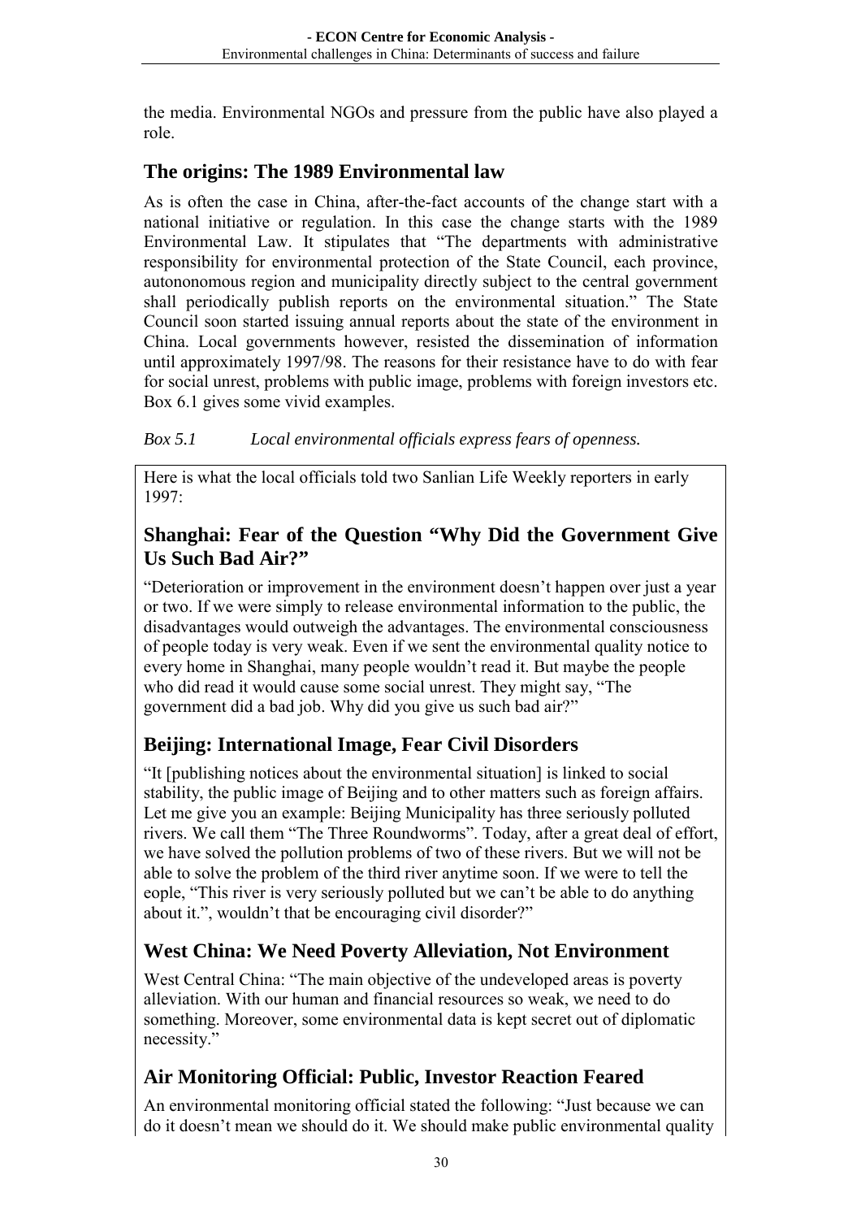the media. Environmental NGOs and pressure from the public have also played a role.

## The origins: The 1989 Environmental law

As is often the case in China, after-the-fact accounts of the change start with a national initiative or regulation. In this case the change starts with the 1989 Environmental Law. It stipulates that "The departments with administrative responsibility for environmental protection of the State Council, each province, autononomous region and municipality directly subject to the central government shall periodically publish reports on the environmental situation." The State Council soon started issuing annual reports about the state of the environment in China. Local governments however, resisted the dissemination of information until approximately 1997/98. The reasons for their resistance have to do with fear for social unrest, problems with public image, problems with foreign investors etc. Box 6.1 gives some vivid examples.

*Box 5.1 Local environmental officials express fears of openness.*

Here is what the local officials told two Sanlian Life Weekly reporters in early 1997:

### Shanghai: Fear of the Question "Why Did the Government Give Us Such Bad Air?"

"Deterioration or improvement in the environment doesn't happen over just a year or two. If we were simply to release environmental information to the public, the disadvantages would outweigh the advantages. The environmental consciousness of people today is very weak. Even if we sent the environmental quality notice to every home in Shanghai, many people wouldn't read it. But maybe the people who did read it would cause some social unrest. They might say, "The government did a bad job. Why did you give us such bad air?"

### Beijing: International Image, Fear Civil Disorders

"It [publishing notices about the environmental situation] is linked to social stability, the public image of Beijing and to other matters such as foreign affairs. Let me give you an example: Beijing Municipality has three seriously polluted rivers. We call them "The Three Roundworms". Today, after a great deal of effort, we have solved the pollution problems of two of these rivers. But we will not be able to solve the problem of the third river anytime soon. If we were to tell the eople, "This river is very seriously polluted but we can't be able to do anything about it.", wouldn't that be encouraging civil disorder?"

### West China: We Need Poverty Alleviation, Not Environment

West Central China: "The main objective of the undeveloped areas is poverty alleviation. With our human and financial resources so weak, we need to do something. Moreover, some environmental data is kept secret out of diplomatic necessity."

### Air Monitoring Official: Public, Investor Reaction Feared

An environmental monitoring official stated the following: "Just because we can do it doesn't mean we should do it. We should make public environmental quality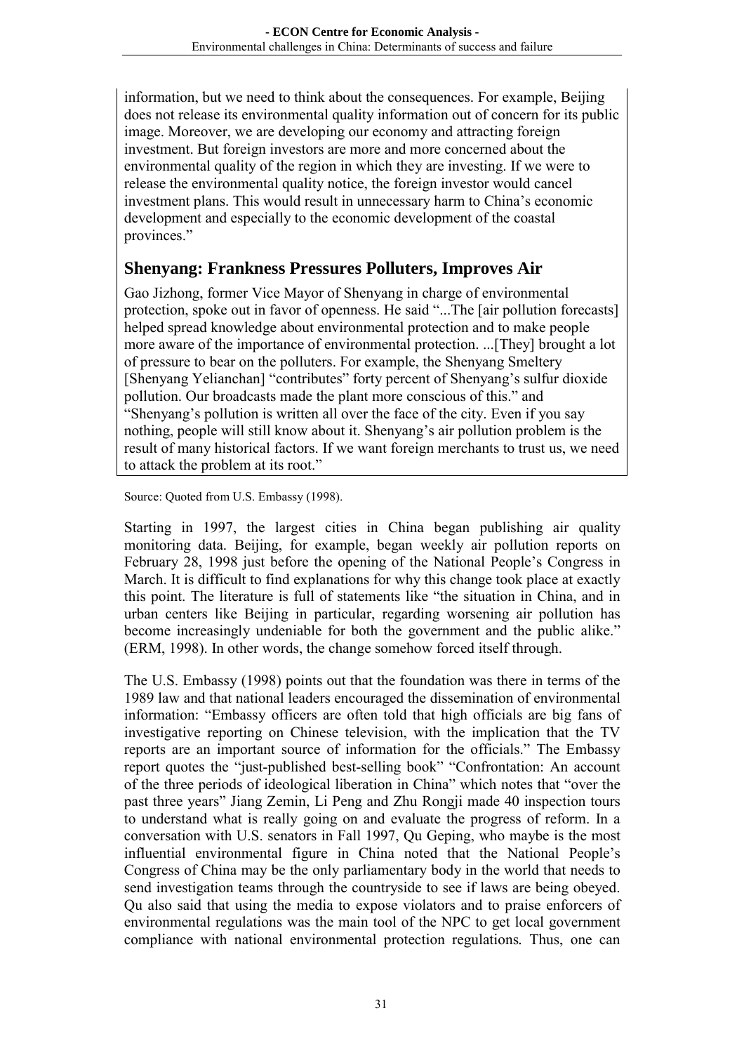information, but we need to think about the consequences. For example, Beijing does not release its environmental quality information out of concern for its public image. Moreover, we are developing our economy and attracting foreign investment. But foreign investors are more and more concerned about the environmental quality of the region in which they are investing. If we were to release the environmental quality notice, the foreign investor would cancel investment plans. This would result in unnecessary harm to China's economic development and especially to the economic development of the coastal provinces."

## Shenyang: Frankness Pressures Polluters, Improves Air

Gao Jizhong, former Vice Mayor of Shenyang in charge of environmental protection, spoke out in favor of openness. He said "...The [air pollution forecasts] helped spread knowledge about environmental protection and to make people more aware of the importance of environmental protection. ...[They] brought a lot of pressure to bear on the polluters. For example, the Shenyang Smeltery [Shenyang Yelianchan] "contributes" forty percent of Shenyang's sulfur dioxide pollution. Our broadcasts made the plant more conscious of this." and "Shenyang's pollution is written all over the face of the city. Even if you say nothing, people will still know about it. Shenyang's air pollution problem is the result of many historical factors. If we want foreign merchants to trust us, we need to attack the problem at its root."

Source: Quoted from U.S. Embassy (1998).

Starting in 1997, the largest cities in China began publishing air quality monitoring data. Beijing, for example, began weekly air pollution reports on February 28, 1998 just before the opening of the National People's Congress in March. It is difficult to find explanations for why this change took place at exactly this point. The literature is full of statements like "the situation in China, and in urban centers like Beijing in particular, regarding worsening air pollution has become increasingly undeniable for both the government and the public alike." (ERM, 1998). In other words, the change somehow forced itself through.

The U.S. Embassy (1998) points out that the foundation was there in terms of the 1989 law and that national leaders encouraged the dissemination of environmental information: "Embassy officers are often told that high officials are big fans of investigative reporting on Chinese television, with the implication that the TV reports are an important source of information for the officials." The Embassy report quotes the "just-published best-selling book" "Confrontation: An account of the three periods of ideological liberation in China" which notes that "over the past three years" Jiang Zemin, Li Peng and Zhu Rongji made 40 inspection tours to understand what is really going on and evaluate the progress of reform. In a conversation with U.S. senators in Fall 1997, Qu Geping, who maybe is the most influential environmental figure in China noted that the National People's Congress of China may be the only parliamentary body in the world that needs to send investigation teams through the countryside to see if laws are being obeyed. Qu also said that using the media to expose violators and to praise enforcers of environmental regulations was the main tool of the NPC to get local government compliance with national environmental protection regulations. Thus, one can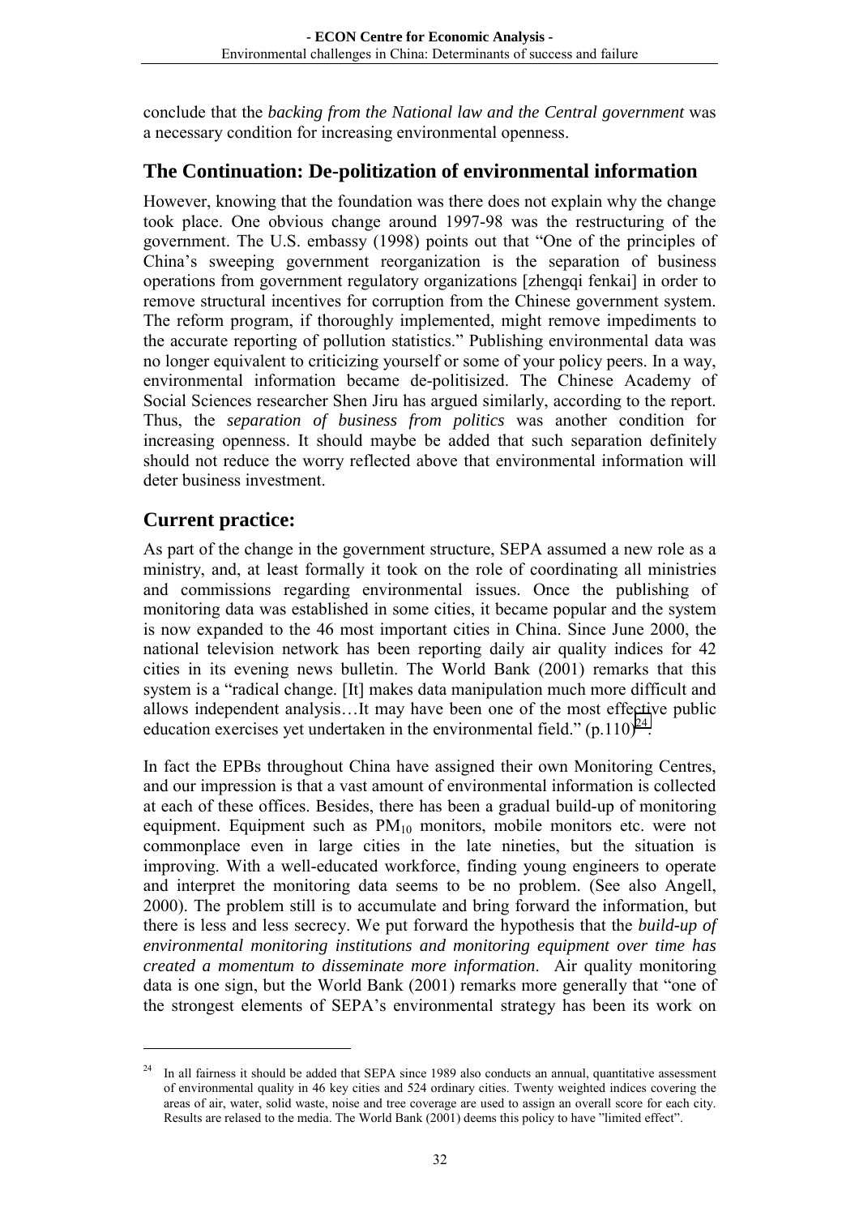conclude that the *backing from the National law and the Central government* was a necessary condition for increasing environmental openness.

## The Continuation: De-politization of environmental information

However, knowing that the foundation was there does not explain why the change took place. One obvious change around 1997-98 was the restructuring of the government. The U.S. embassy (1998) points out that "One of the principles of China's sweeping government reorganization is the separation of business operations from government regulatory organizations [zhengqi fenkai] in order to remove structural incentives for corruption from the Chinese government system. The reform program, if thoroughly implemented, might remove impediments to the accurate reporting of pollution statistics." Publishing environmental data was no longer equivalent to criticizing yourself or some of your policy peers. In a way, environmental information became de-politisized. The Chinese Academy of Social Sciences researcher Shen Jiru has argued similarly, according to the report. Thus, the *separation of business from politics* was another condition for increasing openness. It should maybe be added that such separation definitely should not reduce the worry reflected above that environmental information will deter business investment.

## Current practice:

As part of the change in the government structure, SEPA assumed a new role as a ministry, and, at least formally it took on the role of coordinating all ministries and commissions regarding environmental issues. Once the publishing of monitoring data was established in some cities, it became popular and the system is now expanded to the 46 most important cities in China. Since June 2000, the national television network has been reporting daily air quality indices for 42 cities in its evening news bulletin. The World Bank (2001) remarks that this system is a "radical change. [It] makes data manipulation much more difficult and allows independent analysis…It may have been one of the most effective public education exercises yet undertaken in the environmental field." (p.110)[24].

In fact the EPBs throughout China have assigned their own Monitoring Centres, and our impression is that a vast amount of environmental information is collected at each of these offices. Besides, there has been a gradual build-up of monitoring equipment. Equipment such as $PM_{10}$ monitors, mobile monitors etc. were not commonplace even in large cities in the late nineties, but the situation is improving. With a well-educated workforce, finding young engineers to operate and interpret the monitoring data seems to be no problem. (See also Angell, 2000). The problem still is to accumulate and bring forward the information, but there is less and less secrecy. We put forward the hypothesis that the *build-up of environmental monitoring institutions and monitoring equipment over time has created a momentum to disseminate more information*. Air quality monitoring data is one sign, but the World Bank (2001) remarks more generally that "one of the strongest elements of SEPA's environmental strategy has been its work on

---

[24] In all fairness it should be added that SEPA since 1989 also conducts an annual, quantitative assessment of environmental quality in 46 key cities and 524 ordinary cities. Twenty weighted indices covering the areas of air, water, solid waste, noise and tree coverage are used to assign an overall score for each city. Results are relased to the media. The World Bank (2001) deems this policy to have "limited effect".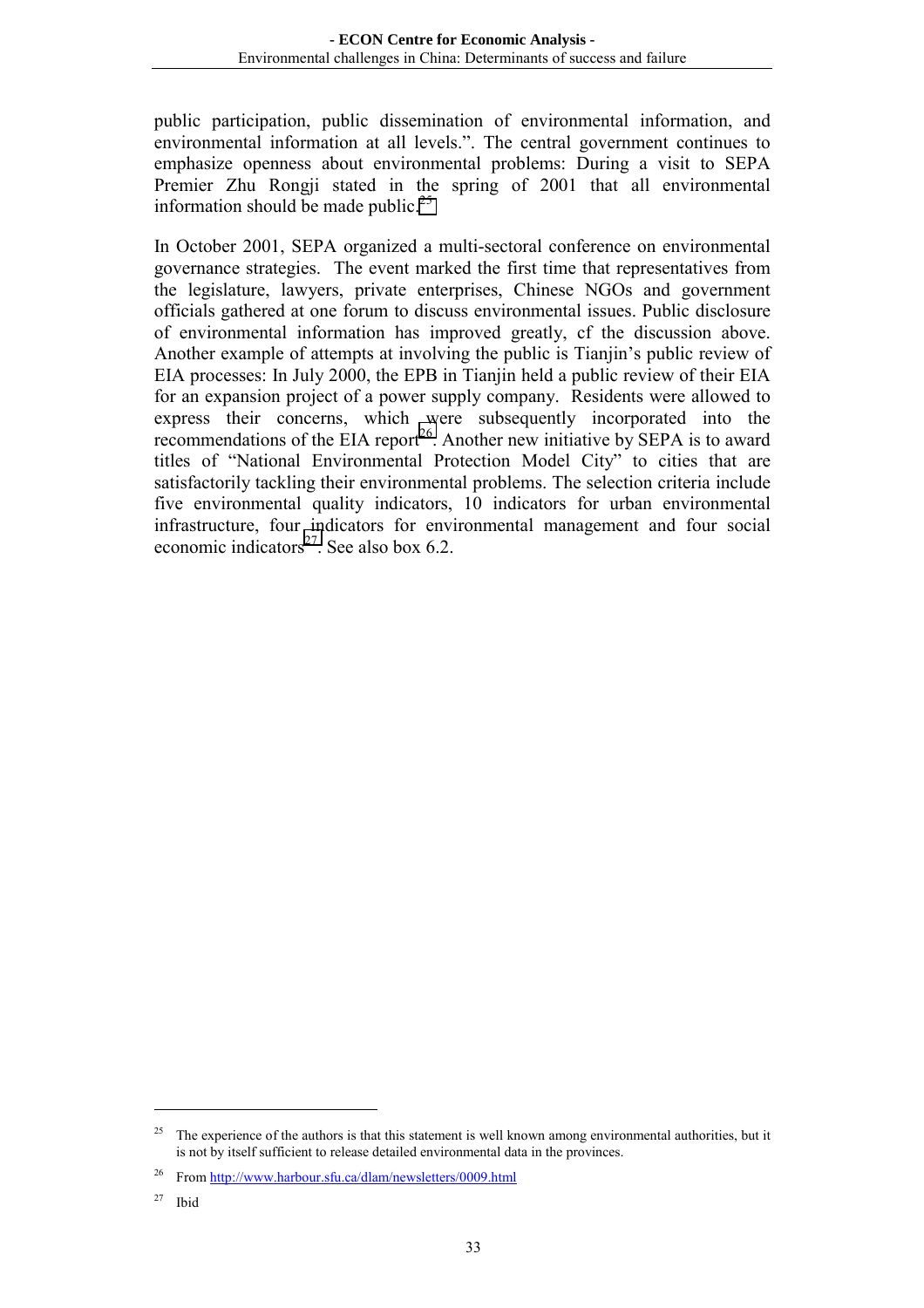public participation, public dissemination of environmental information, and environmental information at all levels.". The central government continues to emphasize openness about environmental problems: During a visit to SEPA Premier Zhu Rongji stated in the spring of 2001 that all environmental information should be made public.[25]

In October 2001, SEPA organized a multi-sectoral conference on environmental governance strategies. The event marked the first time that representatives from the legislature, lawyers, private enterprises, Chinese NGOs and government officials gathered at one forum to discuss environmental issues. Public disclosure of environmental information has improved greatly, cf the discussion above. Another example of attempts at involving the public is Tianjin's public review of EIA processes: In July 2000, the EPB in Tianjin held a public review of their EIA for an expansion project of a power supply company. Residents were allowed to express their concerns, which were subsequently incorporated into the recommendations of the EIA report[26]. Another new initiative by SEPA is to award titles of "National Environmental Protection Model City" to cities that are satisfactorily tackling their environmental problems. The selection criteria include five environmental quality indicators, 10 indicators for urban environmental infrastructure, four indicators for environmental management and four social economic indicators[27]. See also box 6.2.

---

[25] The experience of the authors is that this statement is well known among environmental authorities, but it is not by itself sufficient to release detailed environmental data in the provinces.

[26] From http://www.harbour.sfu.ca/dlam/newsletters/0009.html

[27] Ibid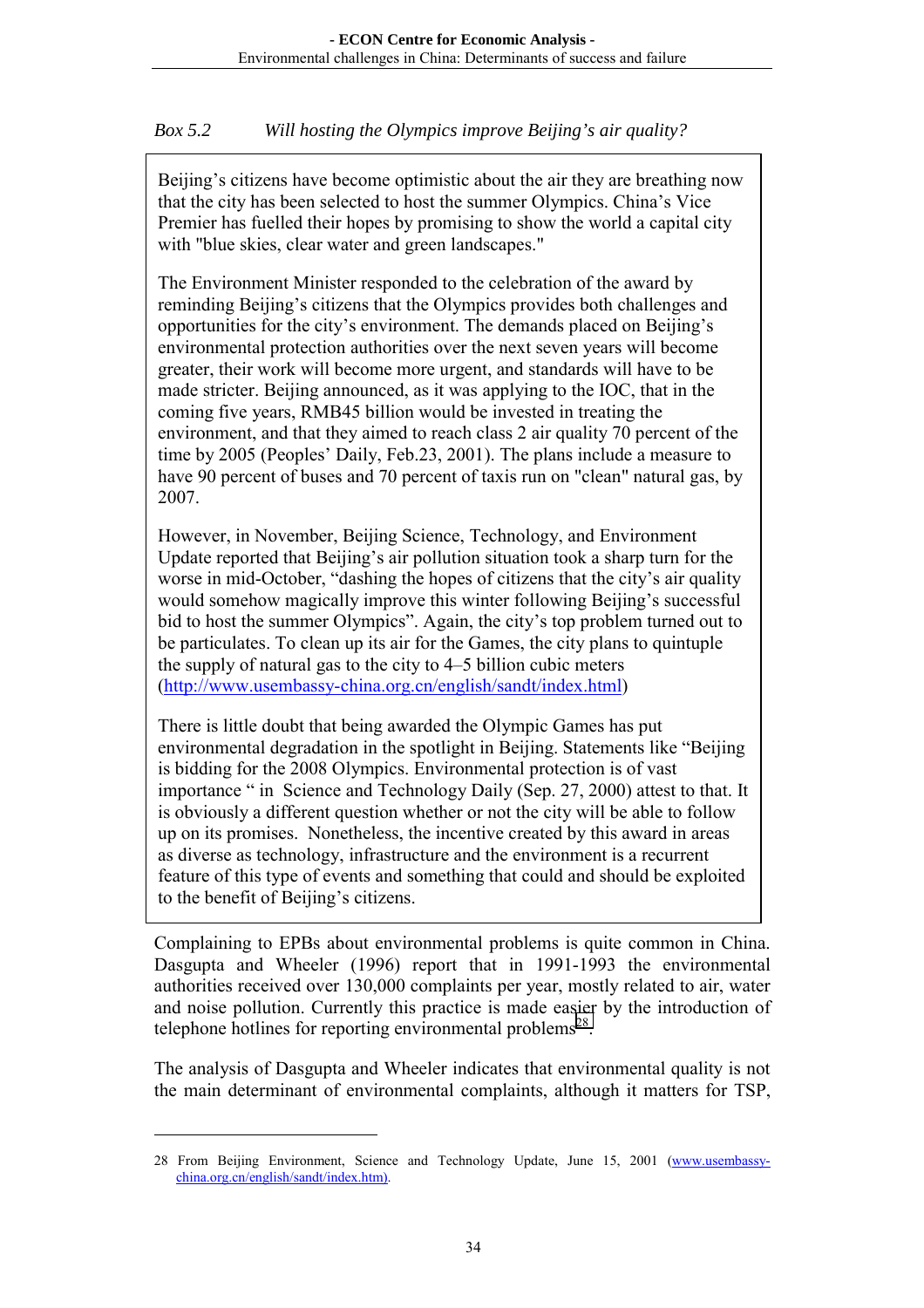*Box 5.2 Will hosting the Olympics improve Beijing's air quality?*

> Beijing's citizens have become optimistic about the air they are breathing now that the city has been selected to host the summer Olympics. China's Vice Premier has fuelled their hopes by promising to show the world a capital city with "blue skies, clear water and green landscapes."
>
> The Environment Minister responded to the celebration of the award by reminding Beijing's citizens that the Olympics provides both challenges and opportunities for the city's environment. The demands placed on Beijing's environmental protection authorities over the next seven years will become greater, their work will become more urgent, and standards will have to be made stricter. Beijing announced, as it was applying to the IOC, that in the coming five years, RMB45 billion would be invested in treating the environment, and that they aimed to reach class 2 air quality 70 percent of the time by 2005 (Peoples' Daily, Feb.23, 2001). The plans include a measure to have 90 percent of buses and 70 percent of taxis run on "clean" natural gas, by 2007.
>
> However, in November, Beijing Science, Technology, and Environment Update reported that Beijing's air pollution situation took a sharp turn for the worse in mid-October, "dashing the hopes of citizens that the city's air quality would somehow magically improve this winter following Beijing's successful bid to host the summer Olympics". Again, the city's top problem turned out to be particulates. To clean up its air for the Games, the city plans to quintuple the supply of natural gas to the city to 4–5 billion cubic meters (http://www.usembassy-china.org.cn/english/sandt/index.html)
>
> There is little doubt that being awarded the Olympic Games has put environmental degradation in the spotlight in Beijing. Statements like "Beijing is bidding for the 2008 Olympics. Environmental protection is of vast importance " in Science and Technology Daily (Sep. 27, 2000) attest to that. It is obviously a different question whether or not the city will be able to follow up on its promises. Nonetheless, the incentive created by this award in areas as diverse as technology, infrastructure and the environment is a recurrent feature of this type of events and something that could and should be exploited to the benefit of Beijing's citizens.

Complaining to EPBs about environmental problems is quite common in China. Dasgupta and Wheeler (1996) report that in 1991-1993 the environmental authorities received over 130,000 complaints per year, mostly related to air, water and noise pollution. Currently this practice is made easier by the introduction of telephone hotlines for reporting environmental problems[28].

The analysis of Dasgupta and Wheeler indicates that environmental quality is not the main determinant of environmental complaints, although it matters for TSP,

---

28 From Beijing Environment, Science and Technology Update, June 15, 2001 (www.usembassy-china.org.cn/english/sandt/index.htm).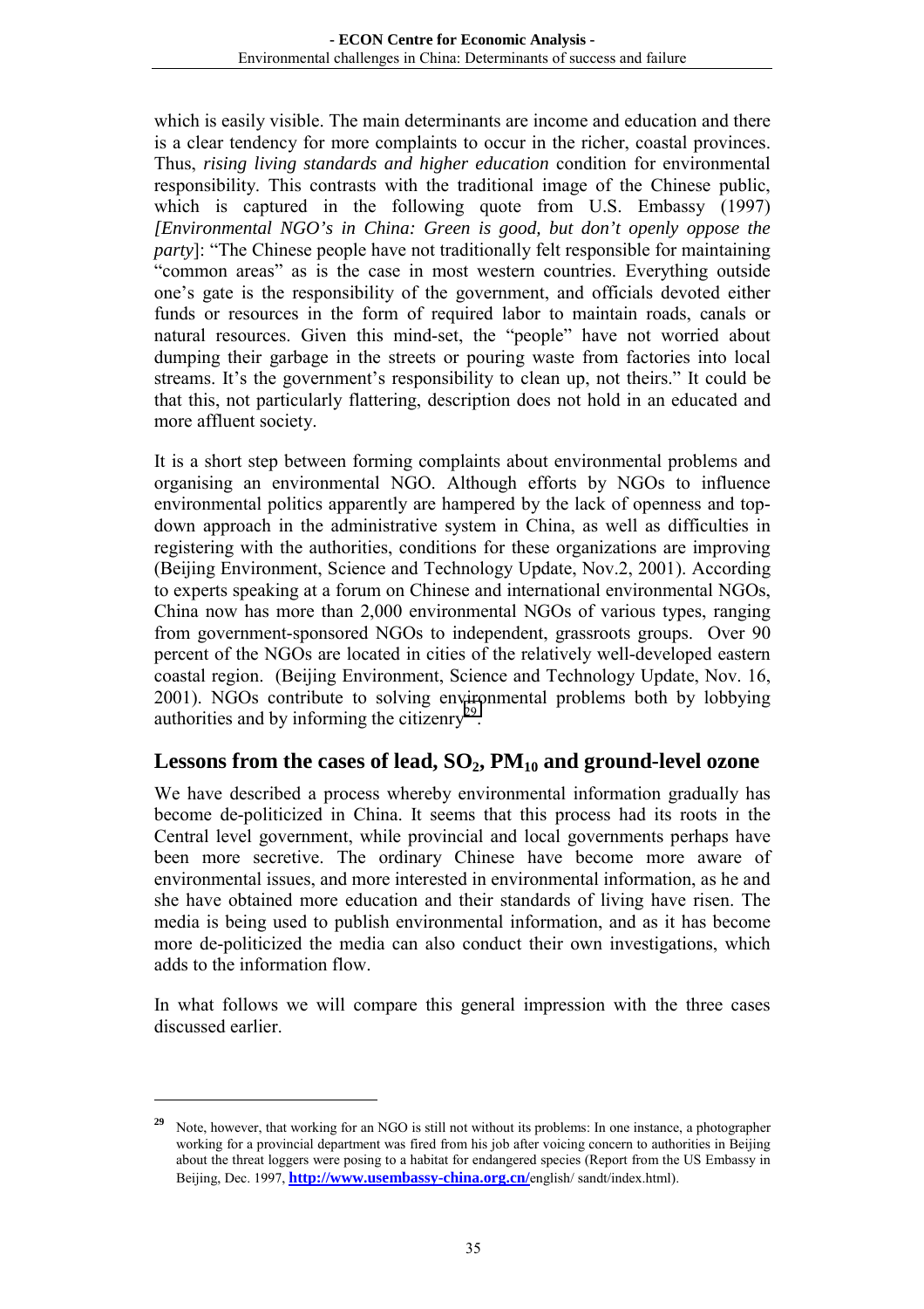which is easily visible. The main determinants are income and education and there is a clear tendency for more complaints to occur in the richer, coastal provinces. Thus, *rising living standards and higher education* condition for environmental responsibility. This contrasts with the traditional image of the Chinese public, which is captured in the following quote from U.S. Embassy (1997) *[Environmental NGO's in China: Green is good, but don't openly oppose the party*]: "The Chinese people have not traditionally felt responsible for maintaining "common areas" as is the case in most western countries. Everything outside one's gate is the responsibility of the government, and officials devoted either funds or resources in the form of required labor to maintain roads, canals or natural resources. Given this mind-set, the "people" have not worried about dumping their garbage in the streets or pouring waste from factories into local streams. It's the government's responsibility to clean up, not theirs." It could be that this, not particularly flattering, description does not hold in an educated and more affluent society.

It is a short step between forming complaints about environmental problems and organising an environmental NGO. Although efforts by NGOs to influence environmental politics apparently are hampered by the lack of openness and top-down approach in the administrative system in China, as well as difficulties in registering with the authorities, conditions for these organizations are improving (Beijing Environment, Science and Technology Update, Nov.2, 2001). According to experts speaking at a forum on Chinese and international environmental NGOs, China now has more than 2,000 environmental NGOs of various types, ranging from government-sponsored NGOs to independent, grassroots groups. Over 90 percent of the NGOs are located in cities of the relatively well-developed eastern coastal region. (Beijing Environment, Science and Technology Update, Nov. 16, 2001). NGOs contribute to solving environmental problems both by lobbying authorities and by informing the citizenry[29].

## Lessons from the cases of lead, $SO_2$, $PM_{10}$ and ground-level ozone

We have described a process whereby environmental information gradually has become de-politicized in China. It seems that this process had its roots in the Central level government, while provincial and local governments perhaps have been more secretive. The ordinary Chinese have become more aware of environmental issues, and more interested in environmental information, as he and she have obtained more education and their standards of living have risen. The media is being used to publish environmental information, and as it has become more de-politicized the media can also conduct their own investigations, which adds to the information flow.

In what follows we will compare this general impression with the three cases discussed earlier.

---

[29] Note, however, that working for an NGO is still not without its problems: In one instance, a photographer working for a provincial department was fired from his job after voicing concern to authorities in Beijing about the threat loggers were posing to a habitat for endangered species (Report from the US Embassy in Beijing, Dec. 1997, **http://www.usembassy-china.org.cn/**english/ sandt/index.html).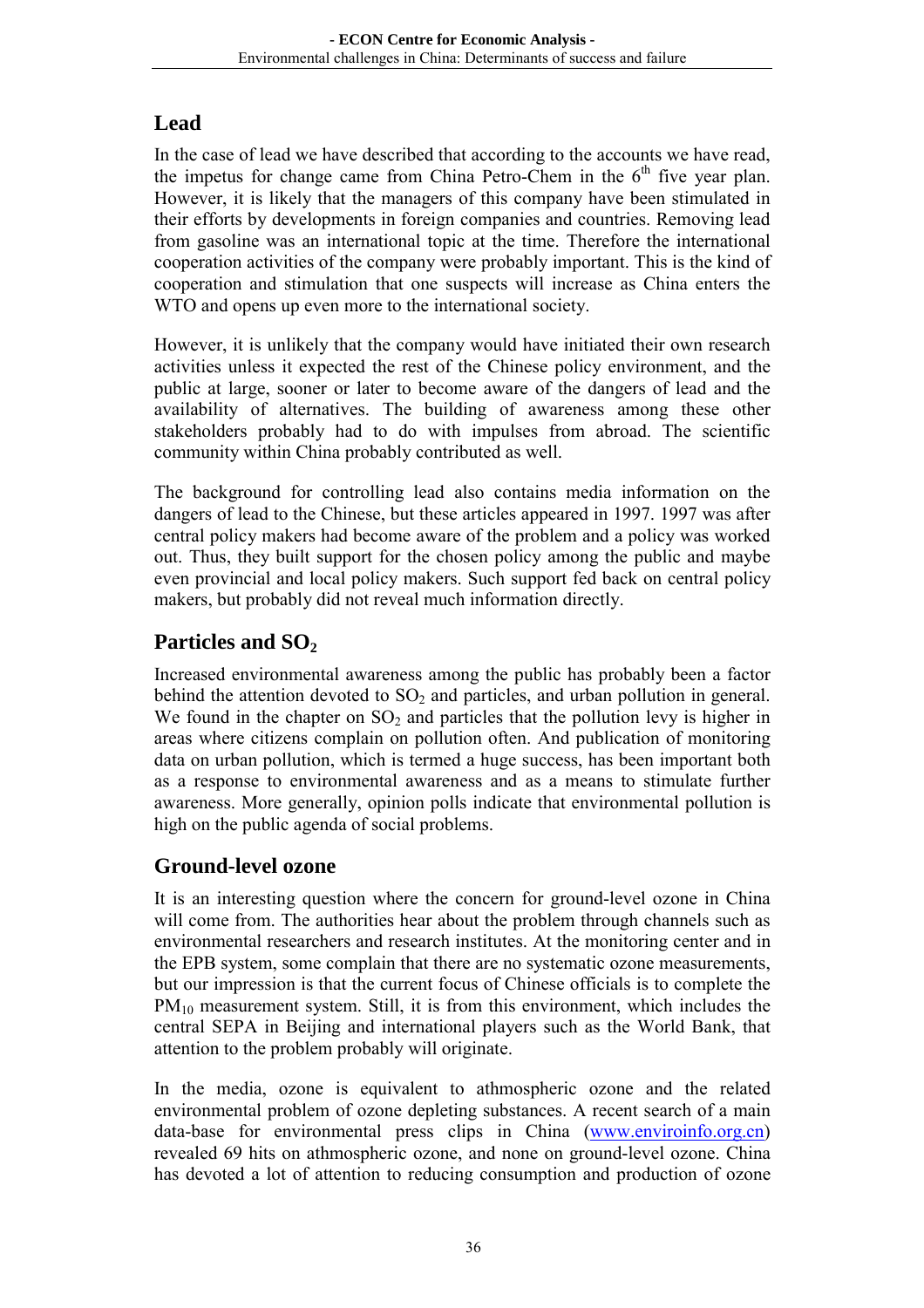## Lead

In the case of lead we have described that according to the accounts we have read, the impetus for change came from China Petro-Chem in the 6th five year plan. However, it is likely that the managers of this company have been stimulated in their efforts by developments in foreign companies and countries. Removing lead from gasoline was an international topic at the time. Therefore the international cooperation activities of the company were probably important. This is the kind of cooperation and stimulation that one suspects will increase as China enters the WTO and opens up even more to the international society.

However, it is unlikely that the company would have initiated their own research activities unless it expected the rest of the Chinese policy environment, and the public at large, sooner or later to become aware of the dangers of lead and the availability of alternatives. The building of awareness among these other stakeholders probably had to do with impulses from abroad. The scientific community within China probably contributed as well.

The background for controlling lead also contains media information on the dangers of lead to the Chinese, but these articles appeared in 1997. 1997 was after central policy makers had become aware of the problem and a policy was worked out. Thus, they built support for the chosen policy among the public and maybe even provincial and local policy makers. Such support fed back on central policy makers, but probably did not reveal much information directly.

## Particles and $SO_2$

Increased environmental awareness among the public has probably been a factor behind the attention devoted to $SO_2$ and particles, and urban pollution in general. We found in the chapter on $SO_2$ and particles that the pollution levy is higher in areas where citizens complain on pollution often. And publication of monitoring data on urban pollution, which is termed a huge success, has been important both as a response to environmental awareness and as a means to stimulate further awareness. More generally, opinion polls indicate that environmental pollution is high on the public agenda of social problems.

## Ground-level ozone

It is an interesting question where the concern for ground-level ozone in China will come from. The authorities hear about the problem through channels such as environmental researchers and research institutes. At the monitoring center and in the EPB system, some complain that there are no systematic ozone measurements, but our impression is that the current focus of Chinese officials is to complete the $PM_{10}$ measurement system. Still, it is from this environment, which includes the central SEPA in Beijing and international players such as the World Bank, that attention to the problem probably will originate.

In the media, ozone is equivalent to athmospheric ozone and the related environmental problem of ozone depleting substances. A recent search of a main data-base for environmental press clips in China (www.enviroinfo.org.cn) revealed 69 hits on athmospheric ozone, and none on ground-level ozone. China has devoted a lot of attention to reducing consumption and production of ozone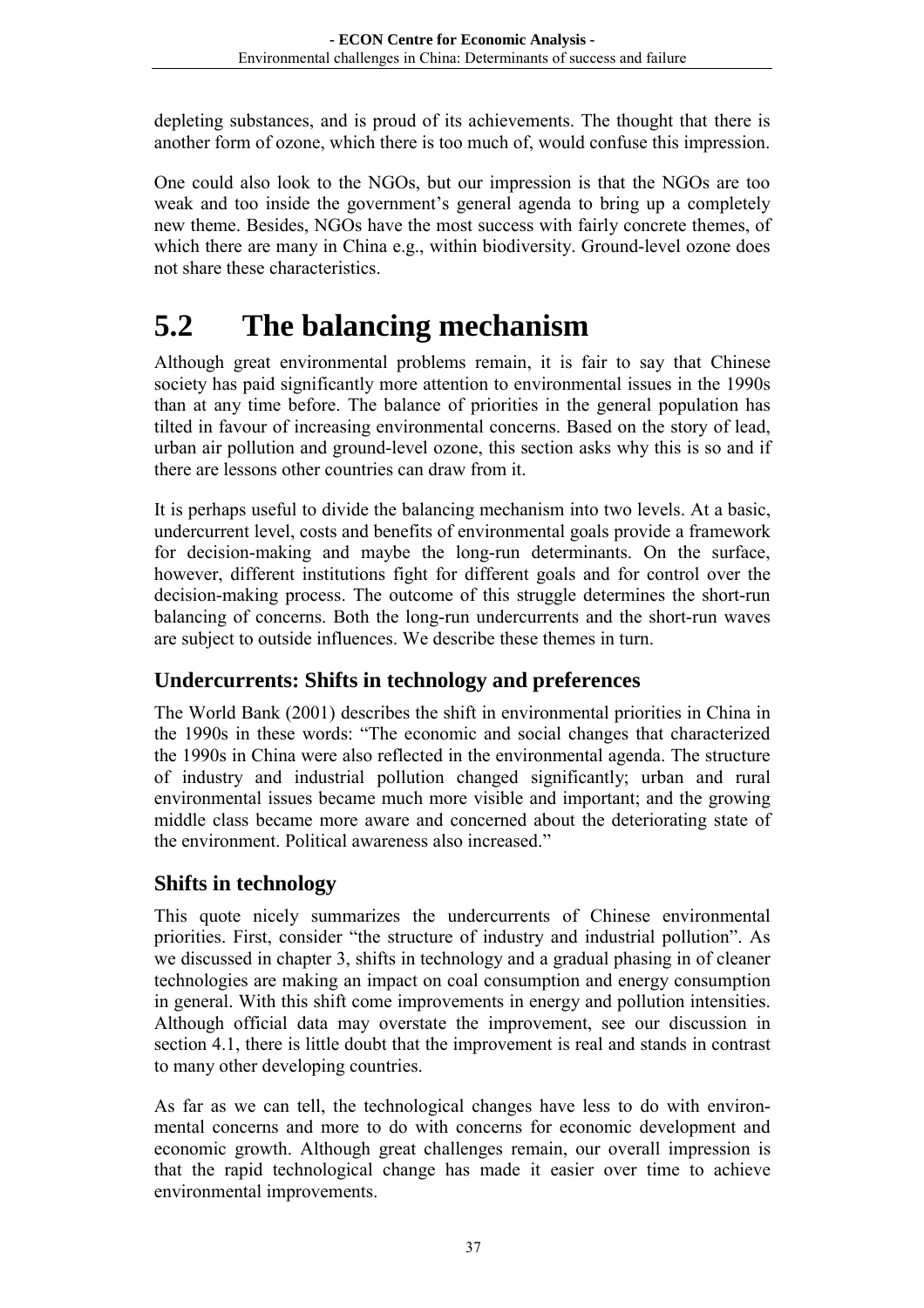depleting substances, and is proud of its achievements. The thought that there is another form of ozone, which there is too much of, would confuse this impression.

One could also look to the NGOs, but our impression is that the NGOs are too weak and too inside the government's general agenda to bring up a completely new theme. Besides, NGOs have the most success with fairly concrete themes, of which there are many in China e.g., within biodiversity. Ground-level ozone does not share these characteristics.

# 5.2 The balancing mechanism

Although great environmental problems remain, it is fair to say that Chinese society has paid significantly more attention to environmental issues in the 1990s than at any time before. The balance of priorities in the general population has tilted in favour of increasing environmental concerns. Based on the story of lead, urban air pollution and ground-level ozone, this section asks why this is so and if there are lessons other countries can draw from it.

It is perhaps useful to divide the balancing mechanism into two levels. At a basic, undercurrent level, costs and benefits of environmental goals provide a framework for decision-making and maybe the long-run determinants. On the surface, however, different institutions fight for different goals and for control over the decision-making process. The outcome of this struggle determines the short-run balancing of concerns. Both the long-run undercurrents and the short-run waves are subject to outside influences. We describe these themes in turn.

## Undercurrents: Shifts in technology and preferences

The World Bank (2001) describes the shift in environmental priorities in China in the 1990s in these words: "The economic and social changes that characterized the 1990s in China were also reflected in the environmental agenda. The structure of industry and industrial pollution changed significantly; urban and rural environmental issues became much more visible and important; and the growing middle class became more aware and concerned about the deteriorating state of the environment. Political awareness also increased."

## Shifts in technology

This quote nicely summarizes the undercurrents of Chinese environmental priorities. First, consider "the structure of industry and industrial pollution". As we discussed in chapter 3, shifts in technology and a gradual phasing in of cleaner technologies are making an impact on coal consumption and energy consumption in general. With this shift come improvements in energy and pollution intensities. Although official data may overstate the improvement, see our discussion in section 4.1, there is little doubt that the improvement is real and stands in contrast to many other developing countries.

As far as we can tell, the technological changes have less to do with environmental concerns and more to do with concerns for economic development and economic growth. Although great challenges remain, our overall impression is that the rapid technological change has made it easier over time to achieve environmental improvements.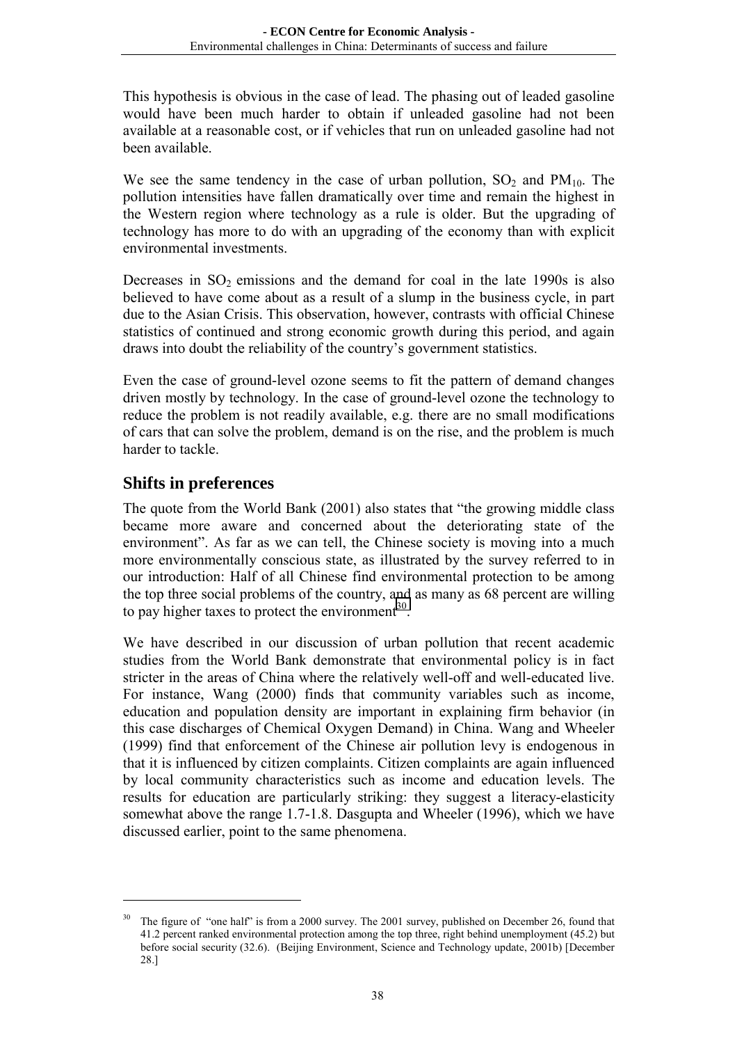This hypothesis is obvious in the case of lead. The phasing out of leaded gasoline would have been much harder to obtain if unleaded gasoline had not been available at a reasonable cost, or if vehicles that run on unleaded gasoline had not been available.

We see the same tendency in the case of urban pollution, $SO_2$ and $PM_{10}$. The pollution intensities have fallen dramatically over time and remain the highest in the Western region where technology as a rule is older. But the upgrading of technology has more to do with an upgrading of the economy than with explicit environmental investments.

Decreases in $SO_2$ emissions and the demand for coal in the late 1990s is also believed to have come about as a result of a slump in the business cycle, in part due to the Asian Crisis. This observation, however, contrasts with official Chinese statistics of continued and strong economic growth during this period, and again draws into doubt the reliability of the country's government statistics.

Even the case of ground-level ozone seems to fit the pattern of demand changes driven mostly by technology. In the case of ground-level ozone the technology to reduce the problem is not readily available, e.g. there are no small modifications of cars that can solve the problem, demand is on the rise, and the problem is much harder to tackle.

## Shifts in preferences

The quote from the World Bank (2001) also states that "the growing middle class became more aware and concerned about the deteriorating state of the environment". As far as we can tell, the Chinese society is moving into a much more environmentally conscious state, as illustrated by the survey referred to in our introduction: Half of all Chinese find environmental protection to be among the top three social problems of the country, and as many as 68 percent are willing to pay higher taxes to protect the environment[30].

We have described in our discussion of urban pollution that recent academic studies from the World Bank demonstrate that environmental policy is in fact stricter in the areas of China where the relatively well-off and well-educated live. For instance, Wang (2000) finds that community variables such as income, education and population density are important in explaining firm behavior (in this case discharges of Chemical Oxygen Demand) in China. Wang and Wheeler (1999) find that enforcement of the Chinese air pollution levy is endogenous in that it is influenced by citizen complaints. Citizen complaints are again influenced by local community characteristics such as income and education levels. The results for education are particularly striking: they suggest a literacy-elasticity somewhat above the range 1.7-1.8. Dasgupta and Wheeler (1996), which we have discussed earlier, point to the same phenomena.

---

[30] The figure of "one half" is from a 2000 survey. The 2001 survey, published on December 26, found that 41.2 percent ranked environmental protection among the top three, right behind unemployment (45.2) but before social security (32.6). (Beijing Environment, Science and Technology update, 2001b) [December 28.]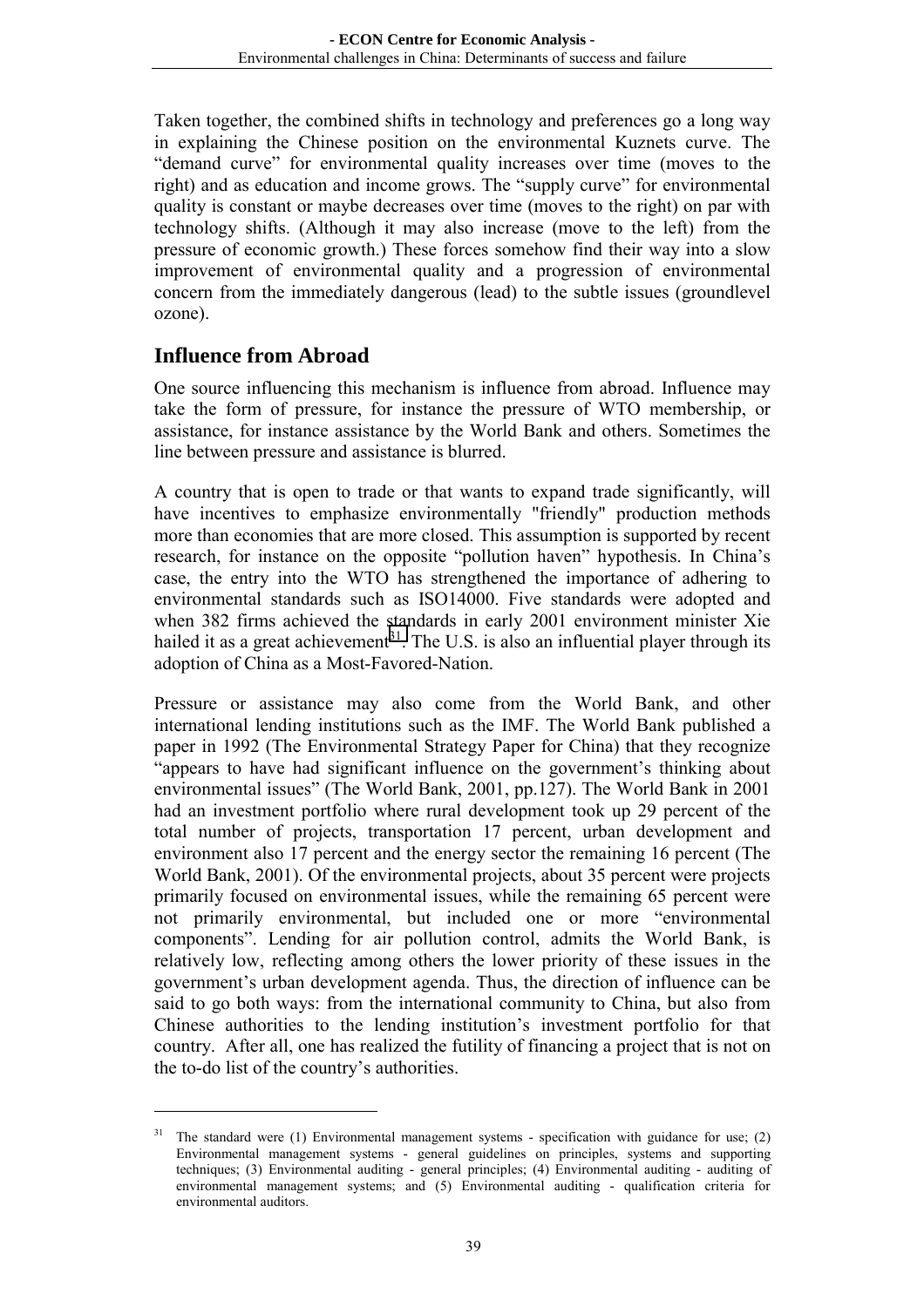Taken together, the combined shifts in technology and preferences go a long way in explaining the Chinese position on the environmental Kuznets curve. The "demand curve" for environmental quality increases over time (moves to the right) and as education and income grows. The "supply curve" for environmental quality is constant or maybe decreases over time (moves to the right) on par with technology shifts. (Although it may also increase (move to the left) from the pressure of economic growth.) These forces somehow find their way into a slow improvement of environmental quality and a progression of environmental concern from the immediately dangerous (lead) to the subtle issues (groundlevel ozone).

## Influence from Abroad

One source influencing this mechanism is influence from abroad. Influence may take the form of pressure, for instance the pressure of WTO membership, or assistance, for instance assistance by the World Bank and others. Sometimes the line between pressure and assistance is blurred.

A country that is open to trade or that wants to expand trade significantly, will have incentives to emphasize environmentally "friendly" production methods more than economies that are more closed. This assumption is supported by recent research, for instance on the opposite "pollution haven" hypothesis. In China's case, the entry into the WTO has strengthened the importance of adhering to environmental standards such as ISO14000. Five standards were adopted and when 382 firms achieved the standards in early 2001 environment minister Xie hailed it as a great achievement[31]. The U.S. is also an influential player through its adoption of China as a Most-Favored-Nation.

Pressure or assistance may also come from the World Bank, and other international lending institutions such as the IMF. The World Bank published a paper in 1992 (The Environmental Strategy Paper for China) that they recognize "appears to have had significant influence on the government's thinking about environmental issues" (The World Bank, 2001, pp.127). The World Bank in 2001 had an investment portfolio where rural development took up 29 percent of the total number of projects, transportation 17 percent, urban development and environment also 17 percent and the energy sector the remaining 16 percent (The World Bank, 2001). Of the environmental projects, about 35 percent were projects primarily focused on environmental issues, while the remaining 65 percent were not primarily environmental, but included one or more "environmental components". Lending for air pollution control, admits the World Bank, is relatively low, reflecting among others the lower priority of these issues in the government's urban development agenda. Thus, the direction of influence can be said to go both ways: from the international community to China, but also from Chinese authorities to the lending institution's investment portfolio for that country. After all, one has realized the futility of financing a project that is not on the to-do list of the country's authorities.

---

[31] The standard were (1) Environmental management systems - specification with guidance for use; (2) Environmental management systems - general guidelines on principles, systems and supporting techniques; (3) Environmental auditing - general principles; (4) Environmental auditing - auditing of environmental management systems; and (5) Environmental auditing - qualification criteria for environmental auditors.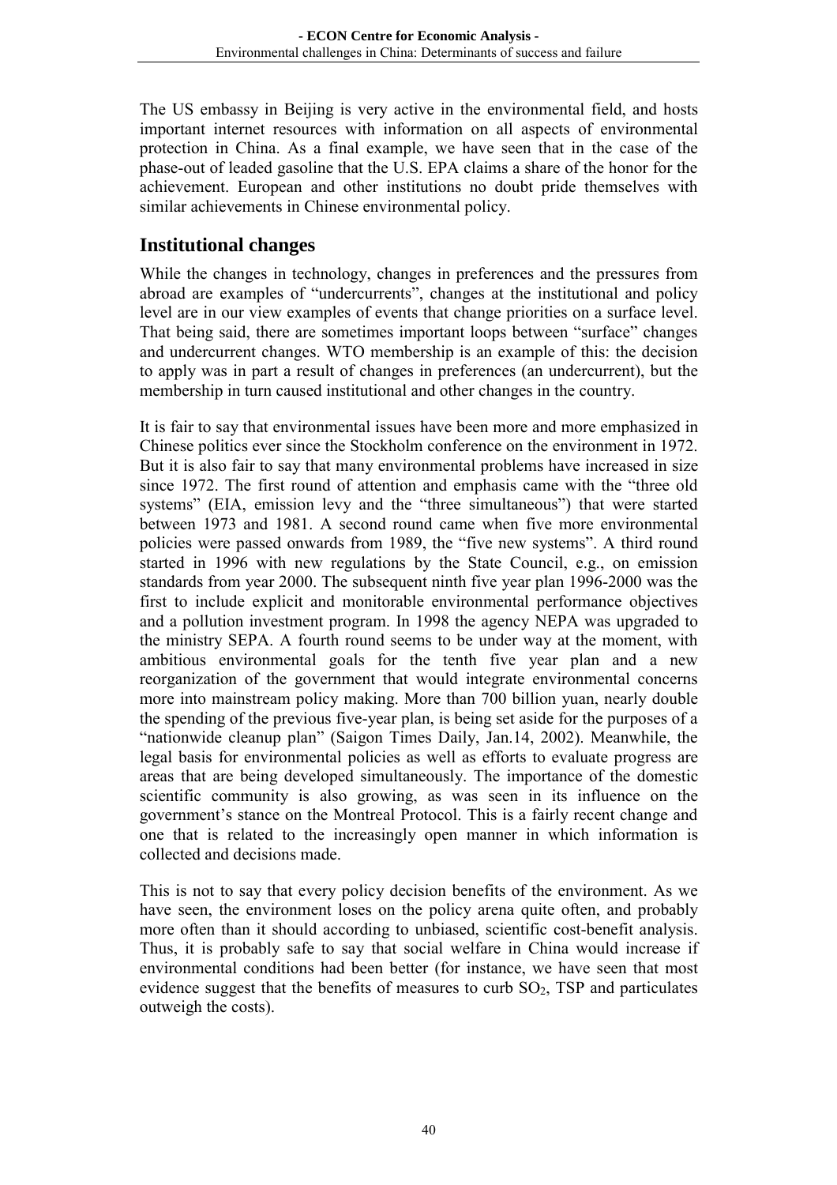The US embassy in Beijing is very active in the environmental field, and hosts important internet resources with information on all aspects of environmental protection in China. As a final example, we have seen that in the case of the phase-out of leaded gasoline that the U.S. EPA claims a share of the honor for the achievement. European and other institutions no doubt pride themselves with similar achievements in Chinese environmental policy.

## Institutional changes

While the changes in technology, changes in preferences and the pressures from abroad are examples of "undercurrents", changes at the institutional and policy level are in our view examples of events that change priorities on a surface level. That being said, there are sometimes important loops between "surface" changes and undercurrent changes. WTO membership is an example of this: the decision to apply was in part a result of changes in preferences (an undercurrent), but the membership in turn caused institutional and other changes in the country.

It is fair to say that environmental issues have been more and more emphasized in Chinese politics ever since the Stockholm conference on the environment in 1972. But it is also fair to say that many environmental problems have increased in size since 1972. The first round of attention and emphasis came with the "three old systems" (EIA, emission levy and the "three simultaneous") that were started between 1973 and 1981. A second round came when five more environmental policies were passed onwards from 1989, the "five new systems". A third round started in 1996 with new regulations by the State Council, e.g., on emission standards from year 2000. The subsequent ninth five year plan 1996-2000 was the first to include explicit and monitorable environmental performance objectives and a pollution investment program. In 1998 the agency NEPA was upgraded to the ministry SEPA. A fourth round seems to be under way at the moment, with ambitious environmental goals for the tenth five year plan and a new reorganization of the government that would integrate environmental concerns more into mainstream policy making. More than 700 billion yuan, nearly double the spending of the previous five-year plan, is being set aside for the purposes of a "nationwide cleanup plan" (Saigon Times Daily, Jan.14, 2002). Meanwhile, the legal basis for environmental policies as well as efforts to evaluate progress are areas that are being developed simultaneously. The importance of the domestic scientific community is also growing, as was seen in its influence on the government's stance on the Montreal Protocol. This is a fairly recent change and one that is related to the increasingly open manner in which information is collected and decisions made.

This is not to say that every policy decision benefits of the environment. As we have seen, the environment loses on the policy arena quite often, and probably more often than it should according to unbiased, scientific cost-benefit analysis. Thus, it is probably safe to say that social welfare in China would increase if environmental conditions had been better (for instance, we have seen that most evidence suggest that the benefits of measures to curb $SO_2$, TSP and particulates outweigh the costs).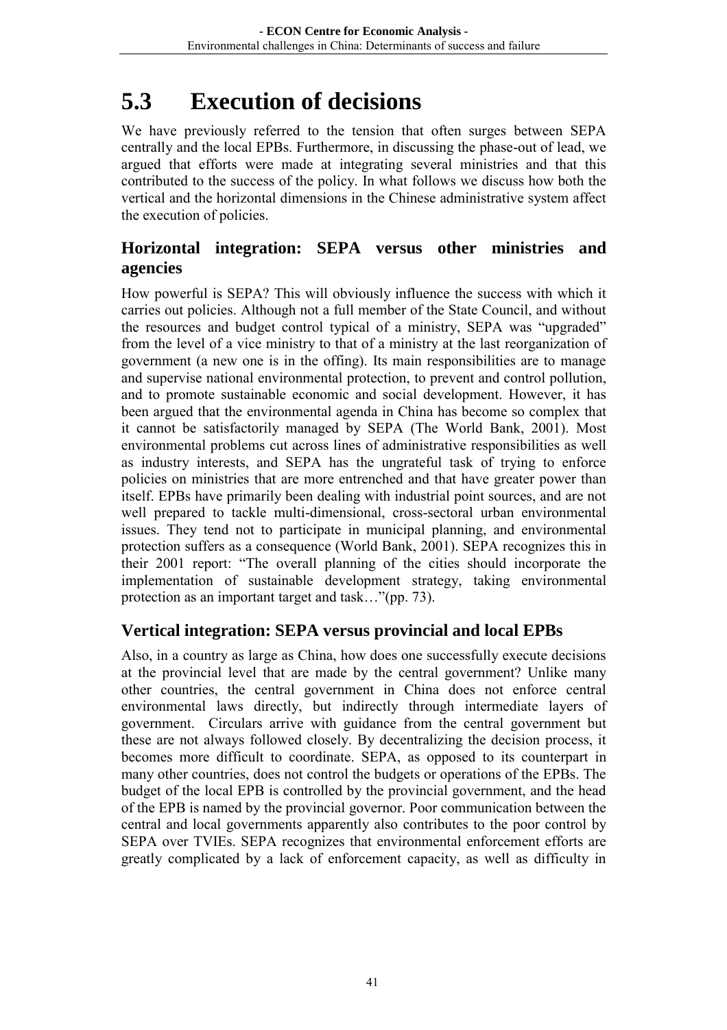# 5.3 Execution of decisions

We have previously referred to the tension that often surges between SEPA centrally and the local EPBs. Furthermore, in discussing the phase-out of lead, we argued that efforts were made at integrating several ministries and that this contributed to the success of the policy. In what follows we discuss how both the vertical and the horizontal dimensions in the Chinese administrative system affect the execution of policies.

## Horizontal integration: SEPA versus other ministries and agencies

How powerful is SEPA? This will obviously influence the success with which it carries out policies. Although not a full member of the State Council, and without the resources and budget control typical of a ministry, SEPA was "upgraded" from the level of a vice ministry to that of a ministry at the last reorganization of government (a new one is in the offing). Its main responsibilities are to manage and supervise national environmental protection, to prevent and control pollution, and to promote sustainable economic and social development. However, it has been argued that the environmental agenda in China has become so complex that it cannot be satisfactorily managed by SEPA (The World Bank, 2001). Most environmental problems cut across lines of administrative responsibilities as well as industry interests, and SEPA has the ungrateful task of trying to enforce policies on ministries that are more entrenched and that have greater power than itself. EPBs have primarily been dealing with industrial point sources, and are not well prepared to tackle multi-dimensional, cross-sectoral urban environmental issues. They tend not to participate in municipal planning, and environmental protection suffers as a consequence (World Bank, 2001). SEPA recognizes this in their 2001 report: "The overall planning of the cities should incorporate the implementation of sustainable development strategy, taking environmental protection as an important target and task…"(pp. 73).

## Vertical integration: SEPA versus provincial and local EPBs

Also, in a country as large as China, how does one successfully execute decisions at the provincial level that are made by the central government? Unlike many other countries, the central government in China does not enforce central environmental laws directly, but indirectly through intermediate layers of government. Circulars arrive with guidance from the central government but these are not always followed closely. By decentralizing the decision process, it becomes more difficult to coordinate. SEPA, as opposed to its counterpart in many other countries, does not control the budgets or operations of the EPBs. The budget of the local EPB is controlled by the provincial government, and the head of the EPB is named by the provincial governor. Poor communication between the central and local governments apparently also contributes to the poor control by SEPA over TVIEs. SEPA recognizes that environmental enforcement efforts are greatly complicated by a lack of enforcement capacity, as well as difficulty in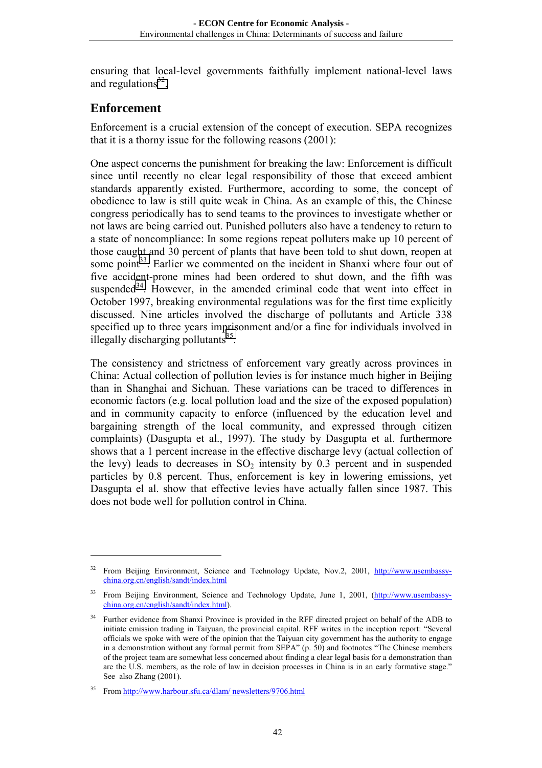ensuring that local-level governments faithfully implement national-level laws and regulations[32].

## Enforcement

Enforcement is a crucial extension of the concept of execution. SEPA recognizes that it is a thorny issue for the following reasons (2001):

One aspect concerns the punishment for breaking the law: Enforcement is difficult since until recently no clear legal responsibility of those that exceed ambient standards apparently existed. Furthermore, according to some, the concept of obedience to law is still quite weak in China. As an example of this, the Chinese congress periodically has to send teams to the provinces to investigate whether or not laws are being carried out. Punished polluters also have a tendency to return to a state of noncompliance: In some regions repeat polluters make up 10 percent of those caught and 30 percent of plants that have been told to shut down, reopen at some point[33]. Earlier we commented on the incident in Shanxi where four out of five accident-prone mines had been ordered to shut down, and the fifth was suspended[34]. However, in the amended criminal code that went into effect in October 1997, breaking environmental regulations was for the first time explicitly discussed. Nine articles involved the discharge of pollutants and Article 338 specified up to three years imprisonment and/or a fine for individuals involved in illegally discharging pollutants[35].

The consistency and strictness of enforcement vary greatly across provinces in China: Actual collection of pollution levies is for instance much higher in Beijing than in Shanghai and Sichuan. These variations can be traced to differences in economic factors (e.g. local pollution load and the size of the exposed population) and in community capacity to enforce (influenced by the education level and bargaining strength of the local community, and expressed through citizen complaints) (Dasgupta et al., 1997). The study by Dasgupta et al. furthermore shows that a 1 percent increase in the effective discharge levy (actual collection of the levy) leads to decreases in $SO_2$ intensity by 0.3 percent and in suspended particles by 0.8 percent. Thus, enforcement is key in lowering emissions, yet Dasgupta el al. show that effective levies have actually fallen since 1987. This does not bode well for pollution control in China.

---

[32] From Beijing Environment, Science and Technology Update, Nov.2, 2001, http://www.usembassy-china.org.cn/english/sandt/index.html

[33] From Beijing Environment, Science and Technology Update, June 1, 2001, (http://www.usembassy-china.org.cn/english/sandt/index.html).

[34] Further evidence from Shanxi Province is provided in the RFF directed project on behalf of the ADB to initiate emission trading in Taiyuan, the provincial capital. RFF writes in the inception report: "Several officials we spoke with were of the opinion that the Taiyuan city government has the authority to engage in a demonstration without any formal permit from SEPA" (p. 50) and footnotes "The Chinese members of the project team are somewhat less concerned about finding a clear legal basis for a demonstration than are the U.S. members, as the role of law in decision processes in China is in an early formative stage." See also Zhang (2001).

[35] From http://www.harbour.sfu.ca/dlam/ newsletters/9706.html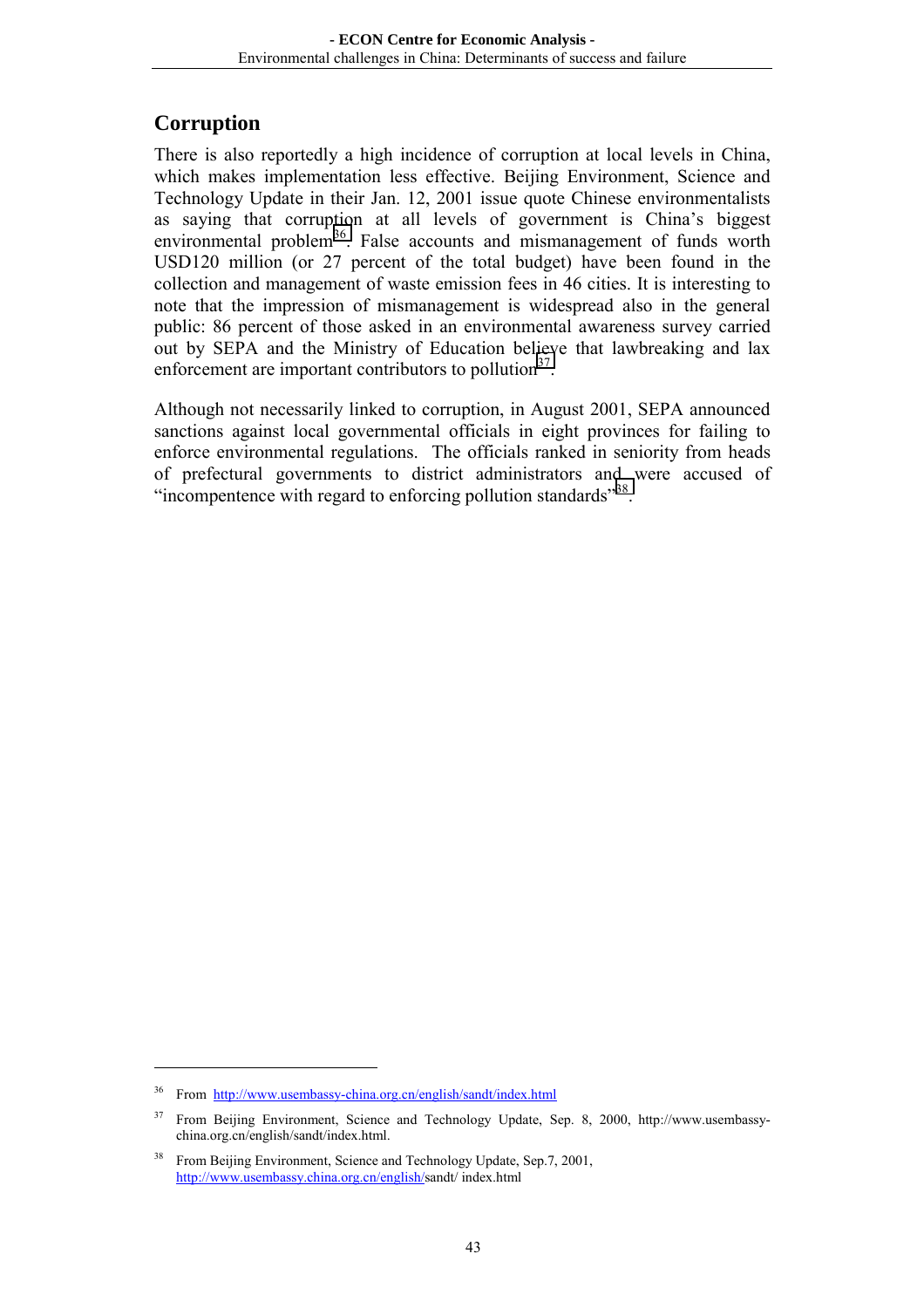## Corruption

There is also reportedly a high incidence of corruption at local levels in China, which makes implementation less effective. Beijing Environment, Science and Technology Update in their Jan. 12, 2001 issue quote Chinese environmentalists as saying that corruption at all levels of government is China's biggest environmental problem[36]. False accounts and mismanagement of funds worth USD120 million (or 27 percent of the total budget) have been found in the collection and management of waste emission fees in 46 cities. It is interesting to note that the impression of mismanagement is widespread also in the general public: 86 percent of those asked in an environmental awareness survey carried out by SEPA and the Ministry of Education believe that lawbreaking and lax enforcement are important contributors to pollution[37].

Although not necessarily linked to corruption, in August 2001, SEPA announced sanctions against local governmental officials in eight provinces for failing to enforce environmental regulations. The officials ranked in seniority from heads of prefectural governments to district administrators and were accused of "incompentence with regard to enforcing pollution standards"[38].

---

[36] From http://www.usembassy-china.org.cn/english/sandt/index.html

[37] From Beijing Environment, Science and Technology Update, Sep. 8, 2000, http://www.usembassy-china.org.cn/english/sandt/index.html.

[38] From Beijing Environment, Science and Technology Update, Sep.7, 2001, http://www.usembassy.china.org.cn/english/sandt/ index.html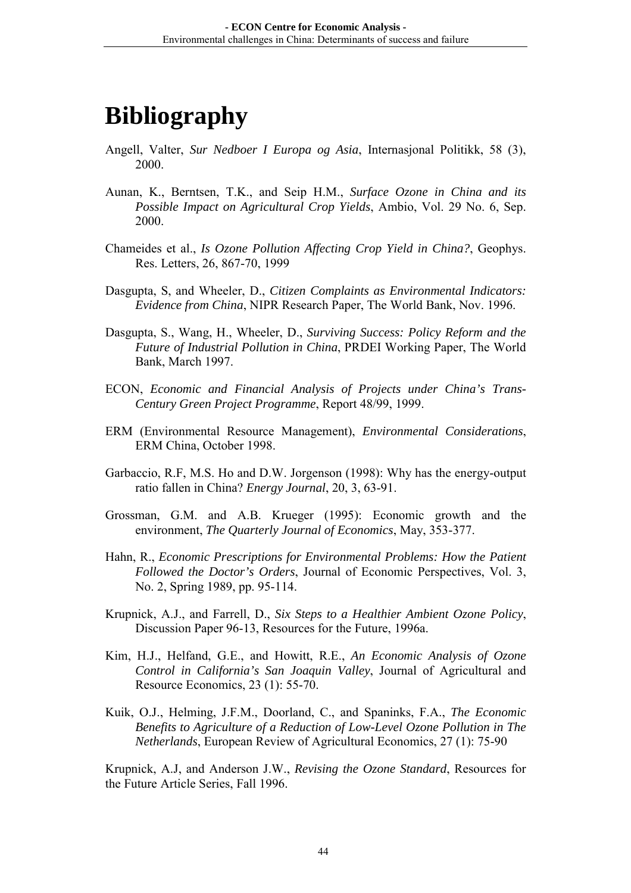# Bibliography

Angell, Valter, *Sur Nedboer I Europa og Asia*, Internasjonal Politikk, 58 (3), 2000.

Aunan, K., Berntsen, T.K., and Seip H.M., *Surface Ozone in China and its Possible Impact on Agricultural Crop Yields*, Ambio, Vol. 29 No. 6, Sep. 2000.

Chameides et al., *Is Ozone Pollution Affecting Crop Yield in China?*, Geophys. Res. Letters, 26, 867-70, 1999

Dasgupta, S, and Wheeler, D., *Citizen Complaints as Environmental Indicators: Evidence from China*, NIPR Research Paper, The World Bank, Nov. 1996.

Dasgupta, S., Wang, H., Wheeler, D., *Surviving Success: Policy Reform and the Future of Industrial Pollution in China*, PRDEI Working Paper, The World Bank, March 1997.

ECON, *Economic and Financial Analysis of Projects under China's Trans-Century Green Project Programme*, Report 48/99, 1999.

ERM (Environmental Resource Management), *Environmental Considerations*, ERM China, October 1998.

Garbaccio, R.F, M.S. Ho and D.W. Jorgenson (1998): Why has the energy-output ratio fallen in China? *Energy Journal*, 20, 3, 63-91.

Grossman, G.M. and A.B. Krueger (1995): Economic growth and the environment, *The Quarterly Journal of Economics*, May, 353-377.

Hahn, R., *Economic Prescriptions for Environmental Problems: How the Patient Followed the Doctor's Orders*, Journal of Economic Perspectives, Vol. 3, No. 2, Spring 1989, pp. 95-114.

Krupnick, A.J., and Farrell, D., *Six Steps to a Healthier Ambient Ozone Policy*, Discussion Paper 96-13, Resources for the Future, 1996a.

Kim, H.J., Helfand, G.E., and Howitt, R.E., *An Economic Analysis of Ozone Control in California's San Joaquin Valley*, Journal of Agricultural and Resource Economics, 23 (1): 55-70.

Kuik, O.J., Helming, J.F.M., Doorland, C., and Spaninks, F.A., *The Economic Benefits to Agriculture of a Reduction of Low-Level Ozone Pollution in The Netherlands*, European Review of Agricultural Economics, 27 (1): 75-90

Krupnick, A.J, and Anderson J.W., *Revising the Ozone Standard*, Resources for the Future Article Series, Fall 1996.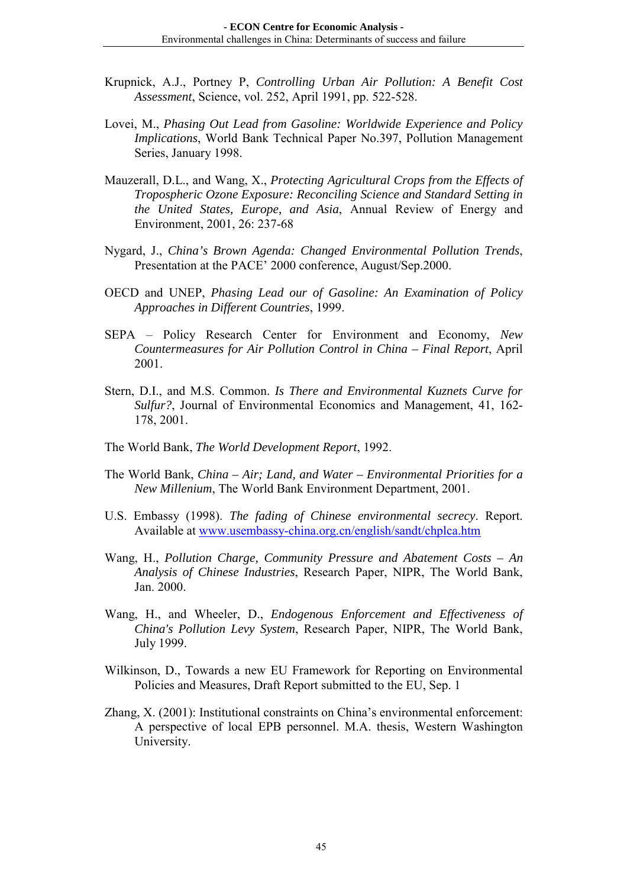Krupnick, A.J., Portney P, *Controlling Urban Air Pollution: A Benefit Cost Assessment*, Science, vol. 252, April 1991, pp. 522-528.

Lovei, M., *Phasing Out Lead from Gasoline: Worldwide Experience and Policy Implications*, World Bank Technical Paper No.397, Pollution Management Series, January 1998.

Mauzerall, D.L., and Wang, X., *Protecting Agricultural Crops from the Effects of Tropospheric Ozone Exposure: Reconciling Science and Standard Setting in the United States, Europe, and Asia*, Annual Review of Energy and Environment, 2001, 26: 237-68

Nygard, J., *China's Brown Agenda: Changed Environmental Pollution Trends*, Presentation at the PACE' 2000 conference, August/Sep.2000.

OECD and UNEP, *Phasing Lead our of Gasoline: An Examination of Policy Approaches in Different Countries*, 1999.

SEPA – Policy Research Center for Environment and Economy, *New Countermeasures for Air Pollution Control in China – Final Report*, April 2001.

Stern, D.I., and M.S. Common. *Is There and Environmental Kuznets Curve for Sulfur?*, Journal of Environmental Economics and Management, 41, 162-178, 2001.

The World Bank, *The World Development Report*, 1992.

The World Bank, *China – Air; Land, and Water – Environmental Priorities for a New Millenium*, The World Bank Environment Department, 2001.

U.S. Embassy (1998). *The fading of Chinese environmental secrecy*. Report. Available at www.usembassy-china.org.cn/english/sandt/chplca.htm

Wang, H., *Pollution Charge, Community Pressure and Abatement Costs – An Analysis of Chinese Industries*, Research Paper, NIPR, The World Bank, Jan. 2000.

Wang, H., and Wheeler, D., *Endogenous Enforcement and Effectiveness of China's Pollution Levy System*, Research Paper, NIPR, The World Bank, July 1999.

Wilkinson, D., Towards a new EU Framework for Reporting on Environmental Policies and Measures, Draft Report submitted to the EU, Sep. 1

Zhang, X. (2001): Institutional constraints on China's environmental enforcement: A perspective of local EPB personnel. M.A. thesis, Western Washington University.